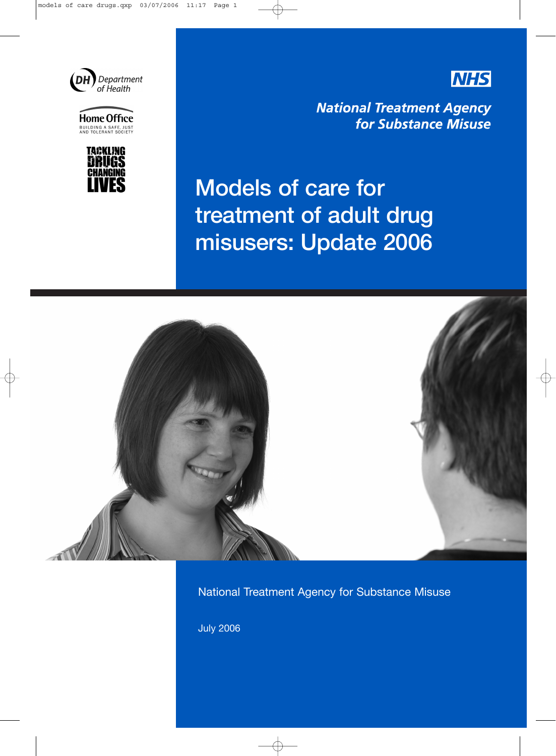Department of Health

Home Office

BUILDING A SAFE, JUST AND TOLERANT SOCIETY

TACKLING DRUGS CHANGING LIVES

NHS

National Treatment Agency for Substance Misuse

# Models of care for treatment of adult drug misusers: Update 2006

National Treatment Agency for Substance Misuse

July 2006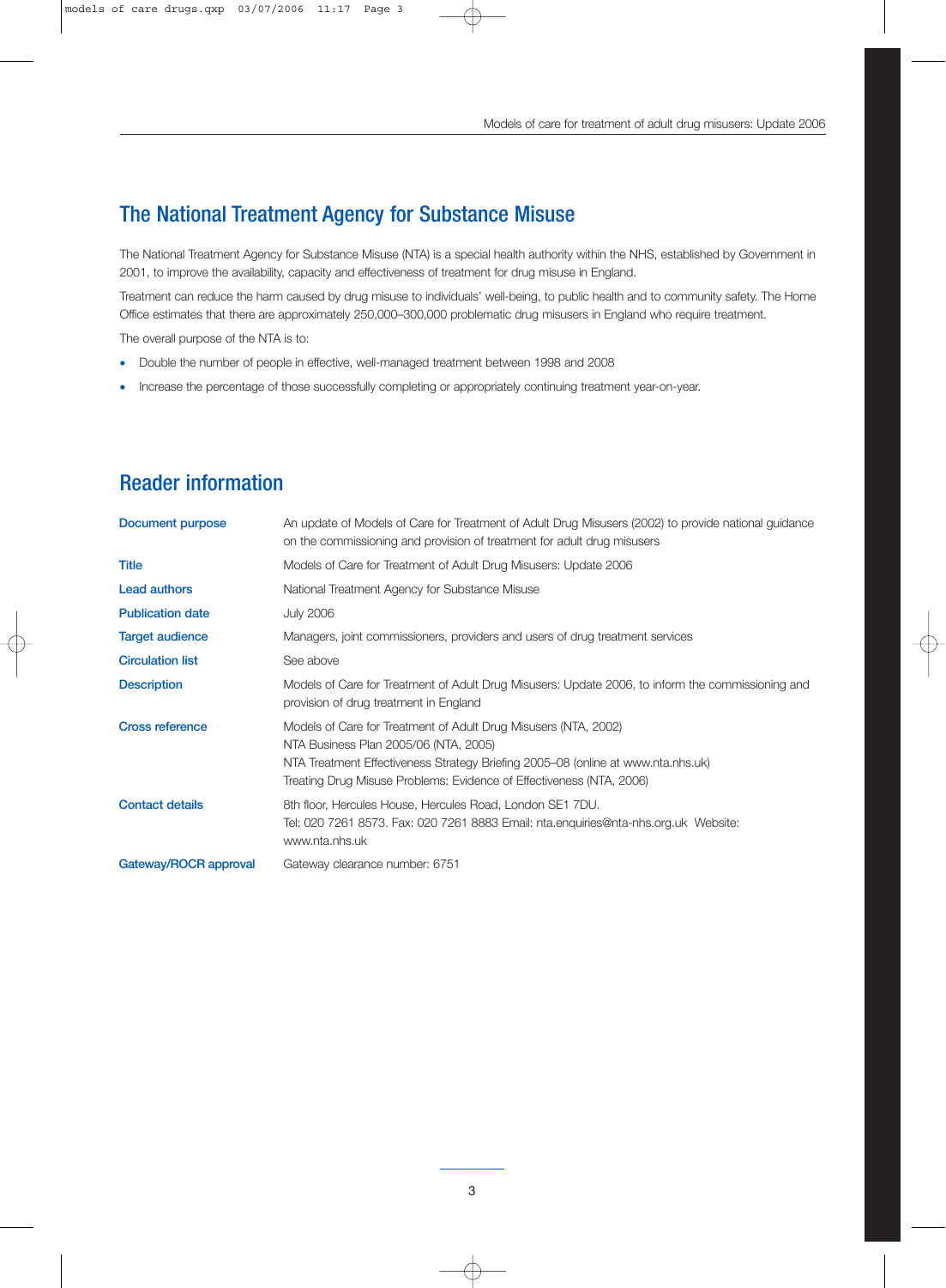## The National Treatment Agency for Substance Misuse

The National Treatment Agency for Substance Misuse (NTA) is a special health authority within the NHS, established by Government in 2001, to improve the availability, capacity and effectiveness of treatment for drug misuse in England.

Treatment can reduce the harm caused by drug misuse to individuals' well-being, to public health and to community safety. The Home Office estimates that there are approximately 250,000–300,000 problematic drug misusers in England who require treatment.

The overall purpose of the NTA is to:

- Double the number of people in effective, well-managed treatment between 1998 and 2008
- Increase the percentage of those successfully completing or appropriately continuing treatment year-on-year.

## Reader information

| | |
|---|---|
| **Document purpose** | An update of Models of Care for Treatment of Adult Drug Misusers (2002) to provide national guidance on the commissioning and provision of treatment for adult drug misusers |
| **Title** | Models of Care for Treatment of Adult Drug Misusers: Update 2006 |
| **Lead authors** | National Treatment Agency for Substance Misuse |
| **Publication date** | July 2006 |
| **Target audience** | Managers, joint commissioners, providers and users of drug treatment services |
| **Circulation list** | See above |
| **Description** | Models of Care for Treatment of Adult Drug Misusers: Update 2006, to inform the commissioning and provision of drug treatment in England |
| **Cross reference** | Models of Care for Treatment of Adult Drug Misusers (NTA, 2002)<br>NTA Business Plan 2005/06 (NTA, 2005)<br>NTA Treatment Effectiveness Strategy Briefing 2005–08 (online at www.nta.nhs.uk)<br>Treating Drug Misuse Problems: Evidence of Effectiveness (NTA, 2006) |
| **Contact details** | 8th floor, Hercules House, Hercules Road, London SE1 7DU.<br>Tel: 020 7261 8573. Fax: 020 7261 8883 Email: nta.enquiries@nta-nhs.org.uk Website: www.nta.nhs.uk |
| **Gateway/ROCR approval** | Gateway clearance number: 6751 |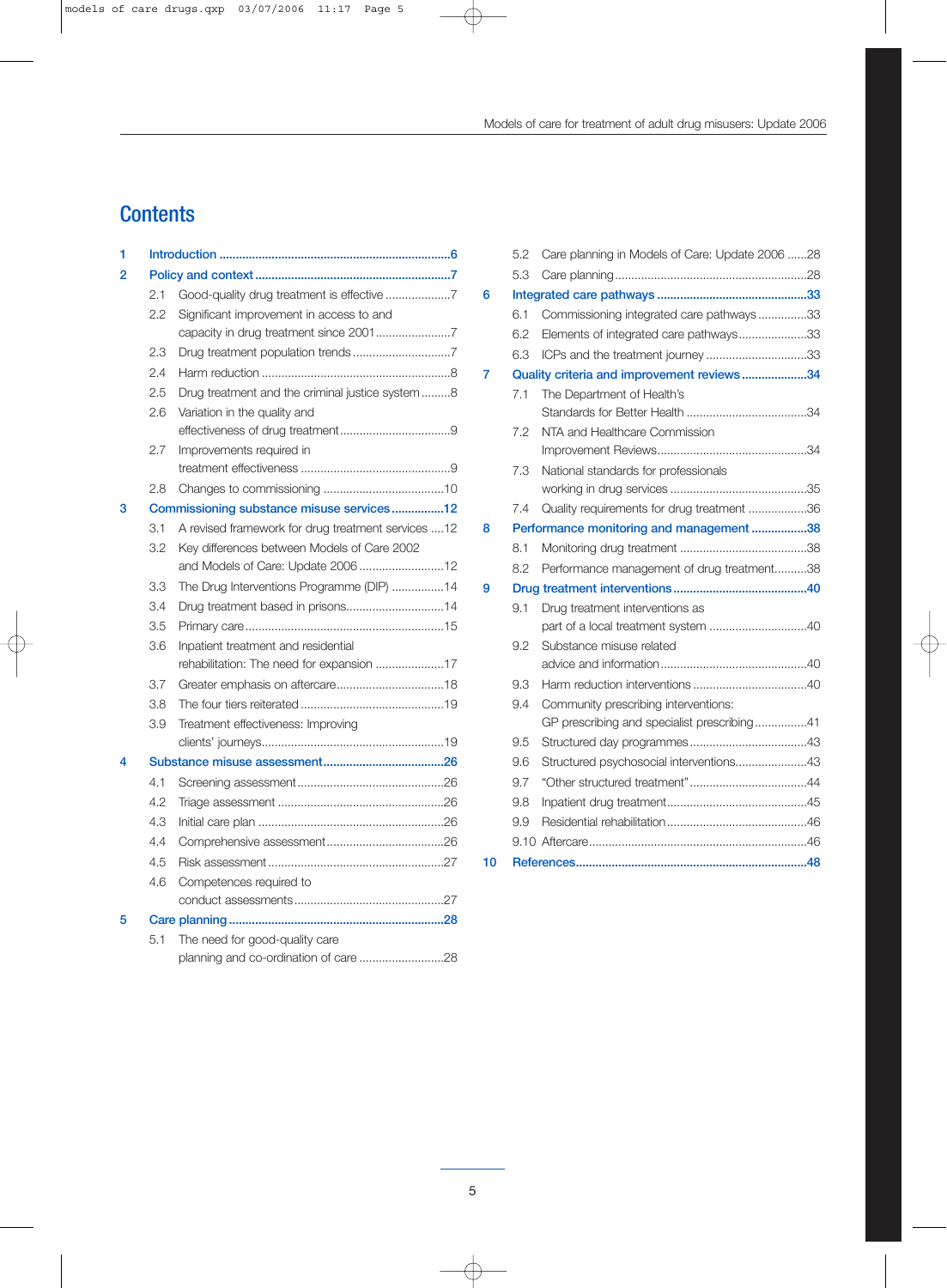# Contents

1 Introduction ......6

2 Policy and context ......7

- 2.1 Good-quality drug treatment is effective ......7
- 2.2 Significant improvement in access to and capacity in drug treatment since 2001 ......7
- 2.3 Drug treatment population trends ......7
- 2.4 Harm reduction ......8
- 2.5 Drug treatment and the criminal justice system ......8
- 2.6 Variation in the quality and effectiveness of drug treatment ......9
- 2.7 Improvements required in treatment effectiveness ......9
- 2.8 Changes to commissioning ......10

3 Commissioning substance misuse services ......12

- 3.1 A revised framework for drug treatment services ......12
- 3.2 Key differences between Models of Care 2002 and Models of Care: Update 2006 ......12
- 3.3 The Drug Interventions Programme (DIP) ......14
- 3.4 Drug treatment based in prisons ......14
- 3.5 Primary care ......15
- 3.6 Inpatient treatment and residential rehabilitation: The need for expansion ......17
- 3.7 Greater emphasis on aftercare ......18
- 3.8 The four tiers reiterated ......19
- 3.9 Treatment effectiveness: Improving clients' journeys ......19

4 Substance misuse assessment ......26

- 4.1 Screening assessment ......26
- 4.2 Triage assessment ......26
- 4.3 Initial care plan ......26
- 4.4 Comprehensive assessment ......26
- 4.5 Risk assessment ......27
- 4.6 Competences required to conduct assessments ......27

5 Care planning ......28

- 5.1 The need for good-quality care planning and co-ordination of care ......28
- 5.2 Care planning in Models of Care: Update 2006 ......28
- 5.3 Care planning ......28

6 Integrated care pathways ......33

- 6.1 Commissioning integrated care pathways ......33
- 6.2 Elements of integrated care pathways ......33
- 6.3 ICPs and the treatment journey ......33

7 Quality criteria and improvement reviews ......34

- 7.1 The Department of Health's Standards for Better Health ......34
- 7.2 NTA and Healthcare Commission Improvement Reviews ......34
- 7.3 National standards for professionals working in drug services ......35
- 7.4 Quality requirements for drug treatment ......36

8 Performance monitoring and management ......38

- 8.1 Monitoring drug treatment ......38
- 8.2 Performance management of drug treatment ......38

9 Drug treatment interventions ......40

- 9.1 Drug treatment interventions as part of a local treatment system ......40
- 9.2 Substance misuse related advice and information ......40
- 9.3 Harm reduction interventions ......40
- 9.4 Community prescribing interventions: GP prescribing and specialist prescribing ......41
- 9.5 Structured day programmes ......43
- 9.6 Structured psychosocial interventions ......43
- 9.7 "Other structured treatment" ......44
- 9.8 Inpatient drug treatment ......45
- 9.9 Residential rehabilitation ......46
- 9.10 Aftercare ......46

10 References ......48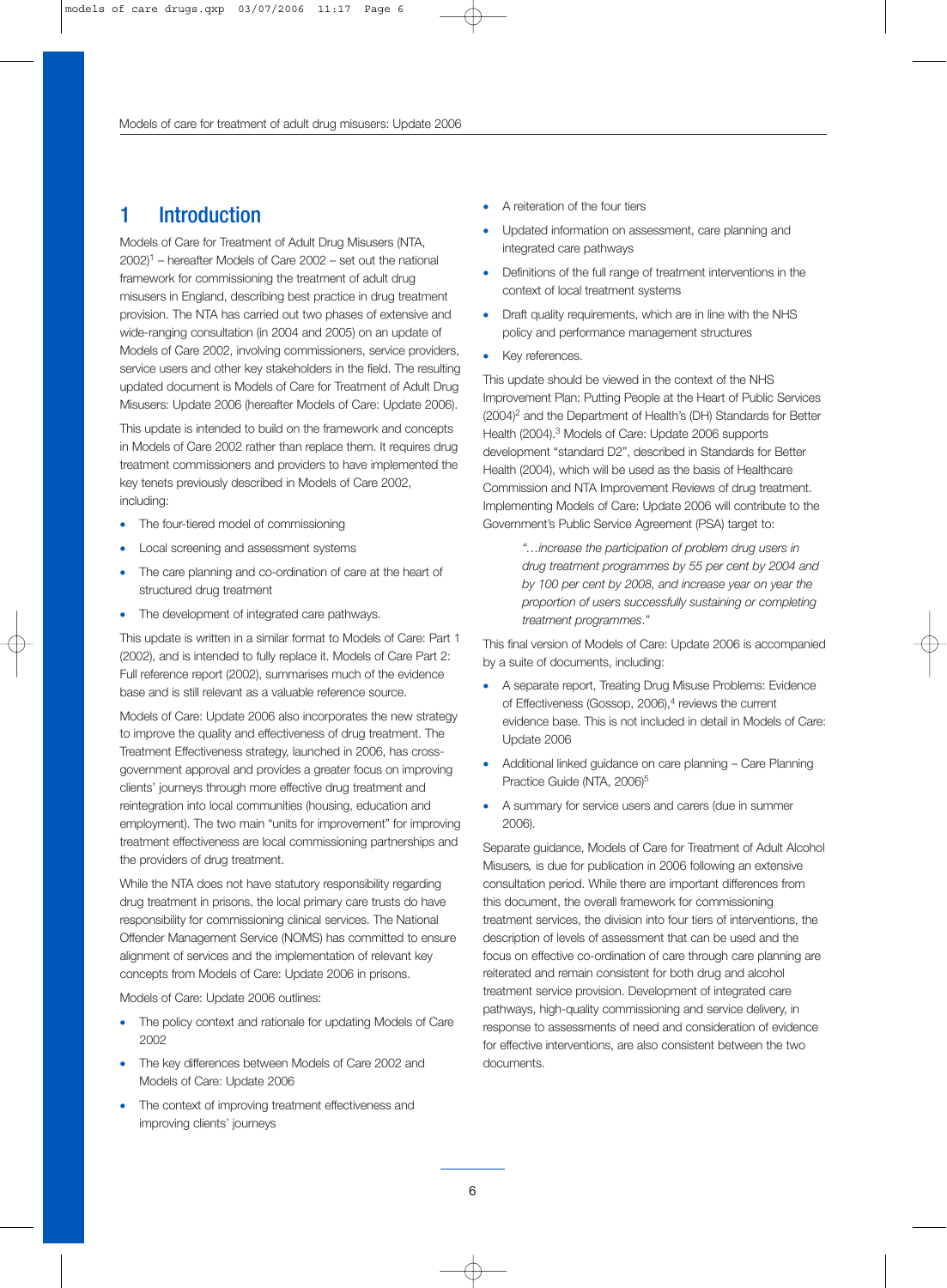# 1 Introduction

Models of Care for Treatment of Adult Drug Misusers (NTA, 2002)[1] – hereafter Models of Care 2002 – set out the national framework for commissioning the treatment of adult drug misusers in England, describing best practice in drug treatment provision. The NTA has carried out two phases of extensive and wide-ranging consultation (in 2004 and 2005) on an update of Models of Care 2002, involving commissioners, service providers, service users and other key stakeholders in the field. The resulting updated document is Models of Care for Treatment of Adult Drug Misusers: Update 2006 (hereafter Models of Care: Update 2006).

This update is intended to build on the framework and concepts in Models of Care 2002 rather than replace them. It requires drug treatment commissioners and providers to have implemented the key tenets previously described in Models of Care 2002, including:

- The four-tiered model of commissioning
- Local screening and assessment systems
- The care planning and co-ordination of care at the heart of structured drug treatment
- The development of integrated care pathways.

This update is written in a similar format to Models of Care: Part 1 (2002), and is intended to fully replace it. Models of Care Part 2: Full reference report (2002), summarises much of the evidence base and is still relevant as a valuable reference source.

Models of Care: Update 2006 also incorporates the new strategy to improve the quality and effectiveness of drug treatment. The Treatment Effectiveness strategy, launched in 2006, has cross-government approval and provides a greater focus on improving clients' journeys through more effective drug treatment and reintegration into local communities (housing, education and employment). The two main "units for improvement" for improving treatment effectiveness are local commissioning partnerships and the providers of drug treatment.

While the NTA does not have statutory responsibility regarding drug treatment in prisons, the local primary care trusts do have responsibility for commissioning clinical services. The National Offender Management Service (NOMS) has committed to ensure alignment of services and the implementation of relevant key concepts from Models of Care: Update 2006 in prisons.

Models of Care: Update 2006 outlines:

- The policy context and rationale for updating Models of Care 2002
- The key differences between Models of Care 2002 and Models of Care: Update 2006
- The context of improving treatment effectiveness and improving clients' journeys
- A reiteration of the four tiers
- Updated information on assessment, care planning and integrated care pathways
- Definitions of the full range of treatment interventions in the context of local treatment systems
- Draft quality requirements, which are in line with the NHS policy and performance management structures
- Key references.

This update should be viewed in the context of the NHS Improvement Plan: Putting People at the Heart of Public Services (2004)[2] and the Department of Health's (DH) Standards for Better Health (2004).[3] Models of Care: Update 2006 supports development "standard D2", described in Standards for Better Health (2004), which will be used as the basis of Healthcare Commission and NTA Improvement Reviews of drug treatment. Implementing Models of Care: Update 2006 will contribute to the Government's Public Service Agreement (PSA) target to:

> *"…increase the participation of problem drug users in drug treatment programmes by 55 per cent by 2004 and by 100 per cent by 2008, and increase year on year the proportion of users successfully sustaining or completing treatment programmes."*

This final version of Models of Care: Update 2006 is accompanied by a suite of documents, including:

- A separate report, Treating Drug Misuse Problems: Evidence of Effectiveness (Gossop, 2006),[4] reviews the current evidence base. This is not included in detail in Models of Care: Update 2006
- Additional linked guidance on care planning – Care Planning Practice Guide (NTA, 2006)[5]
- A summary for service users and carers (due in summer 2006).

Separate guidance, Models of Care for Treatment of Adult Alcohol Misusers, is due for publication in 2006 following an extensive consultation period. While there are important differences from this document, the overall framework for commissioning treatment services, the division into four tiers of interventions, the description of levels of assessment that can be used and the focus on effective co-ordination of care through care planning are reiterated and remain consistent for both drug and alcohol treatment service provision. Development of integrated care pathways, high-quality commissioning and service delivery, in response to assessments of need and consideration of evidence for effective interventions, are also consistent between the two documents.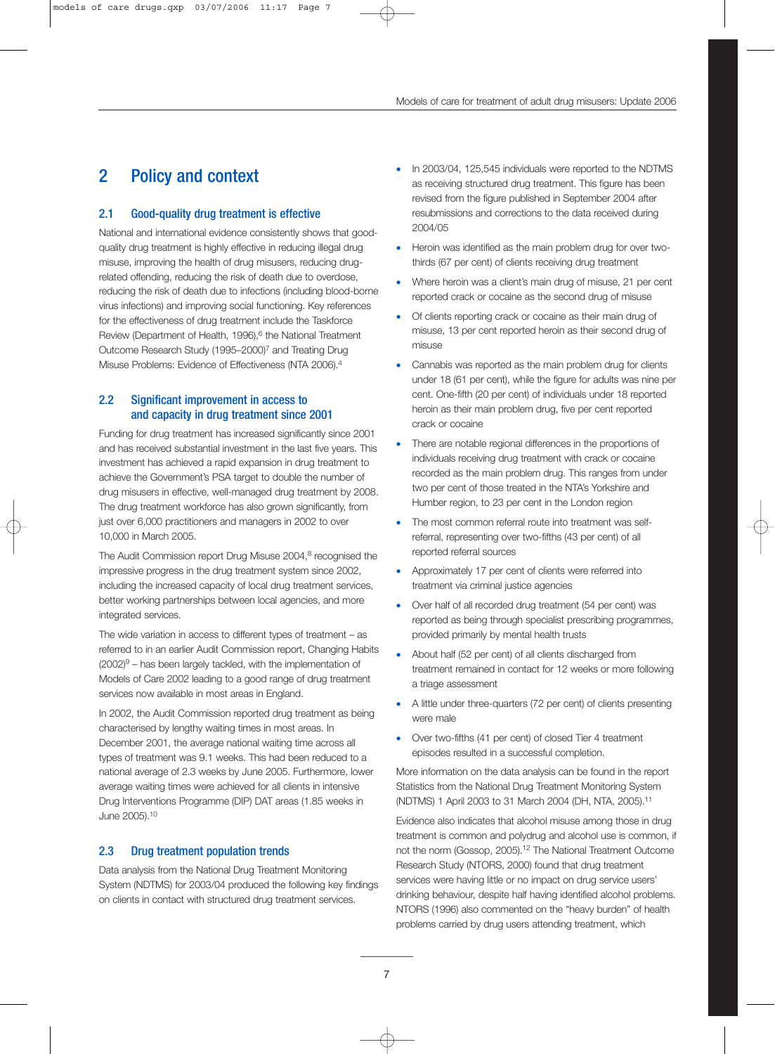# 2 Policy and context

## 2.1 Good-quality drug treatment is effective

National and international evidence consistently shows that good-quality drug treatment is highly effective in reducing illegal drug misuse, improving the health of drug misusers, reducing drug-related offending, reducing the risk of death due to overdose, reducing the risk of death due to infections (including blood-borne virus infections) and improving social functioning. Key references for the effectiveness of drug treatment include the Taskforce Review (Department of Health, 1996),[6] the National Treatment Outcome Research Study (1995–2000)[7] and Treating Drug Misuse Problems: Evidence of Effectiveness (NTA 2006).[4]

## 2.2 Significant improvement in access to and capacity in drug treatment since 2001

Funding for drug treatment has increased significantly since 2001 and has received substantial investment in the last five years. This investment has achieved a rapid expansion in drug treatment to achieve the Government's PSA target to double the number of drug misusers in effective, well-managed drug treatment by 2008. The drug treatment workforce has also grown significantly, from just over 6,000 practitioners and managers in 2002 to over 10,000 in March 2005.

The Audit Commission report Drug Misuse 2004,[8] recognised the impressive progress in the drug treatment system since 2002, including the increased capacity of local drug treatment services, better working partnerships between local agencies, and more integrated services.

The wide variation in access to different types of treatment – as referred to in an earlier Audit Commission report, Changing Habits (2002)[9] – has been largely tackled, with the implementation of Models of Care 2002 leading to a good range of drug treatment services now available in most areas in England.

In 2002, the Audit Commission reported drug treatment as being characterised by lengthy waiting times in most areas. In December 2001, the average national waiting time across all types of treatment was 9.1 weeks. This had been reduced to a national average of 2.3 weeks by June 2005. Furthermore, lower average waiting times were achieved for all clients in intensive Drug Interventions Programme (DIP) DAT areas (1.85 weeks in June 2005).[10]

## 2.3 Drug treatment population trends

Data analysis from the National Drug Treatment Monitoring System (NDTMS) for 2003/04 produced the following key findings on clients in contact with structured drug treatment services.

- In 2003/04, 125,545 individuals were reported to the NDTMS as receiving structured drug treatment. This figure has been revised from the figure published in September 2004 after resubmissions and corrections to the data received during 2004/05
- Heroin was identified as the main problem drug for over two-thirds (67 per cent) of clients receiving drug treatment
- Where heroin was a client's main drug of misuse, 21 per cent reported crack or cocaine as the second drug of misuse
- Of clients reporting crack or cocaine as their main drug of misuse, 13 per cent reported heroin as their second drug of misuse
- Cannabis was reported as the main problem drug for clients under 18 (61 per cent), while the figure for adults was nine per cent. One-fifth (20 per cent) of individuals under 18 reported heroin as their main problem drug, five per cent reported crack or cocaine
- There are notable regional differences in the proportions of individuals receiving drug treatment with crack or cocaine recorded as the main problem drug. This ranges from under two per cent of those treated in the NTA's Yorkshire and Humber region, to 23 per cent in the London region
- The most common referral route into treatment was self-referral, representing over two-fifths (43 per cent) of all reported referral sources
- Approximately 17 per cent of clients were referred into treatment via criminal justice agencies
- Over half of all recorded drug treatment (54 per cent) was reported as being through specialist prescribing programmes, provided primarily by mental health trusts
- About half (52 per cent) of all clients discharged from treatment remained in contact for 12 weeks or more following a triage assessment
- A little under three-quarters (72 per cent) of clients presenting were male
- Over two-fifths (41 per cent) of closed Tier 4 treatment episodes resulted in a successful completion.

More information on the data analysis can be found in the report Statistics from the National Drug Treatment Monitoring System (NDTMS) 1 April 2003 to 31 March 2004 (DH, NTA, 2005).[11]

Evidence also indicates that alcohol misuse among those in drug treatment is common and polydrug and alcohol use is common, if not the norm (Gossop, 2005).[12] The National Treatment Outcome Research Study (NTORS, 2000) found that drug treatment services were having little or no impact on drug service users' drinking behaviour, despite half having identified alcohol problems. NTORS (1996) also commented on the "heavy burden" of health problems carried by drug users attending treatment, which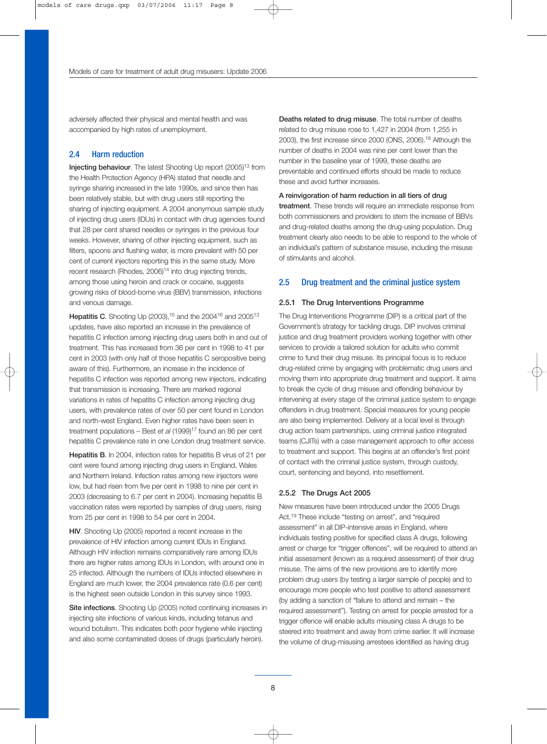adversely affected their physical and mental health and was accompanied by high rates of unemployment.

## 2.4 Harm reduction

**Injecting behaviour**. The latest Shooting Up report (2005)[13] from the Health Protection Agency (HPA) stated that needle and syringe sharing increased in the late 1990s, and since then has been relatively stable, but with drug users still reporting the sharing of injecting equipment. A 2004 anonymous sample study of injecting drug users (IDUs) in contact with drug agencies found that 28 per cent shared needles or syringes in the previous four weeks. However, sharing of other injecting equipment, such as filters, spoons and flushing water, is more prevalent with 50 per cent of current injectors reporting this in the same study. More recent research (Rhodes, 2006)[14] into drug injecting trends, among those using heroin and crack or cocaine, suggests growing risks of blood-borne virus (BBV) transmission, infections and venous damage.

**Hepatitis C**. Shooting Up (2003),[15] and the 2004[16] and 2005[13] updates, have also reported an increase in the prevalence of hepatitis C infection among injecting drug users both in and out of treatment. This has increased from 36 per cent in 1998 to 41 per cent in 2003 (with only half of those hepatitis C seropositive being aware of this). Furthermore, an increase in the incidence of hepatitis C infection was reported among new injectors, indicating that transmission is increasing. There are marked regional variations in rates of hepatitis C infection among injecting drug users, with prevalence rates of over 50 per cent found in London and north-west England. Even higher rates have been seen in treatment populations – Best *et al* (1999)[17] found an 86 per cent hepatitis C prevalence rate in one London drug treatment service.

**Hepatitis B**. In 2004, infection rates for hepatitis B virus of 21 per cent were found among injecting drug users in England, Wales and Northern Ireland. Infection rates among new injectors were low, but had risen from five per cent in 1998 to nine per cent in 2003 (decreasing to 6.7 per cent in 2004). Increasing hepatitis B vaccination rates were reported by samples of drug users, rising from 25 per cent in 1998 to 54 per cent in 2004.

**HIV**. Shooting Up (2005) reported a recent increase in the prevalence of HIV infection among current IDUs in England. Although HIV infection remains comparatively rare among IDUs there are higher rates among IDUs in London, with around one in 25 infected. Although the numbers of IDUs infected elsewhere in England are much lower, the 2004 prevalence rate (0.6 per cent) is the highest seen outside London in this survey since 1993.

**Site infections**. Shooting Up (2005) noted continuing increases in injecting site infections of various kinds, including tetanus and wound botulism. This indicates both poor hygiene while injecting and also some contaminated doses of drugs (particularly heroin).

**Deaths related to drug misuse**. The total number of deaths related to drug misuse rose to 1,427 in 2004 (from 1,255 in 2003), the first increase since 2000 (ONS, 2006).[18] Although the number of deaths in 2004 was nine per cent lower than the number in the baseline year of 1999, these deaths are preventable and continued efforts should be made to reduce these and avoid further increases.

**A reinvigoration of harm reduction in all tiers of drug treatment**. These trends will require an immediate response from both commissioners and providers to stem the increase of BBVs and drug-related deaths among the drug-using population. Drug treatment clearly also needs to be able to respond to the whole of an individual's pattern of substance misuse, including the misuse of stimulants and alcohol.

## 2.5 Drug treatment and the criminal justice system

### 2.5.1 The Drug Interventions Programme

The Drug Interventions Programme (DIP) is a critical part of the Government's strategy for tackling drugs. DIP involves criminal justice and drug treatment providers working together with other services to provide a tailored solution for adults who commit crime to fund their drug misuse. Its principal focus is to reduce drug-related crime by engaging with problematic drug users and moving them into appropriate drug treatment and support. It aims to break the cycle of drug misuse and offending behaviour by intervening at every stage of the criminal justice system to engage offenders in drug treatment. Special measures for young people are also being implemented. Delivery at a local level is through drug action team partnerships, using criminal justice integrated teams (CJITs) with a case management approach to offer access to treatment and support. This begins at an offender's first point of contact with the criminal justice system, through custody, court, sentencing and beyond, into resettlement.

### 2.5.2 The Drugs Act 2005

New measures have been introduced under the 2005 Drugs Act.[19] These include "testing on arrest", and "required assessment" in all DIP-intensive areas in England, where individuals testing positive for specified class A drugs, following arrest or charge for "trigger offences", will be required to attend an initial assessment (known as a required assessment) of their drug misuse. The aims of the new provisions are to identify more problem drug users (by testing a larger sample of people) and to encourage more people who test positive to attend assessment (by adding a sanction of "failure to attend and remain – the required assessment"). Testing on arrest for people arrested for a trigger offence will enable adults misusing class A drugs to be steered into treatment and away from crime earlier. It will increase the volume of drug-misusing arrestees identified as having drug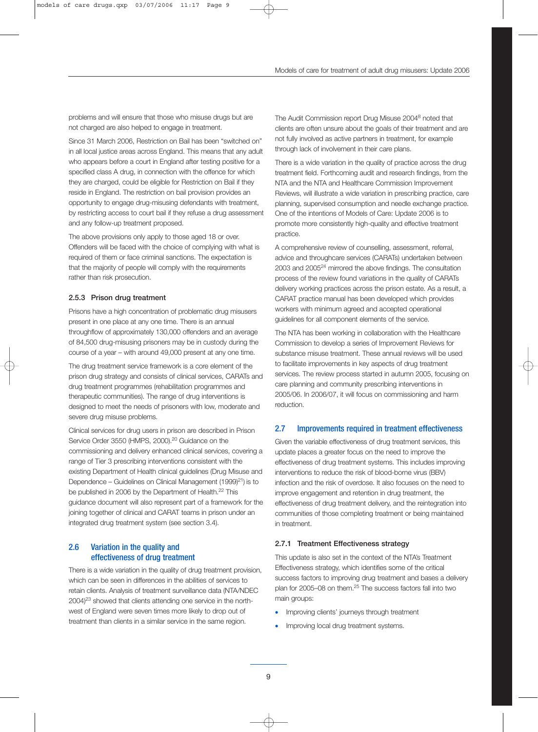problems and will ensure that those who misuse drugs but are not charged are also helped to engage in treatment.

Since 31 March 2006, Restriction on Bail has been "switched on" in all local justice areas across England. This means that any adult who appears before a court in England after testing positive for a specified class A drug, in connection with the offence for which they are charged, could be eligible for Restriction on Bail if they reside in England. The restriction on bail provision provides an opportunity to engage drug-misusing defendants with treatment, by restricting access to court bail if they refuse a drug assessment and any follow-up treatment proposed.

The above provisions only apply to those aged 18 or over. Offenders will be faced with the choice of complying with what is required of them or face criminal sanctions. The expectation is that the majority of people will comply with the requirements rather than risk prosecution.

#### 2.5.3 Prison drug treatment

Prisons have a high concentration of problematic drug misusers present in one place at any one time. There is an annual throughflow of approximately 130,000 offenders and an average of 84,500 drug-misusing prisoners may be in custody during the course of a year – with around 49,000 present at any one time.

The drug treatment service framework is a core element of the prison drug strategy and consists of clinical services, CARATs and drug treatment programmes (rehabilitation programmes and therapeutic communities). The range of drug interventions is designed to meet the needs of prisoners with low, moderate and severe drug misuse problems.

Clinical services for drug users in prison are described in Prison Service Order 3550 (HMPS, 2000).[20] Guidance on the commissioning and delivery enhanced clinical services, covering a range of Tier 3 prescribing interventions consistent with the existing Department of Health clinical guidelines (Drug Misuse and Dependence – Guidelines on Clinical Management (1999)[21]) is to be published in 2006 by the Department of Health.[22] This guidance document will also represent part of a framework for the joining together of clinical and CARAT teams in prison under an integrated drug treatment system (see section 3.4).

## 2.6 Variation in the quality and effectiveness of drug treatment

There is a wide variation in the quality of drug treatment provision, which can be seen in differences in the abilities of services to retain clients. Analysis of treatment surveillance data (NTA/NDEC 2004)[23] showed that clients attending one service in the north-west of England were seven times more likely to drop out of treatment than clients in a similar service in the same region.

The Audit Commission report Drug Misuse 2004[8] noted that clients are often unsure about the goals of their treatment and are not fully involved as active partners in treatment, for example through lack of involvement in their care plans.

There is a wide variation in the quality of practice across the drug treatment field. Forthcoming audit and research findings, from the NTA and the NTA and Healthcare Commission Improvement Reviews, will illustrate a wide variation in prescribing practice, care planning, supervised consumption and needle exchange practice. One of the intentions of Models of Care: Update 2006 is to promote more consistently high-quality and effective treatment practice.

A comprehensive review of counselling, assessment, referral, advice and throughcare services (CARATs) undertaken between 2003 and 2005[24] mirrored the above findings. The consultation process of the review found variations in the quality of CARATs delivery working practices across the prison estate. As a result, a CARAT practice manual has been developed which provides workers with minimum agreed and accepted operational guidelines for all component elements of the service.

The NTA has been working in collaboration with the Healthcare Commission to develop a series of Improvement Reviews for substance misuse treatment. These annual reviews will be used to facilitate improvements in key aspects of drug treatment services. The review process started in autumn 2005, focusing on care planning and community prescribing interventions in 2005/06. In 2006/07, it will focus on commissioning and harm reduction.

## 2.7 Improvements required in treatment effectiveness

Given the variable effectiveness of drug treatment services, this update places a greater focus on the need to improve the effectiveness of drug treatment systems. This includes improving interventions to reduce the risk of blood-borne virus (BBV) infection and the risk of overdose. It also focuses on the need to improve engagement and retention in drug treatment, the effectiveness of drug treatment delivery, and the reintegration into communities of those completing treatment or being maintained in treatment.

#### 2.7.1 Treatment Effectiveness strategy

This update is also set in the context of the NTA's Treatment Effectiveness strategy, which identifies some of the critical success factors to improving drug treatment and bases a delivery plan for 2005–08 on them.[25] The success factors fall into two main groups:

- Improving clients' journeys through treatment
- Improving local drug treatment systems.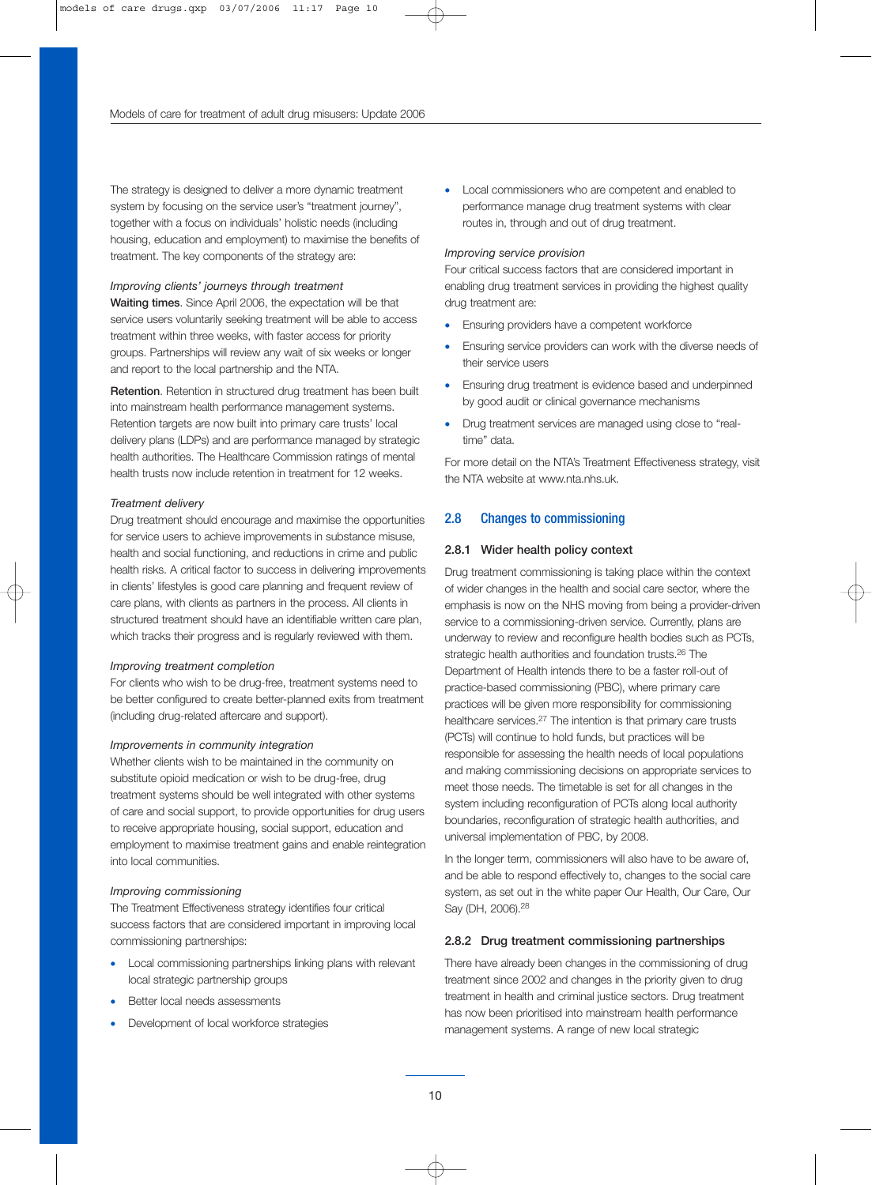The strategy is designed to deliver a more dynamic treatment system by focusing on the service user's "treatment journey", together with a focus on individuals' holistic needs (including housing, education and employment) to maximise the benefits of treatment. The key components of the strategy are:

*Improving clients' journeys through treatment*

**Waiting times**. Since April 2006, the expectation will be that service users voluntarily seeking treatment will be able to access treatment within three weeks, with faster access for priority groups. Partnerships will review any wait of six weeks or longer and report to the local partnership and the NTA.

**Retention**. Retention in structured drug treatment has been built into mainstream health performance management systems. Retention targets are now built into primary care trusts' local delivery plans (LDPs) and are performance managed by strategic health authorities. The Healthcare Commission ratings of mental health trusts now include retention in treatment for 12 weeks.

*Treatment delivery*

Drug treatment should encourage and maximise the opportunities for service users to achieve improvements in substance misuse, health and social functioning, and reductions in crime and public health risks. A critical factor to success in delivering improvements in clients' lifestyles is good care planning and frequent review of care plans, with clients as partners in the process. All clients in structured treatment should have an identifiable written care plan, which tracks their progress and is regularly reviewed with them.

*Improving treatment completion*

For clients who wish to be drug-free, treatment systems need to be better configured to create better-planned exits from treatment (including drug-related aftercare and support).

*Improvements in community integration*

Whether clients wish to be maintained in the community on substitute opioid medication or wish to be drug-free, drug treatment systems should be well integrated with other systems of care and social support, to provide opportunities for drug users to receive appropriate housing, social support, education and employment to maximise treatment gains and enable reintegration into local communities.

*Improving commissioning*

The Treatment Effectiveness strategy identifies four critical success factors that are considered important in improving local commissioning partnerships:

- Local commissioning partnerships linking plans with relevant local strategic partnership groups
- Better local needs assessments
- Development of local workforce strategies
- Local commissioners who are competent and enabled to performance manage drug treatment systems with clear routes in, through and out of drug treatment.

*Improving service provision*

Four critical success factors that are considered important in enabling drug treatment services in providing the highest quality drug treatment are:

- Ensuring providers have a competent workforce
- Ensuring service providers can work with the diverse needs of their service users
- Ensuring drug treatment is evidence based and underpinned by good audit or clinical governance mechanisms
- Drug treatment services are managed using close to "real-time" data.

For more detail on the NTA's Treatment Effectiveness strategy, visit the NTA website at www.nta.nhs.uk.

## 2.8 Changes to commissioning

### 2.8.1 Wider health policy context

Drug treatment commissioning is taking place within the context of wider changes in the health and social care sector, where the emphasis is now on the NHS moving from being a provider-driven service to a commissioning-driven service. Currently, plans are underway to review and reconfigure health bodies such as PCTs, strategic health authorities and foundation trusts.[26] The Department of Health intends there to be a faster roll-out of practice-based commissioning (PBC), where primary care practices will be given more responsibility for commissioning healthcare services.[27] The intention is that primary care trusts (PCTs) will continue to hold funds, but practices will be responsible for assessing the health needs of local populations and making commissioning decisions on appropriate services to meet those needs. The timetable is set for all changes in the system including reconfiguration of PCTs along local authority boundaries, reconfiguration of strategic health authorities, and universal implementation of PBC, by 2008.

In the longer term, commissioners will also have to be aware of, and be able to respond effectively to, changes to the social care system, as set out in the white paper Our Health, Our Care, Our Say (DH, 2006).[28]

### 2.8.2 Drug treatment commissioning partnerships

There have already been changes in the commissioning of drug treatment since 2002 and changes in the priority given to drug treatment in health and criminal justice sectors. Drug treatment has now been prioritised into mainstream health performance management systems. A range of new local strategic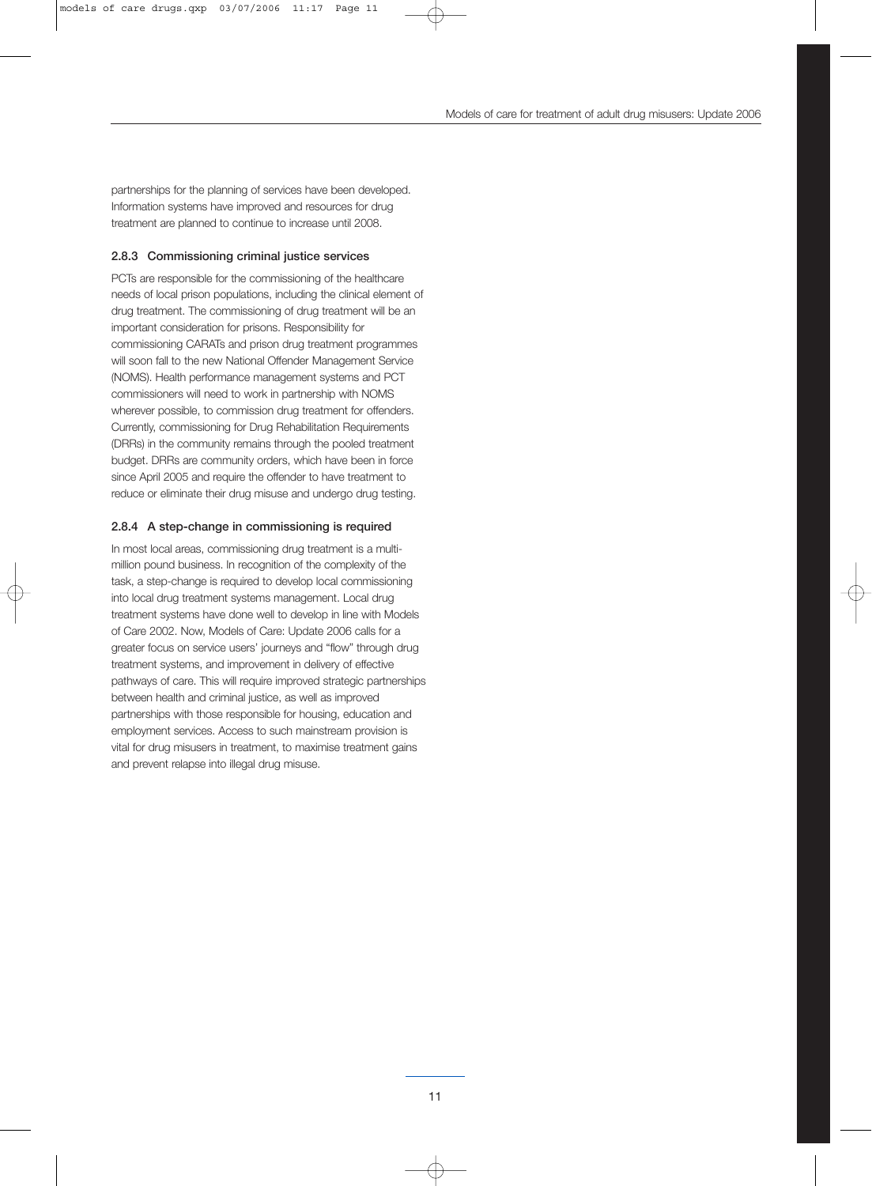partnerships for the planning of services have been developed. Information systems have improved and resources for drug treatment are planned to continue to increase until 2008.

### 2.8.3 Commissioning criminal justice services

PCTs are responsible for the commissioning of the healthcare needs of local prison populations, including the clinical element of drug treatment. The commissioning of drug treatment will be an important consideration for prisons. Responsibility for commissioning CARATs and prison drug treatment programmes will soon fall to the new National Offender Management Service (NOMS). Health performance management systems and PCT commissioners will need to work in partnership with NOMS wherever possible, to commission drug treatment for offenders. Currently, commissioning for Drug Rehabilitation Requirements (DRRs) in the community remains through the pooled treatment budget. DRRs are community orders, which have been in force since April 2005 and require the offender to have treatment to reduce or eliminate their drug misuse and undergo drug testing.

### 2.8.4 A step-change in commissioning is required

In most local areas, commissioning drug treatment is a multi-million pound business. In recognition of the complexity of the task, a step-change is required to develop local commissioning into local drug treatment systems management. Local drug treatment systems have done well to develop in line with Models of Care 2002. Now, Models of Care: Update 2006 calls for a greater focus on service users' journeys and "flow" through drug treatment systems, and improvement in delivery of effective pathways of care. This will require improved strategic partnerships between health and criminal justice, as well as improved partnerships with those responsible for housing, education and employment services. Access to such mainstream provision is vital for drug misusers in treatment, to maximise treatment gains and prevent relapse into illegal drug misuse.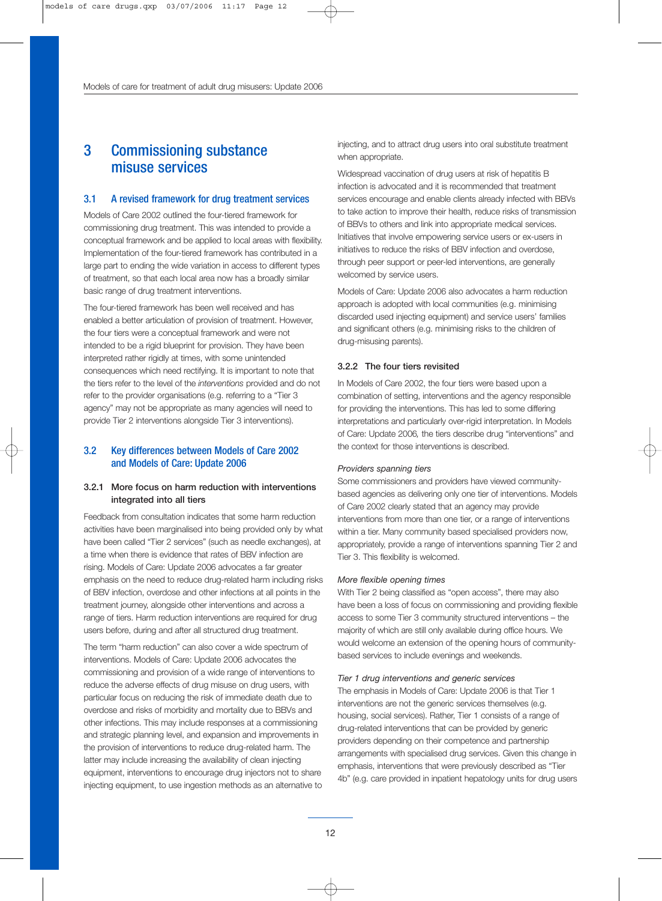# 3 Commissioning substance misuse services

## 3.1 A revised framework for drug treatment services

Models of Care 2002 outlined the four-tiered framework for commissioning drug treatment. This was intended to provide a conceptual framework and be applied to local areas with flexibility. Implementation of the four-tiered framework has contributed in a large part to ending the wide variation in access to different types of treatment, so that each local area now has a broadly similar basic range of drug treatment interventions.

The four-tiered framework has been well received and has enabled a better articulation of provision of treatment. However, the four tiers were a conceptual framework and were not intended to be a rigid blueprint for provision. They have been interpreted rather rigidly at times, with some unintended consequences which need rectifying. It is important to note that the tiers refer to the level of the *interventions* provided and do not refer to the provider organisations (e.g. referring to a "Tier 3 agency" may not be appropriate as many agencies will need to provide Tier 2 interventions alongside Tier 3 interventions).

## 3.2 Key differences between Models of Care 2002 and Models of Care: Update 2006

### 3.2.1 More focus on harm reduction with interventions integrated into all tiers

Feedback from consultation indicates that some harm reduction activities have been marginalised into being provided only by what have been called "Tier 2 services" (such as needle exchanges), at a time when there is evidence that rates of BBV infection are rising. Models of Care: Update 2006 advocates a far greater emphasis on the need to reduce drug-related harm including risks of BBV infection, overdose and other infections at all points in the treatment journey, alongside other interventions and across a range of tiers. Harm reduction interventions are required for drug users before, during and after all structured drug treatment.

The term "harm reduction" can also cover a wide spectrum of interventions. Models of Care: Update 2006 advocates the commissioning and provision of a wide range of interventions to reduce the adverse effects of drug misuse on drug users, with particular focus on reducing the risk of immediate death due to overdose and risks of morbidity and mortality due to BBVs and other infections. This may include responses at a commissioning and strategic planning level, and expansion and improvements in the provision of interventions to reduce drug-related harm. The latter may include increasing the availability of clean injecting equipment, interventions to encourage drug injectors not to share injecting equipment, to use ingestion methods as an alternative to injecting, and to attract drug users into oral substitute treatment when appropriate.

Widespread vaccination of drug users at risk of hepatitis B infection is advocated and it is recommended that treatment services encourage and enable clients already infected with BBVs to take action to improve their health, reduce risks of transmission of BBVs to others and link into appropriate medical services. Initiatives that involve empowering service users or ex-users in initiatives to reduce the risks of BBV infection and overdose, through peer support or peer-led interventions, are generally welcomed by service users.

Models of Care: Update 2006 also advocates a harm reduction approach is adopted with local communities (e.g. minimising discarded used injecting equipment) and service users' families and significant others (e.g. minimising risks to the children of drug-misusing parents).

### 3.2.2 The four tiers revisited

In Models of Care 2002, the four tiers were based upon a combination of setting, interventions and the agency responsible for providing the interventions. This has led to some differing interpretations and particularly over-rigid interpretation. In Models of Care: Update 2006, the tiers describe drug "interventions" and the context for those interventions is described.

*Providers spanning tiers*

Some commissioners and providers have viewed community-based agencies as delivering only one tier of interventions. Models of Care 2002 clearly stated that an agency may provide interventions from more than one tier, or a range of interventions within a tier. Many community based specialised providers now, appropriately, provide a range of interventions spanning Tier 2 and Tier 3. This flexibility is welcomed.

*More flexible opening times*

With Tier 2 being classified as "open access", there may also have been a loss of focus on commissioning and providing flexible access to some Tier 3 community structured interventions – the majority of which are still only available during office hours. We would welcome an extension of the opening hours of community-based services to include evenings and weekends.

*Tier 1 drug interventions and generic services*

The emphasis in Models of Care: Update 2006 is that Tier 1 interventions are not the generic services themselves (e.g. housing, social services). Rather, Tier 1 consists of a range of drug-related interventions that can be provided by generic providers depending on their competence and partnership arrangements with specialised drug services. Given this change in emphasis, interventions that were previously described as "Tier 4b" (e.g. care provided in inpatient hepatology units for drug users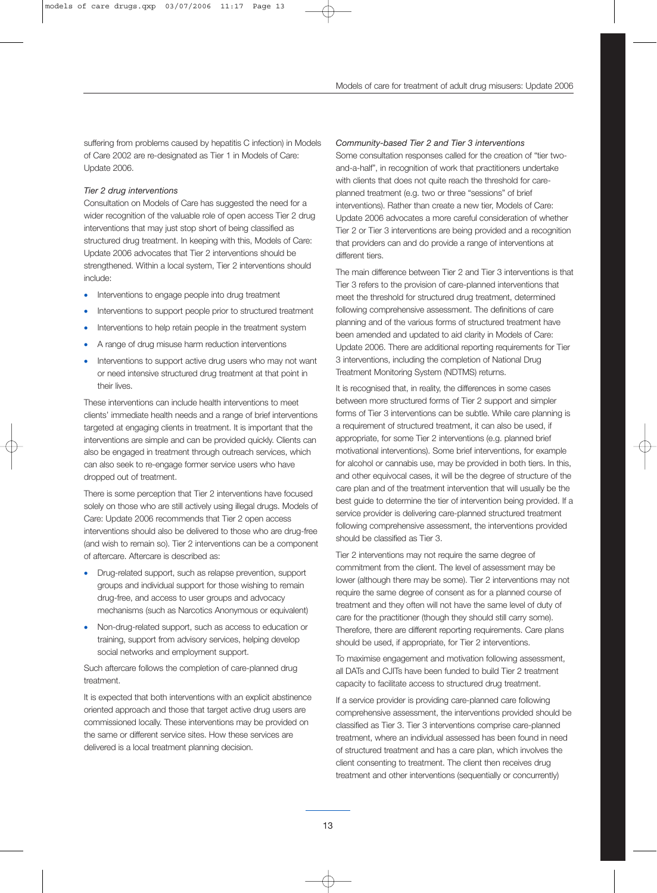suffering from problems caused by hepatitis C infection) in Models of Care 2002 are re-designated as Tier 1 in Models of Care: Update 2006.

*Tier 2 drug interventions*

Consultation on Models of Care has suggested the need for a wider recognition of the valuable role of open access Tier 2 drug interventions that may just stop short of being classified as structured drug treatment. In keeping with this, Models of Care: Update 2006 advocates that Tier 2 interventions should be strengthened. Within a local system, Tier 2 interventions should include:

- Interventions to engage people into drug treatment
- Interventions to support people prior to structured treatment
- Interventions to help retain people in the treatment system
- A range of drug misuse harm reduction interventions
- Interventions to support active drug users who may not want or need intensive structured drug treatment at that point in their lives.

These interventions can include health interventions to meet clients' immediate health needs and a range of brief interventions targeted at engaging clients in treatment. It is important that the interventions are simple and can be provided quickly. Clients can also be engaged in treatment through outreach services, which can also seek to re-engage former service users who have dropped out of treatment.

There is some perception that Tier 2 interventions have focused solely on those who are still actively using illegal drugs. Models of Care: Update 2006 recommends that Tier 2 open access interventions should also be delivered to those who are drug-free (and wish to remain so). Tier 2 interventions can be a component of aftercare. Aftercare is described as:

- Drug-related support, such as relapse prevention, support groups and individual support for those wishing to remain drug-free, and access to user groups and advocacy mechanisms (such as Narcotics Anonymous or equivalent)
- Non-drug-related support, such as access to education or training, support from advisory services, helping develop social networks and employment support.

Such aftercare follows the completion of care-planned drug treatment.

It is expected that both interventions with an explicit abstinence oriented approach and those that target active drug users are commissioned locally. These interventions may be provided on the same or different service sites. How these services are delivered is a local treatment planning decision.

*Community-based Tier 2 and Tier 3 interventions*

Some consultation responses called for the creation of "tier two-and-a-half", in recognition of work that practitioners undertake with clients that does not quite reach the threshold for care-planned treatment (e.g. two or three "sessions" of brief interventions). Rather than create a new tier, Models of Care: Update 2006 advocates a more careful consideration of whether Tier 2 or Tier 3 interventions are being provided and a recognition that providers can and do provide a range of interventions at different tiers.

The main difference between Tier 2 and Tier 3 interventions is that Tier 3 refers to the provision of care-planned interventions that meet the threshold for structured drug treatment, determined following comprehensive assessment. The definitions of care planning and of the various forms of structured treatment have been amended and updated to aid clarity in Models of Care: Update 2006. There are additional reporting requirements for Tier 3 interventions, including the completion of National Drug Treatment Monitoring System (NDTMS) returns.

It is recognised that, in reality, the differences in some cases between more structured forms of Tier 2 support and simpler forms of Tier 3 interventions can be subtle. While care planning is a requirement of structured treatment, it can also be used, if appropriate, for some Tier 2 interventions (e.g. planned brief motivational interventions). Some brief interventions, for example for alcohol or cannabis use, may be provided in both tiers. In this, and other equivocal cases, it will be the degree of structure of the care plan and of the treatment intervention that will usually be the best guide to determine the tier of intervention being provided. If a service provider is delivering care-planned structured treatment following comprehensive assessment, the interventions provided should be classified as Tier 3.

Tier 2 interventions may not require the same degree of commitment from the client. The level of assessment may be lower (although there may be some). Tier 2 interventions may not require the same degree of consent as for a planned course of treatment and they often will not have the same level of duty of care for the practitioner (though they should still carry some). Therefore, there are different reporting requirements. Care plans should be used, if appropriate, for Tier 2 interventions.

To maximise engagement and motivation following assessment, all DATs and CJITs have been funded to build Tier 2 treatment capacity to facilitate access to structured drug treatment.

If a service provider is providing care-planned care following comprehensive assessment, the interventions provided should be classified as Tier 3. Tier 3 interventions comprise care-planned treatment, where an individual assessed has been found in need of structured treatment and has a care plan, which involves the client consenting to treatment. The client then receives drug treatment and other interventions (sequentially or concurrently)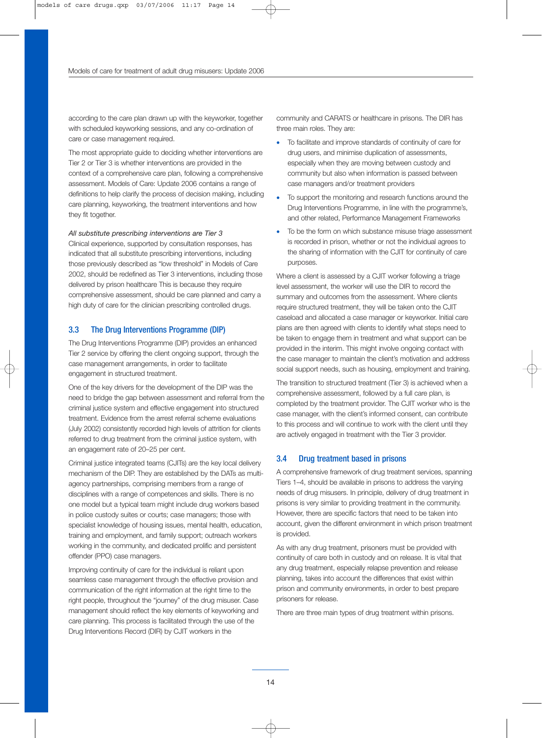according to the care plan drawn up with the keyworker, together with scheduled keyworking sessions, and any co-ordination of care or case management required.

The most appropriate guide to deciding whether interventions are Tier 2 or Tier 3 is whether interventions are provided in the context of a comprehensive care plan, following a comprehensive assessment. Models of Care: Update 2006 contains a range of definitions to help clarify the process of decision making, including care planning, keyworking, the treatment interventions and how they fit together.

*All substitute prescribing interventions are Tier 3*

Clinical experience, supported by consultation responses, has indicated that all substitute prescribing interventions, including those previously described as "low threshold" in Models of Care 2002, should be redefined as Tier 3 interventions, including those delivered by prison healthcare This is because they require comprehensive assessment, should be care planned and carry a high duty of care for the clinician prescribing controlled drugs.

## 3.3 The Drug Interventions Programme (DIP)

The Drug Interventions Programme (DIP) provides an enhanced Tier 2 service by offering the client ongoing support, through the case management arrangements, in order to facilitate engagement in structured treatment.

One of the key drivers for the development of the DIP was the need to bridge the gap between assessment and referral from the criminal justice system and effective engagement into structured treatment. Evidence from the arrest referral scheme evaluations (July 2002) consistently recorded high levels of attrition for clients referred to drug treatment from the criminal justice system, with an engagement rate of 20–25 per cent.

Criminal justice integrated teams (CJITs) are the key local delivery mechanism of the DIP. They are established by the DATs as multi-agency partnerships, comprising members from a range of disciplines with a range of competences and skills. There is no one model but a typical team might include drug workers based in police custody suites or courts; case managers; those with specialist knowledge of housing issues, mental health, education, training and employment, and family support; outreach workers working in the community, and dedicated prolific and persistent offender (PPO) case managers.

Improving continuity of care for the individual is reliant upon seamless case management through the effective provision and communication of the right information at the right time to the right people, throughout the "journey" of the drug misuser. Case management should reflect the key elements of keyworking and care planning. This process is facilitated through the use of the Drug Interventions Record (DIR) by CJIT workers in the community and CARATS or healthcare in prisons. The DIR has three main roles. They are:

- To facilitate and improve standards of continuity of care for drug users, and minimise duplication of assessments, especially when they are moving between custody and community but also when information is passed between case managers and/or treatment providers
- To support the monitoring and research functions around the Drug Interventions Programme, in line with the programme's, and other related, Performance Management Frameworks
- To be the form on which substance misuse triage assessment is recorded in prison, whether or not the individual agrees to the sharing of information with the CJIT for continuity of care purposes.

Where a client is assessed by a CJIT worker following a triage level assessment, the worker will use the DIR to record the summary and outcomes from the assessment. Where clients require structured treatment, they will be taken onto the CJIT caseload and allocated a case manager or keyworker. Initial care plans are then agreed with clients to identify what steps need to be taken to engage them in treatment and what support can be provided in the interim. This might involve ongoing contact with the case manager to maintain the client's motivation and address social support needs, such as housing, employment and training.

The transition to structured treatment (Tier 3) is achieved when a comprehensive assessment, followed by a full care plan, is completed by the treatment provider. The CJIT worker who is the case manager, with the client's informed consent, can contribute to this process and will continue to work with the client until they are actively engaged in treatment with the Tier 3 provider.

## 3.4 Drug treatment based in prisons

A comprehensive framework of drug treatment services, spanning Tiers 1–4, should be available in prisons to address the varying needs of drug misusers. In principle, delivery of drug treatment in prisons is very similar to providing treatment in the community. However, there are specific factors that need to be taken into account, given the different environment in which prison treatment is provided.

As with any drug treatment, prisoners must be provided with continuity of care both in custody and on release. It is vital that any drug treatment, especially relapse prevention and release planning, takes into account the differences that exist within prison and community environments, in order to best prepare prisoners for release.

There are three main types of drug treatment within prisons.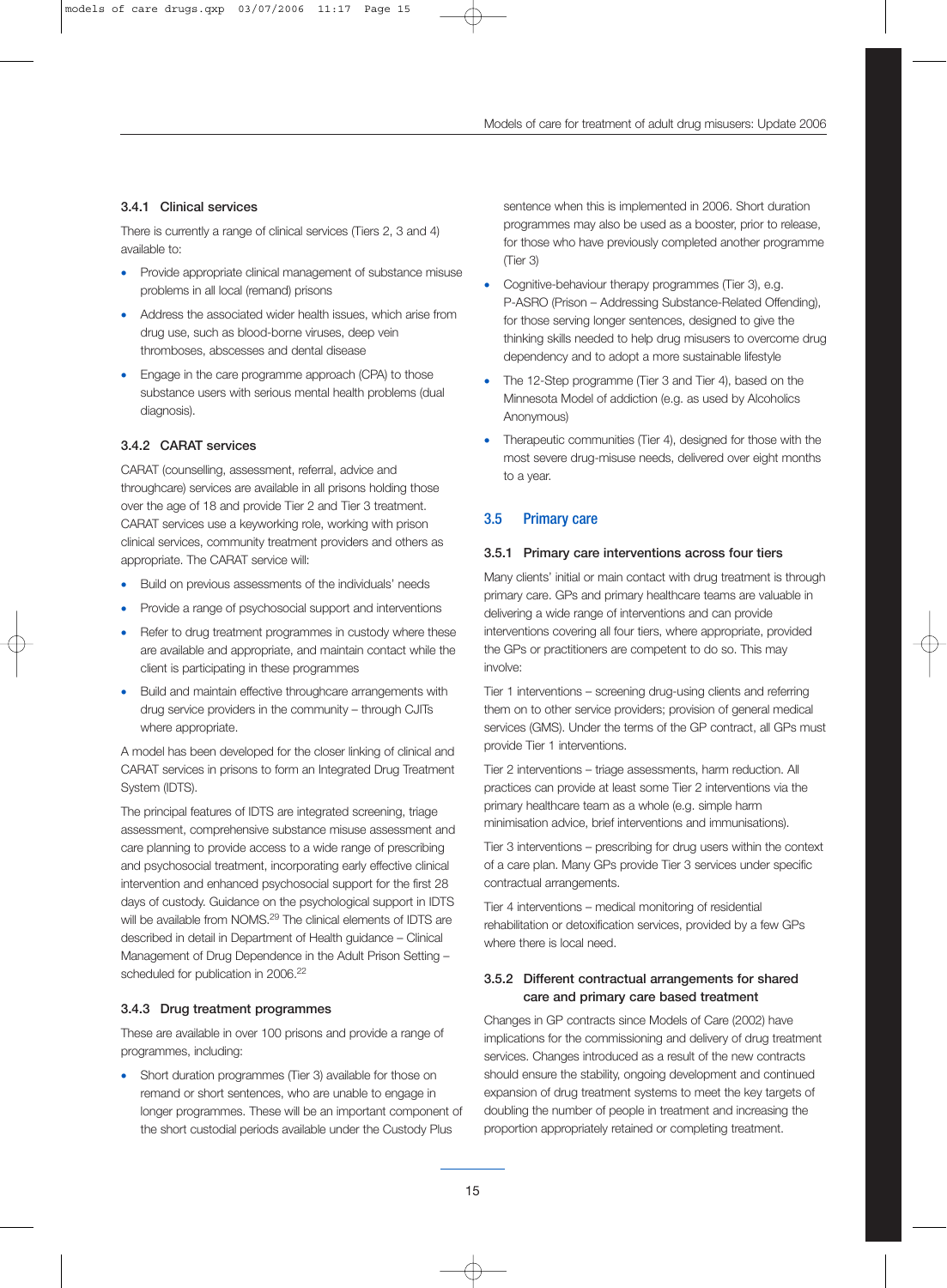### 3.4.1 Clinical services

There is currently a range of clinical services (Tiers 2, 3 and 4) available to:

- Provide appropriate clinical management of substance misuse problems in all local (remand) prisons
- Address the associated wider health issues, which arise from drug use, such as blood-borne viruses, deep vein thromboses, abscesses and dental disease
- Engage in the care programme approach (CPA) to those substance users with serious mental health problems (dual diagnosis).

### 3.4.2 CARAT services

CARAT (counselling, assessment, referral, advice and throughcare) services are available in all prisons holding those over the age of 18 and provide Tier 2 and Tier 3 treatment. CARAT services use a keyworking role, working with prison clinical services, community treatment providers and others as appropriate. The CARAT service will:

- Build on previous assessments of the individuals' needs
- Provide a range of psychosocial support and interventions
- Refer to drug treatment programmes in custody where these are available and appropriate, and maintain contact while the client is participating in these programmes
- Build and maintain effective throughcare arrangements with drug service providers in the community – through CJITs where appropriate.

A model has been developed for the closer linking of clinical and CARAT services in prisons to form an Integrated Drug Treatment System (IDTS).

The principal features of IDTS are integrated screening, triage assessment, comprehensive substance misuse assessment and care planning to provide access to a wide range of prescribing and psychosocial treatment, incorporating early effective clinical intervention and enhanced psychosocial support for the first 28 days of custody. Guidance on the psychological support in IDTS will be available from NOMS.[29] The clinical elements of IDTS are described in detail in Department of Health guidance – Clinical Management of Drug Dependence in the Adult Prison Setting – scheduled for publication in 2006.[22]

### 3.4.3 Drug treatment programmes

These are available in over 100 prisons and provide a range of programmes, including:

- Short duration programmes (Tier 3) available for those on remand or short sentences, who are unable to engage in longer programmes. These will be an important component of the short custodial periods available under the Custody Plus sentence when this is implemented in 2006. Short duration programmes may also be used as a booster, prior to release, for those who have previously completed another programme (Tier 3)
- Cognitive-behaviour therapy programmes (Tier 3), e.g. P-ASRO (Prison – Addressing Substance-Related Offending), for those serving longer sentences, designed to give the thinking skills needed to help drug misusers to overcome drug dependency and to adopt a more sustainable lifestyle
- The 12-Step programme (Tier 3 and Tier 4), based on the Minnesota Model of addiction (e.g. as used by Alcoholics Anonymous)
- Therapeutic communities (Tier 4), designed for those with the most severe drug-misuse needs, delivered over eight months to a year.

## 3.5 Primary care

### 3.5.1 Primary care interventions across four tiers

Many clients' initial or main contact with drug treatment is through primary care. GPs and primary healthcare teams are valuable in delivering a wide range of interventions and can provide interventions covering all four tiers, where appropriate, provided the GPs or practitioners are competent to do so. This may involve:

Tier 1 interventions – screening drug-using clients and referring them on to other service providers; provision of general medical services (GMS). Under the terms of the GP contract, all GPs must provide Tier 1 interventions.

Tier 2 interventions – triage assessments, harm reduction. All practices can provide at least some Tier 2 interventions via the primary healthcare team as a whole (e.g. simple harm minimisation advice, brief interventions and immunisations).

Tier 3 interventions – prescribing for drug users within the context of a care plan. Many GPs provide Tier 3 services under specific contractual arrangements.

Tier 4 interventions – medical monitoring of residential rehabilitation or detoxification services, provided by a few GPs where there is local need.

### 3.5.2 Different contractual arrangements for shared care and primary care based treatment

Changes in GP contracts since Models of Care (2002) have implications for the commissioning and delivery of drug treatment services. Changes introduced as a result of the new contracts should ensure the stability, ongoing development and continued expansion of drug treatment systems to meet the key targets of doubling the number of people in treatment and increasing the proportion appropriately retained or completing treatment.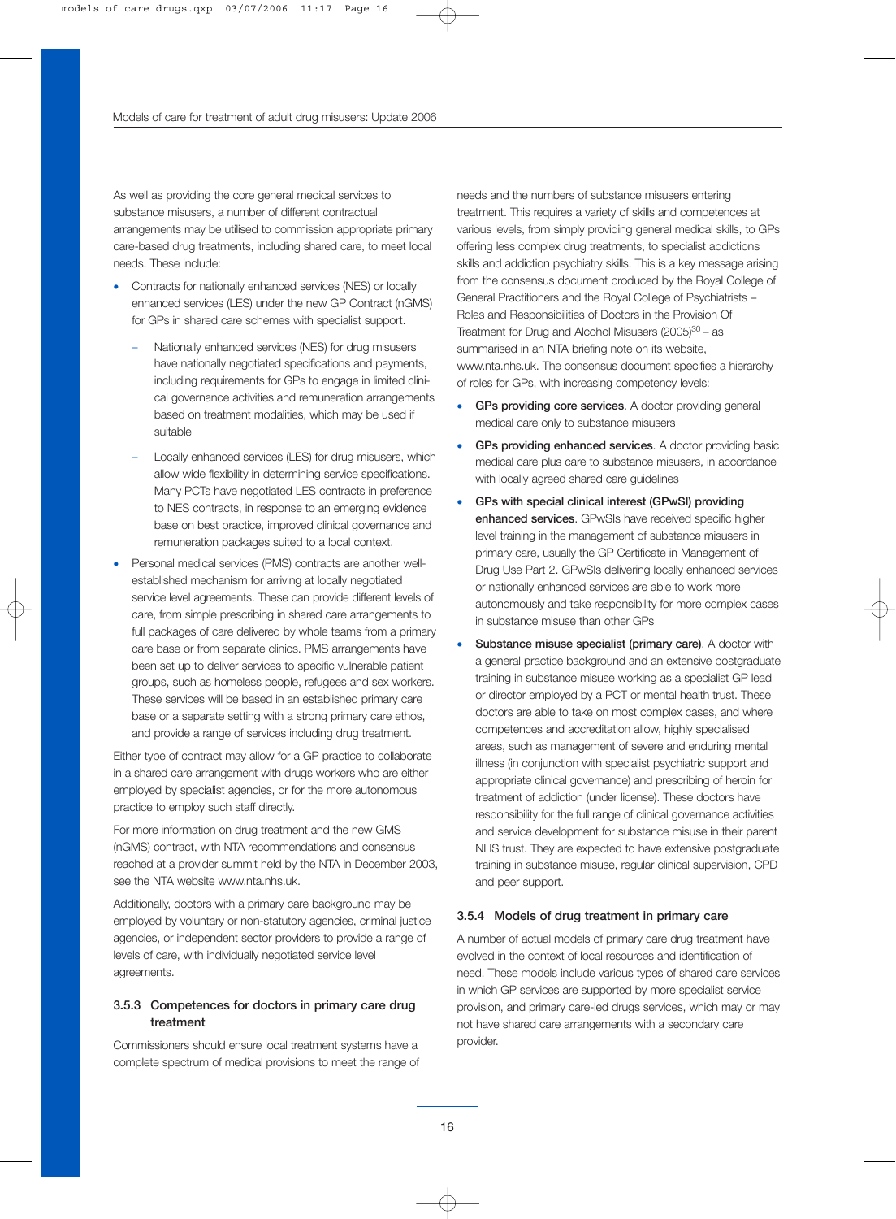As well as providing the core general medical services to substance misusers, a number of different contractual arrangements may be utilised to commission appropriate primary care-based drug treatments, including shared care, to meet local needs. These include:

- Contracts for nationally enhanced services (NES) or locally enhanced services (LES) under the new GP Contract (nGMS) for GPs in shared care schemes with specialist support.
  - Nationally enhanced services (NES) for drug misusers have nationally negotiated specifications and payments, including requirements for GPs to engage in limited clinical governance activities and remuneration arrangements based on treatment modalities, which may be used if suitable
  - Locally enhanced services (LES) for drug misusers, which allow wide flexibility in determining service specifications. Many PCTs have negotiated LES contracts in preference to NES contracts, in response to an emerging evidence base on best practice, improved clinical governance and remuneration packages suited to a local context.
- Personal medical services (PMS) contracts are another well-established mechanism for arriving at locally negotiated service level agreements. These can provide different levels of care, from simple prescribing in shared care arrangements to full packages of care delivered by whole teams from a primary care base or from separate clinics. PMS arrangements have been set up to deliver services to specific vulnerable patient groups, such as homeless people, refugees and sex workers. These services will be based in an established primary care base or a separate setting with a strong primary care ethos, and provide a range of services including drug treatment.

Either type of contract may allow for a GP practice to collaborate in a shared care arrangement with drugs workers who are either employed by specialist agencies, or for the more autonomous practice to employ such staff directly.

For more information on drug treatment and the new GMS (nGMS) contract, with NTA recommendations and consensus reached at a provider summit held by the NTA in December 2003, see the NTA website www.nta.nhs.uk.

Additionally, doctors with a primary care background may be employed by voluntary or non-statutory agencies, criminal justice agencies, or independent sector providers to provide a range of levels of care, with individually negotiated service level agreements.

### 3.5.3 Competences for doctors in primary care drug treatment

Commissioners should ensure local treatment systems have a complete spectrum of medical provisions to meet the range of needs and the numbers of substance misusers entering treatment. This requires a variety of skills and competences at various levels, from simply providing general medical skills, to GPs offering less complex drug treatments, to specialist addictions skills and addiction psychiatry skills. This is a key message arising from the consensus document produced by the Royal College of General Practitioners and the Royal College of Psychiatrists – Roles and Responsibilities of Doctors in the Provision Of Treatment for Drug and Alcohol Misusers (2005)[30] – as summarised in an NTA briefing note on its website, www.nta.nhs.uk. The consensus document specifies a hierarchy of roles for GPs, with increasing competency levels:

- **GPs providing core services**. A doctor providing general medical care only to substance misusers
- **GPs providing enhanced services**. A doctor providing basic medical care plus care to substance misusers, in accordance with locally agreed shared care guidelines
- **GPs with special clinical interest (GPwSI) providing enhanced services**. GPwSIs have received specific higher level training in the management of substance misusers in primary care, usually the GP Certificate in Management of Drug Use Part 2. GPwSIs delivering locally enhanced services or nationally enhanced services are able to work more autonomously and take responsibility for more complex cases in substance misuse than other GPs
- **Substance misuse specialist (primary care)**. A doctor with a general practice background and an extensive postgraduate training in substance misuse working as a specialist GP lead or director employed by a PCT or mental health trust. These doctors are able to take on most complex cases, and where competences and accreditation allow, highly specialised areas, such as management of severe and enduring mental illness (in conjunction with specialist psychiatric support and appropriate clinical governance) and prescribing of heroin for treatment of addiction (under license). These doctors have responsibility for the full range of clinical governance activities and service development for substance misuse in their parent NHS trust. They are expected to have extensive postgraduate training in substance misuse, regular clinical supervision, CPD and peer support.

### 3.5.4 Models of drug treatment in primary care

A number of actual models of primary care drug treatment have evolved in the context of local resources and identification of need. These models include various types of shared care services in which GP services are supported by more specialist service provision, and primary care-led drugs services, which may or may not have shared care arrangements with a secondary care provider.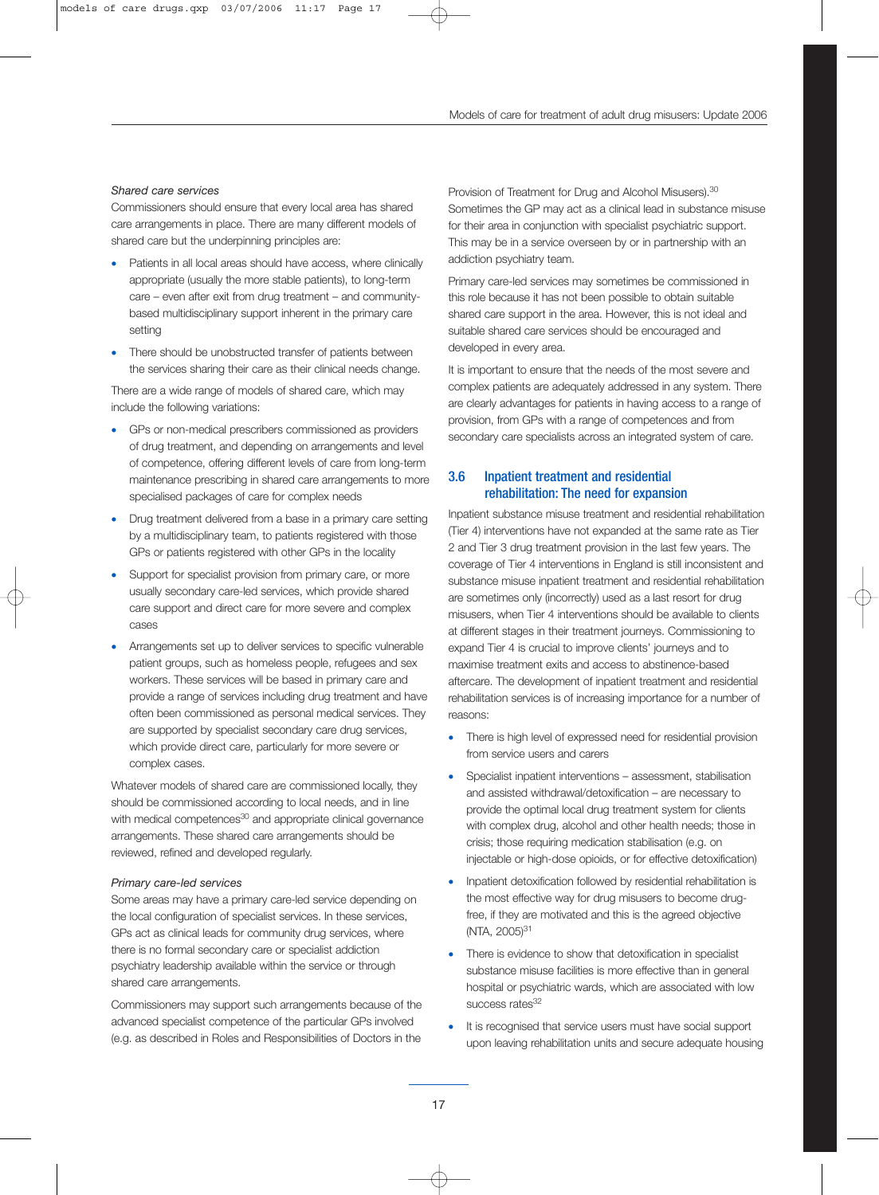*Shared care services*

Commissioners should ensure that every local area has shared care arrangements in place. There are many different models of shared care but the underpinning principles are:

- Patients in all local areas should have access, where clinically appropriate (usually the more stable patients), to long-term care – even after exit from drug treatment – and community-based multidisciplinary support inherent in the primary care setting
- There should be unobstructed transfer of patients between the services sharing their care as their clinical needs change.

There are a wide range of models of shared care, which may include the following variations:

- GPs or non-medical prescribers commissioned as providers of drug treatment, and depending on arrangements and level of competence, offering different levels of care from long-term maintenance prescribing in shared care arrangements to more specialised packages of care for complex needs
- Drug treatment delivered from a base in a primary care setting by a multidisciplinary team, to patients registered with those GPs or patients registered with other GPs in the locality
- Support for specialist provision from primary care, or more usually secondary care-led services, which provide shared care support and direct care for more severe and complex cases
- Arrangements set up to deliver services to specific vulnerable patient groups, such as homeless people, refugees and sex workers. These services will be based in primary care and provide a range of services including drug treatment and have often been commissioned as personal medical services. They are supported by specialist secondary care drug services, which provide direct care, particularly for more severe or complex cases.

Whatever models of shared care are commissioned locally, they should be commissioned according to local needs, and in line with medical competences[30] and appropriate clinical governance arrangements. These shared care arrangements should be reviewed, refined and developed regularly.

*Primary care-led services*

Some areas may have a primary care-led service depending on the local configuration of specialist services. In these services, GPs act as clinical leads for community drug services, where there is no formal secondary care or specialist addiction psychiatry leadership available within the service or through shared care arrangements.

Commissioners may support such arrangements because of the advanced specialist competence of the particular GPs involved (e.g. as described in Roles and Responsibilities of Doctors in the Provision of Treatment for Drug and Alcohol Misusers).[30] Sometimes the GP may act as a clinical lead in substance misuse for their area in conjunction with specialist psychiatric support. This may be in a service overseen by or in partnership with an addiction psychiatry team.

Primary care-led services may sometimes be commissioned in this role because it has not been possible to obtain suitable shared care support in the area. However, this is not ideal and suitable shared care services should be encouraged and developed in every area.

It is important to ensure that the needs of the most severe and complex patients are adequately addressed in any system. There are clearly advantages for patients in having access to a range of provision, from GPs with a range of competences and from secondary care specialists across an integrated system of care.

## 3.6 Inpatient treatment and residential rehabilitation: The need for expansion

Inpatient substance misuse treatment and residential rehabilitation (Tier 4) interventions have not expanded at the same rate as Tier 2 and Tier 3 drug treatment provision in the last few years. The coverage of Tier 4 interventions in England is still inconsistent and substance misuse inpatient treatment and residential rehabilitation are sometimes only (incorrectly) used as a last resort for drug misusers, when Tier 4 interventions should be available to clients at different stages in their treatment journeys. Commissioning to expand Tier 4 is crucial to improve clients' journeys and to maximise treatment exits and access to abstinence-based aftercare. The development of inpatient treatment and residential rehabilitation services is of increasing importance for a number of reasons:

- There is high level of expressed need for residential provision from service users and carers
- Specialist inpatient interventions – assessment, stabilisation and assisted withdrawal/detoxification – are necessary to provide the optimal local drug treatment system for clients with complex drug, alcohol and other health needs; those in crisis; those requiring medication stabilisation (e.g. on injectable or high-dose opioids, or for effective detoxification)
- Inpatient detoxification followed by residential rehabilitation is the most effective way for drug misusers to become drug-free, if they are motivated and this is the agreed objective (NTA, 2005)[31]
- There is evidence to show that detoxification in specialist substance misuse facilities is more effective than in general hospital or psychiatric wards, which are associated with low success rates[32]
- It is recognised that service users must have social support upon leaving rehabilitation units and secure adequate housing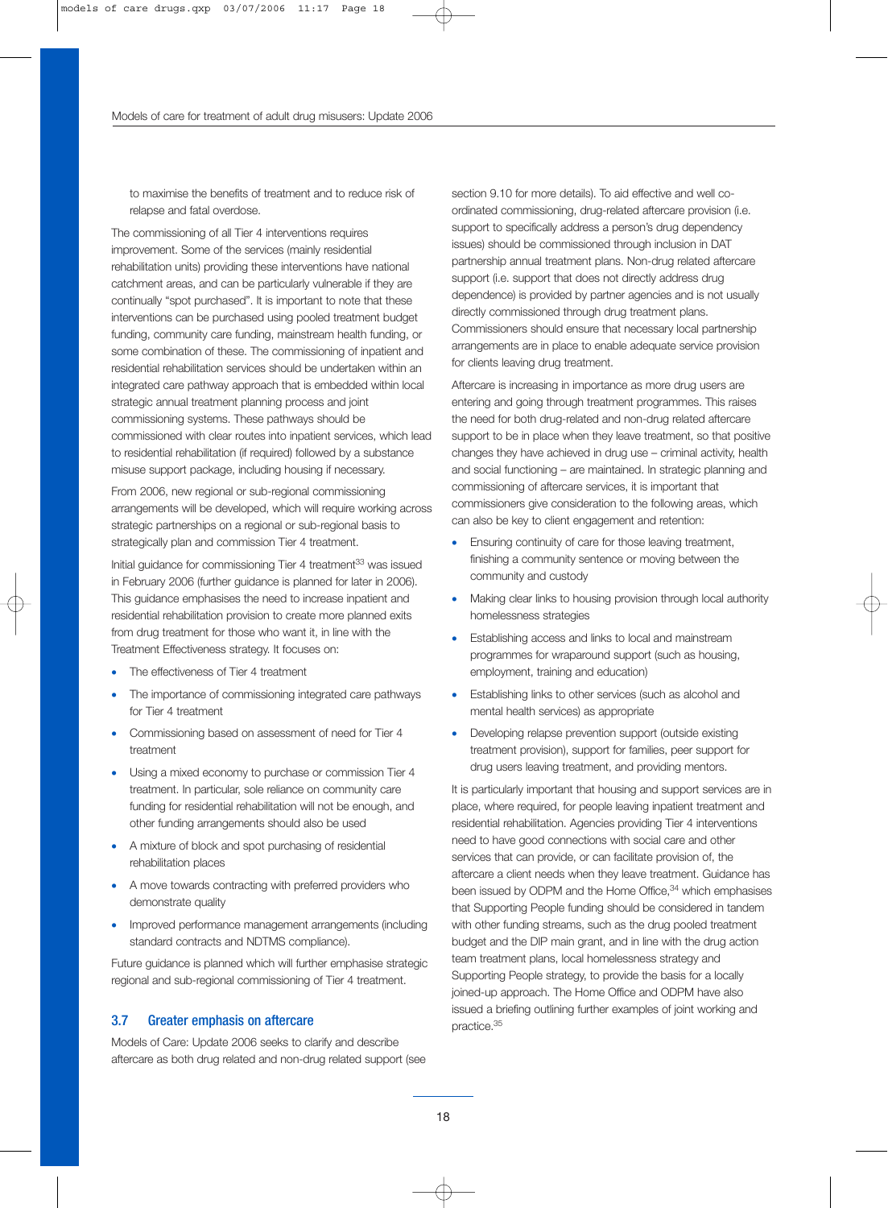to maximise the benefits of treatment and to reduce risk of relapse and fatal overdose.

The commissioning of all Tier 4 interventions requires improvement. Some of the services (mainly residential rehabilitation units) providing these interventions have national catchment areas, and can be particularly vulnerable if they are continually "spot purchased". It is important to note that these interventions can be purchased using pooled treatment budget funding, community care funding, mainstream health funding, or some combination of these. The commissioning of inpatient and residential rehabilitation services should be undertaken within an integrated care pathway approach that is embedded within local strategic annual treatment planning process and joint commissioning systems. These pathways should be commissioned with clear routes into inpatient services, which lead to residential rehabilitation (if required) followed by a substance misuse support package, including housing if necessary.

From 2006, new regional or sub-regional commissioning arrangements will be developed, which will require working across strategic partnerships on a regional or sub-regional basis to strategically plan and commission Tier 4 treatment.

Initial guidance for commissioning Tier 4 treatment[33] was issued in February 2006 (further guidance is planned for later in 2006). This guidance emphasises the need to increase inpatient and residential rehabilitation provision to create more planned exits from drug treatment for those who want it, in line with the Treatment Effectiveness strategy. It focuses on:

- The effectiveness of Tier 4 treatment
- The importance of commissioning integrated care pathways for Tier 4 treatment
- Commissioning based on assessment of need for Tier 4 treatment
- Using a mixed economy to purchase or commission Tier 4 treatment. In particular, sole reliance on community care funding for residential rehabilitation will not be enough, and other funding arrangements should also be used
- A mixture of block and spot purchasing of residential rehabilitation places
- A move towards contracting with preferred providers who demonstrate quality
- Improved performance management arrangements (including standard contracts and NDTMS compliance).

Future guidance is planned which will further emphasise strategic regional and sub-regional commissioning of Tier 4 treatment.

## 3.7 Greater emphasis on aftercare

Models of Care: Update 2006 seeks to clarify and describe aftercare as both drug related and non-drug related support (see section 9.10 for more details). To aid effective and well co-ordinated commissioning, drug-related aftercare provision (i.e. support to specifically address a person's drug dependency issues) should be commissioned through inclusion in DAT partnership annual treatment plans. Non-drug related aftercare support (i.e. support that does not directly address drug dependence) is provided by partner agencies and is not usually directly commissioned through drug treatment plans. Commissioners should ensure that necessary local partnership arrangements are in place to enable adequate service provision for clients leaving drug treatment.

Aftercare is increasing in importance as more drug users are entering and going through treatment programmes. This raises the need for both drug-related and non-drug related aftercare support to be in place when they leave treatment, so that positive changes they have achieved in drug use – criminal activity, health and social functioning – are maintained. In strategic planning and commissioning of aftercare services, it is important that commissioners give consideration to the following areas, which can also be key to client engagement and retention:

- Ensuring continuity of care for those leaving treatment, finishing a community sentence or moving between the community and custody
- Making clear links to housing provision through local authority homelessness strategies
- Establishing access and links to local and mainstream programmes for wraparound support (such as housing, employment, training and education)
- Establishing links to other services (such as alcohol and mental health services) as appropriate
- Developing relapse prevention support (outside existing treatment provision), support for families, peer support for drug users leaving treatment, and providing mentors.

It is particularly important that housing and support services are in place, where required, for people leaving inpatient treatment and residential rehabilitation. Agencies providing Tier 4 interventions need to have good connections with social care and other services that can provide, or can facilitate provision of, the aftercare a client needs when they leave treatment. Guidance has been issued by ODPM and the Home Office,[34] which emphasises that Supporting People funding should be considered in tandem with other funding streams, such as the drug pooled treatment budget and the DIP main grant, and in line with the drug action team treatment plans, local homelessness strategy and Supporting People strategy, to provide the basis for a locally joined-up approach. The Home Office and ODPM have also issued a briefing outlining further examples of joint working and practice.[35]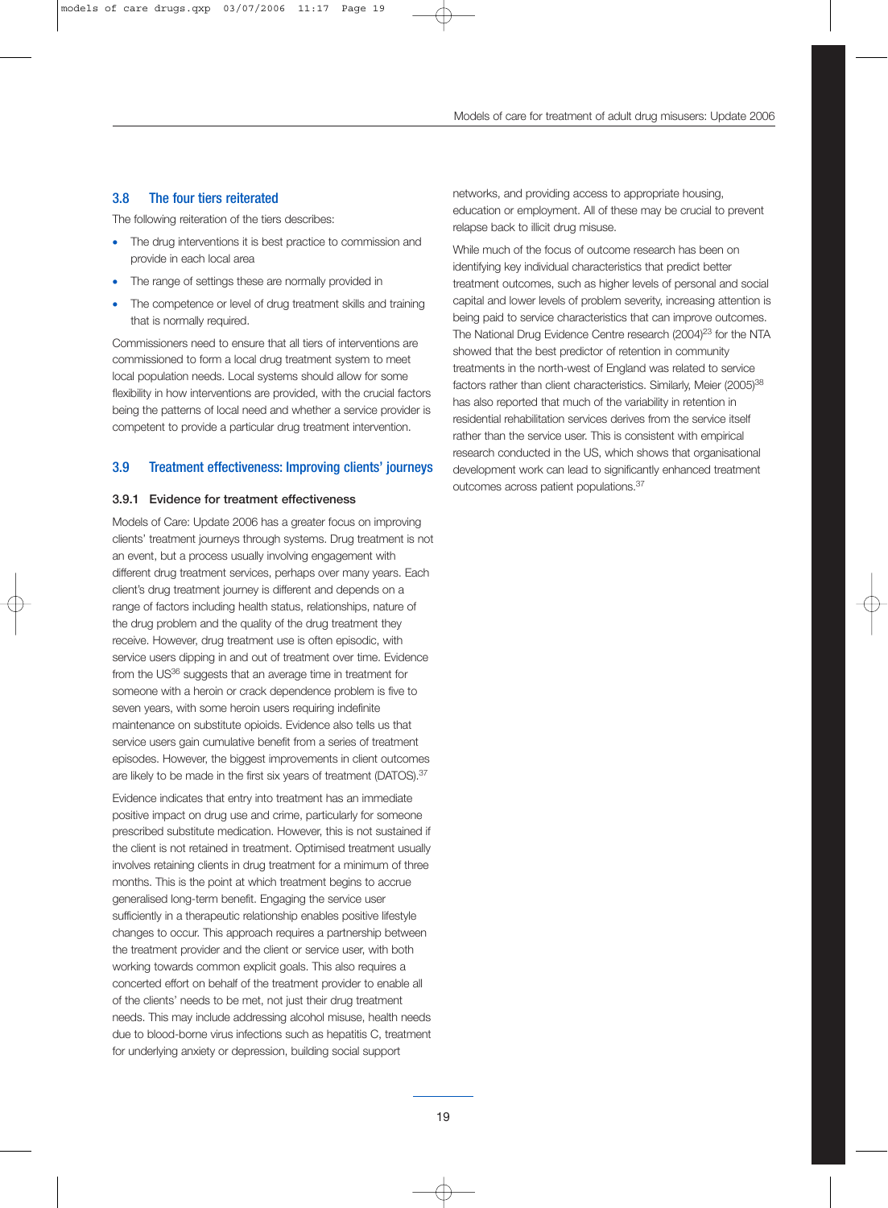## 3.8 The four tiers reiterated

The following reiteration of the tiers describes:

- The drug interventions it is best practice to commission and provide in each local area
- The range of settings these are normally provided in
- The competence or level of drug treatment skills and training that is normally required.

Commissioners need to ensure that all tiers of interventions are commissioned to form a local drug treatment system to meet local population needs. Local systems should allow for some flexibility in how interventions are provided, with the crucial factors being the patterns of local need and whether a service provider is competent to provide a particular drug treatment intervention.

## 3.9 Treatment effectiveness: Improving clients' journeys

### 3.9.1 Evidence for treatment effectiveness

Models of Care: Update 2006 has a greater focus on improving clients' treatment journeys through systems. Drug treatment is not an event, but a process usually involving engagement with different drug treatment services, perhaps over many years. Each client's drug treatment journey is different and depends on a range of factors including health status, relationships, nature of the drug problem and the quality of the drug treatment they receive. However, drug treatment use is often episodic, with service users dipping in and out of treatment over time. Evidence from the US[36] suggests that an average time in treatment for someone with a heroin or crack dependence problem is five to seven years, with some heroin users requiring indefinite maintenance on substitute opioids. Evidence also tells us that service users gain cumulative benefit from a series of treatment episodes. However, the biggest improvements in client outcomes are likely to be made in the first six years of treatment (DATOS).[37]

Evidence indicates that entry into treatment has an immediate positive impact on drug use and crime, particularly for someone prescribed substitute medication. However, this is not sustained if the client is not retained in treatment. Optimised treatment usually involves retaining clients in drug treatment for a minimum of three months. This is the point at which treatment begins to accrue generalised long-term benefit. Engaging the service user sufficiently in a therapeutic relationship enables positive lifestyle changes to occur. This approach requires a partnership between the treatment provider and the client or service user, with both working towards common explicit goals. This also requires a concerted effort on behalf of the treatment provider to enable all of the clients' needs to be met, not just their drug treatment needs. This may include addressing alcohol misuse, health needs due to blood-borne virus infections such as hepatitis C, treatment for underlying anxiety or depression, building social support networks, and providing access to appropriate housing, education or employment. All of these may be crucial to prevent relapse back to illicit drug misuse.

While much of the focus of outcome research has been on identifying key individual characteristics that predict better treatment outcomes, such as higher levels of personal and social capital and lower levels of problem severity, increasing attention is being paid to service characteristics that can improve outcomes. The National Drug Evidence Centre research (2004)[23] for the NTA showed that the best predictor of retention in community treatments in the north-west of England was related to service factors rather than client characteristics. Similarly, Meier (2005)[38] has also reported that much of the variability in retention in residential rehabilitation services derives from the service itself rather than the service user. This is consistent with empirical research conducted in the US, which shows that organisational development work can lead to significantly enhanced treatment outcomes across patient populations.[37]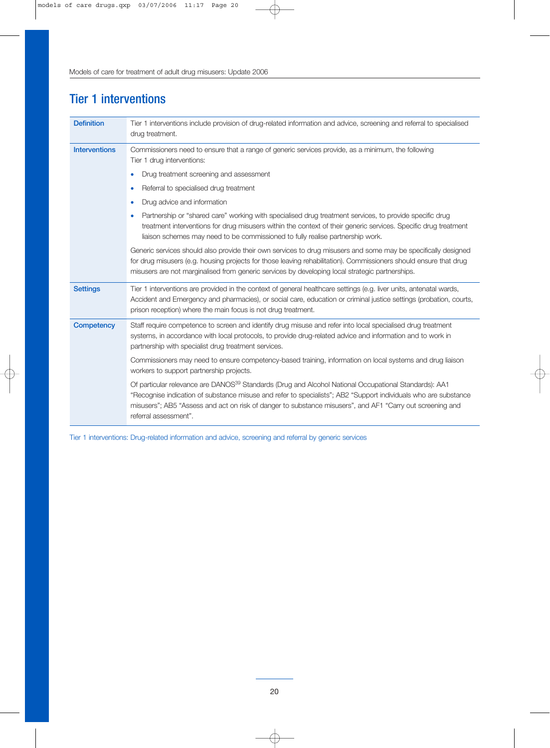## Tier 1 interventions

| | |
|---|---|
| **Definition** | Tier 1 interventions include provision of drug-related information and advice, screening and referral to specialised drug treatment. |
| **Interventions** | Commissioners need to ensure that a range of generic services provide, as a minimum, the following Tier 1 drug interventions:<br>• Drug treatment screening and assessment<br>• Referral to specialised drug treatment<br>• Drug advice and information<br>• Partnership or "shared care" working with specialised drug treatment services, to provide specific drug treatment interventions for drug misusers within the context of their generic services. Specific drug treatment liaison schemes may need to be commissioned to fully realise partnership work.<br><br>Generic services should also provide their own services to drug misusers and some may be specifically designed for drug misusers (e.g. housing projects for those leaving rehabilitation). Commissioners should ensure that drug misusers are not marginalised from generic services by developing local strategic partnerships. |
| **Settings** | Tier 1 interventions are provided in the context of general healthcare settings (e.g. liver units, antenatal wards, Accident and Emergency and pharmacies), or social care, education or criminal justice settings (probation, courts, prison reception) where the main focus is not drug treatment. |
| **Competency** | Staff require competence to screen and identify drug misuse and refer into local specialised drug treatment systems, in accordance with local protocols, to provide drug-related advice and information and to work in partnership with specialist drug treatment services.<br><br>Commissioners may need to ensure competency-based training, information on local systems and drug liaison workers to support partnership projects.<br><br>Of particular relevance are DANOS[39] Standards (Drug and Alcohol National Occupational Standards): AA1 "Recognise indication of substance misuse and refer to specialists"; AB2 "Support individuals who are substance misusers"; AB5 "Assess and act on risk of danger to substance misusers", and AF1 "Carry out screening and referral assessment". |

Tier 1 interventions: Drug-related information and advice, screening and referral by generic services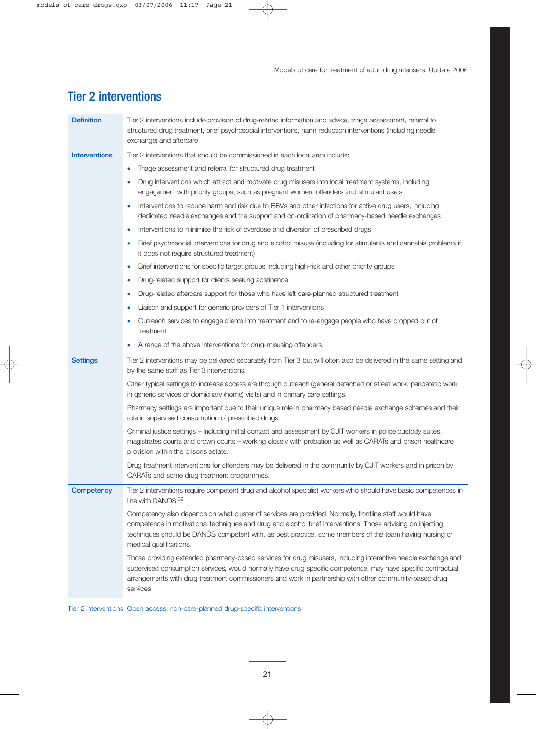## Tier 2 interventions

| | |
|---|---|
| **Definition** | Tier 2 interventions include provision of drug-related information and advice, triage assessment, referral to structured drug treatment, brief psychosocial interventions, harm reduction interventions (including needle exchange) and aftercare. |
| **Interventions** | Tier 2 interventions that should be commissioned in each local area include:<br>• Triage assessment and referral for structured drug treatment<br>• Drug interventions which attract and motivate drug misusers into local treatment systems, including engagement with priority groups, such as pregnant women, offenders and stimulant users<br>• Interventions to reduce harm and risk due to BBVs and other infections for active drug users, including dedicated needle exchanges and the support and co-ordination of pharmacy-based needle exchanges<br>• Interventions to minimise the risk of overdose and diversion of prescribed drugs<br>• Brief psychosocial interventions for drug and alcohol misuse (including for stimulants and cannabis problems if it does not require structured treatment)<br>• Brief interventions for specific target groups including high-risk and other priority groups<br>• Drug-related support for clients seeking abstinence<br>• Drug-related aftercare support for those who have left care-planned structured treatment<br>• Liaison and support for generic providers of Tier 1 interventions<br>• Outreach services to engage clients into treatment and to re-engage people who have dropped out of treatment<br>• A range of the above interventions for drug-misusing offenders. |
| **Settings** | Tier 2 interventions may be delivered separately from Tier 3 but will often also be delivered in the same setting and by the same staff as Tier 3 interventions.<br><br>Other typical settings to increase access are through outreach (general detached or street work, peripatetic work in generic services or domiciliary (home) visits) and in primary care settings.<br><br>Pharmacy settings are important due to their unique role in pharmacy based needle exchange schemes and their role in supervised consumption of prescribed drugs.<br><br>Criminal justice settings – including initial contact and assessment by CJIT workers in police custody suites, magistrates courts and crown courts – working closely with probation as well as CARATs and prison healthcare provision within the prisons estate.<br><br>Drug treatment interventions for offenders may be delivered in the community by CJIT workers and in prison by CARATs and some drug treatment programmes. |
| **Competency** | Tier 2 interventions require competent drug and alcohol specialist workers who should have basic competences in line with DANOS.[39]<br><br>Competency also depends on what cluster of services are provided. Normally, frontline staff would have competence in motivational techniques and drug and alcohol brief interventions. Those advising on injecting techniques should be DANOS competent with, as best practice, some members of the team having nursing or medical qualifications.<br><br>Those providing extended pharmacy-based services for drug misusers, including interactive needle exchange and supervised consumption services, would normally have drug specific competence, may have specific contractual arrangements with drug treatment commissioners and work in partnership with other community-based drug services. |

Tier 2 interventions: Open access, non-care-planned drug-specific interventions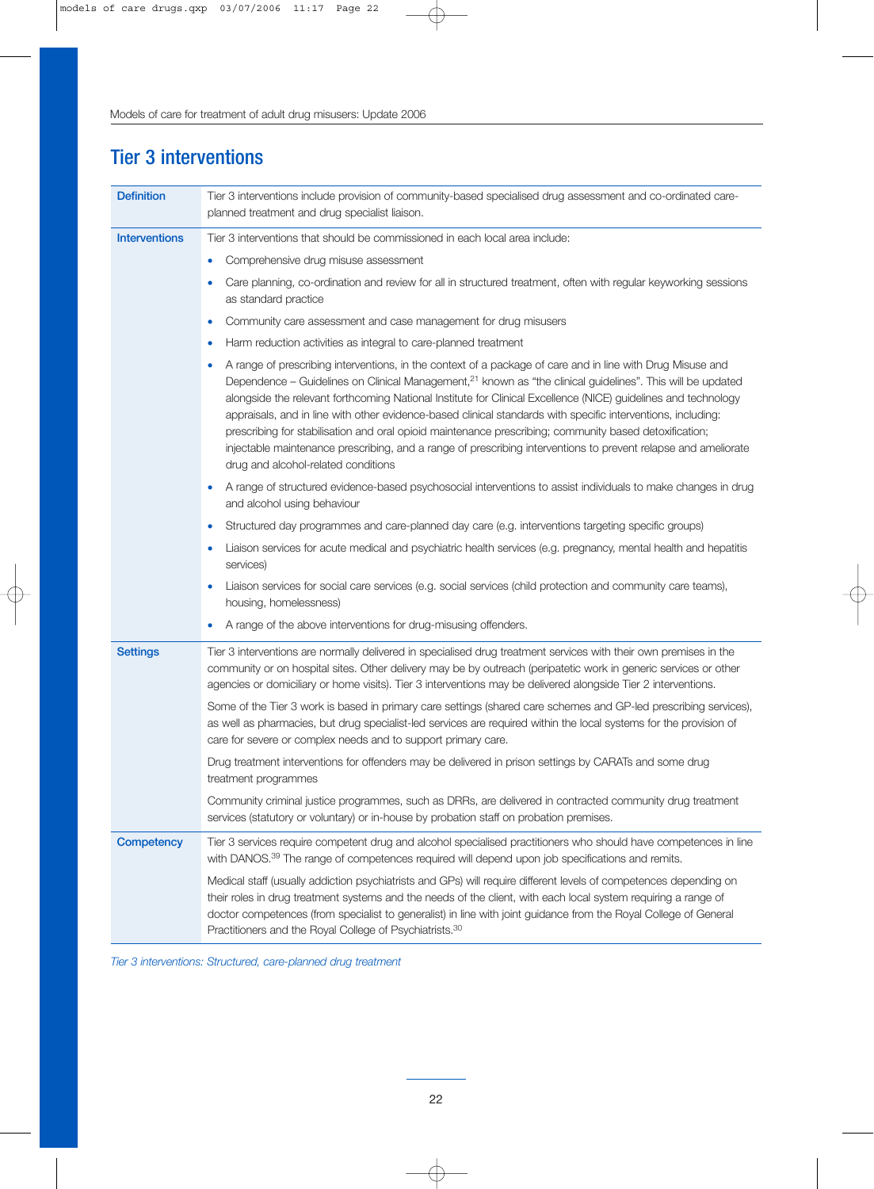## Tier 3 interventions

| | |
|---|---|
| **Definition** | Tier 3 interventions include provision of community-based specialised drug assessment and co-ordinated care-planned treatment and drug specialist liaison. |
| **Interventions** | Tier 3 interventions that should be commissioned in each local area include:<br>• Comprehensive drug misuse assessment<br>• Care planning, co-ordination and review for all in structured treatment, often with regular keyworking sessions as standard practice<br>• Community care assessment and case management for drug misusers<br>• Harm reduction activities as integral to care-planned treatment<br>• A range of prescribing interventions, in the context of a package of care and in line with Drug Misuse and Dependence – Guidelines on Clinical Management,[21] known as "the clinical guidelines". This will be updated alongside the relevant forthcoming National Institute for Clinical Excellence (NICE) guidelines and technology appraisals, and in line with other evidence-based clinical standards with specific interventions, including: prescribing for stabilisation and oral opioid maintenance prescribing; community based detoxification; injectable maintenance prescribing, and a range of prescribing interventions to prevent relapse and ameliorate drug and alcohol-related conditions<br>• A range of structured evidence-based psychosocial interventions to assist individuals to make changes in drug and alcohol using behaviour<br>• Structured day programmes and care-planned day care (e.g. interventions targeting specific groups)<br>• Liaison services for acute medical and psychiatric health services (e.g. pregnancy, mental health and hepatitis services)<br>• Liaison services for social care services (e.g. social services (child protection and community care teams), housing, homelessness)<br>• A range of the above interventions for drug-misusing offenders. |
| **Settings** | Tier 3 interventions are normally delivered in specialised drug treatment services with their own premises in the community or on hospital sites. Other delivery may be by outreach (peripatetic work in generic services or other agencies or domiciliary or home visits). Tier 3 interventions may be delivered alongside Tier 2 interventions.<br><br>Some of the Tier 3 work is based in primary care settings (shared care schemes and GP-led prescribing services), as well as pharmacies, but drug specialist-led services are required within the local systems for the provision of care for severe or complex needs and to support primary care.<br><br>Drug treatment interventions for offenders may be delivered in prison settings by CARATs and some drug treatment programmes<br><br>Community criminal justice programmes, such as DRRs, are delivered in contracted community drug treatment services (statutory or voluntary) or in-house by probation staff on probation premises. |
| **Competency** | Tier 3 services require competent drug and alcohol specialised practitioners who should have competences in line with DANOS.[39] The range of competences required will depend upon job specifications and remits.<br><br>Medical staff (usually addiction psychiatrists and GPs) will require different levels of competences depending on their roles in drug treatment systems and the needs of the client, with each local system requiring a range of doctor competences (from specialist to generalist) in line with joint guidance from the Royal College of General Practitioners and the Royal College of Psychiatrists.[30] |

*Tier 3 interventions: Structured, care-planned drug treatment*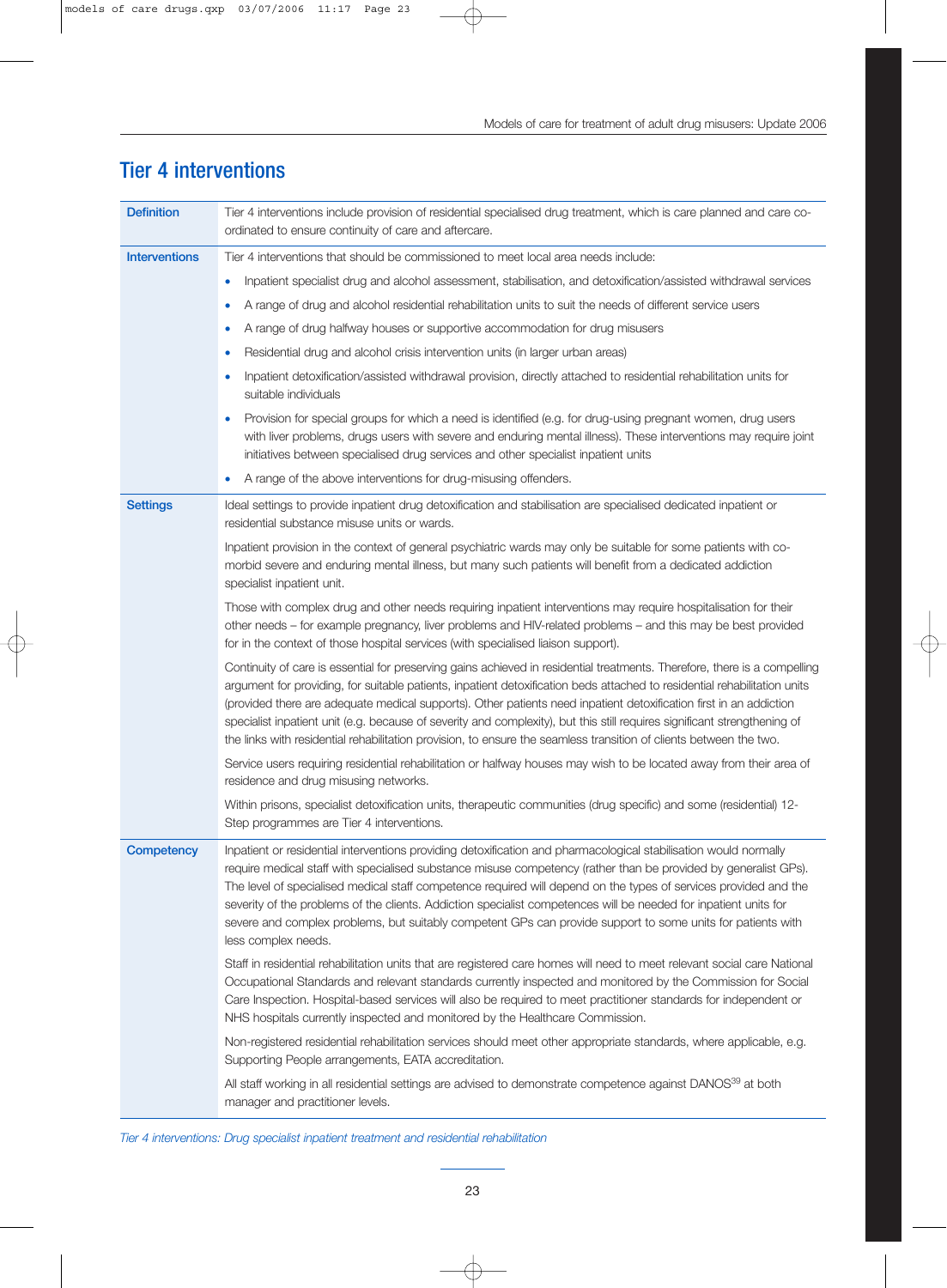## Tier 4 interventions

| | |
|---|---|
| **Definition** | Tier 4 interventions include provision of residential specialised drug treatment, which is care planned and care co-ordinated to ensure continuity of care and aftercare. |
| **Interventions** | Tier 4 interventions that should be commissioned to meet local area needs include:<br>• Inpatient specialist drug and alcohol assessment, stabilisation, and detoxification/assisted withdrawal services<br>• A range of drug and alcohol residential rehabilitation units to suit the needs of different service users<br>• A range of drug halfway houses or supportive accommodation for drug misusers<br>• Residential drug and alcohol crisis intervention units (in larger urban areas)<br>• Inpatient detoxification/assisted withdrawal provision, directly attached to residential rehabilitation units for suitable individuals<br>• Provision for special groups for which a need is identified (e.g. for drug-using pregnant women, drug users with liver problems, drugs users with severe and enduring mental illness). These interventions may require joint initiatives between specialised drug services and other specialist inpatient units<br>• A range of the above interventions for drug-misusing offenders. |
| **Settings** | Ideal settings to provide inpatient drug detoxification and stabilisation are specialised dedicated inpatient or residential substance misuse units or wards.<br><br>Inpatient provision in the context of general psychiatric wards may only be suitable for some patients with co-morbid severe and enduring mental illness, but many such patients will benefit from a dedicated addiction specialist inpatient unit.<br><br>Those with complex drug and other needs requiring inpatient interventions may require hospitalisation for their other needs – for example pregnancy, liver problems and HIV-related problems – and this may be best provided for in the context of those hospital services (with specialised liaison support).<br><br>Continuity of care is essential for preserving gains achieved in residential treatments. Therefore, there is a compelling argument for providing, for suitable patients, inpatient detoxification beds attached to residential rehabilitation units (provided there are adequate medical supports). Other patients need inpatient detoxification first in an addiction specialist inpatient unit (e.g. because of severity and complexity), but this still requires significant strengthening of the links with residential rehabilitation provision, to ensure the seamless transition of clients between the two.<br><br>Service users requiring residential rehabilitation or halfway houses may wish to be located away from their area of residence and drug misusing networks.<br><br>Within prisons, specialist detoxification units, therapeutic communities (drug specific) and some (residential) 12-Step programmes are Tier 4 interventions. |
| **Competency** | Inpatient or residential interventions providing detoxification and pharmacological stabilisation would normally require medical staff with specialised substance misuse competency (rather than be provided by generalist GPs). The level of specialised medical staff competence required will depend on the types of services provided and the severity of the problems of the clients. Addiction specialist competences will be needed for inpatient units for severe and complex problems, but suitably competent GPs can provide support to some units for patients with less complex needs.<br><br>Staff in residential rehabilitation units that are registered care homes will need to meet relevant social care National Occupational Standards and relevant standards currently inspected and monitored by the Commission for Social Care Inspection. Hospital-based services will also be required to meet practitioner standards for independent or NHS hospitals currently inspected and monitored by the Healthcare Commission.<br><br>Non-registered residential rehabilitation services should meet other appropriate standards, where applicable, e.g. Supporting People arrangements, EATA accreditation.<br><br>All staff working in all residential settings are advised to demonstrate competence against DANOS[39] at both manager and practitioner levels. |

*Tier 4 interventions: Drug specialist inpatient treatment and residential rehabilitation*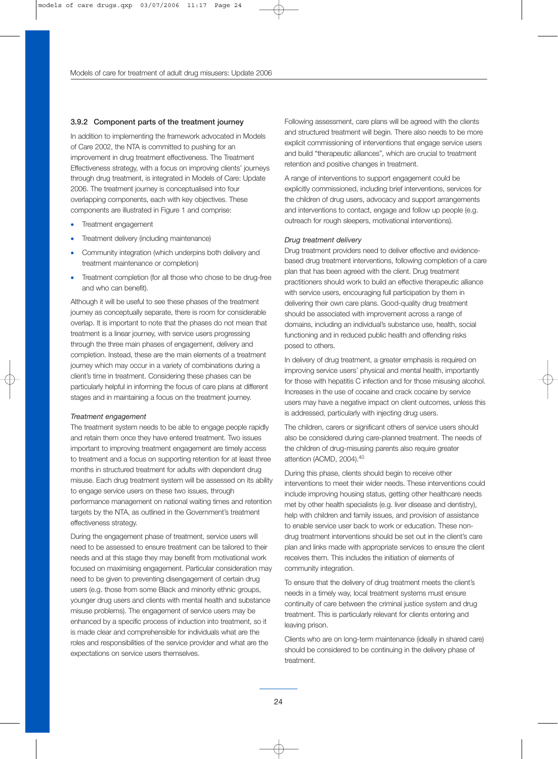### 3.9.2 Component parts of the treatment journey

In addition to implementing the framework advocated in Models of Care 2002, the NTA is committed to pushing for an improvement in drug treatment effectiveness. The Treatment Effectiveness strategy, with a focus on improving clients' journeys through drug treatment, is integrated in Models of Care: Update 2006. The treatment journey is conceptualised into four overlapping components, each with key objectives. These components are illustrated in Figure 1 and comprise:

- Treatment engagement
- Treatment delivery (including maintenance)
- Community integration (which underpins both delivery and treatment maintenance or completion)
- Treatment completion (for all those who chose to be drug-free and who can benefit).

Although it will be useful to see these phases of the treatment journey as conceptually separate, there is room for considerable overlap. It is important to note that the phases do not mean that treatment is a linear journey, with service users progressing through the three main phases of engagement, delivery and completion. Instead, these are the main elements of a treatment journey which may occur in a variety of combinations during a client's time in treatment. Considering these phases can be particularly helpful in informing the focus of care plans at different stages and in maintaining a focus on the treatment journey.

*Treatment engagement*

The treatment system needs to be able to engage people rapidly and retain them once they have entered treatment. Two issues important to improving treatment engagement are timely access to treatment and a focus on supporting retention for at least three months in structured treatment for adults with dependent drug misuse. Each drug treatment system will be assessed on its ability to engage service users on these two issues, through performance management on national waiting times and retention targets by the NTA, as outlined in the Government's treatment effectiveness strategy.

During the engagement phase of treatment, service users will need to be assessed to ensure treatment can be tailored to their needs and at this stage they may benefit from motivational work focused on maximising engagement. Particular consideration may need to be given to preventing disengagement of certain drug users (e.g. those from some Black and minority ethnic groups, younger drug users and clients with mental health and substance misuse problems). The engagement of service users may be enhanced by a specific process of induction into treatment, so it is made clear and comprehensible for individuals what are the roles and responsibilities of the service provider and what are the expectations on service users themselves.

Following assessment, care plans will be agreed with the clients and structured treatment will begin. There also needs to be more explicit commissioning of interventions that engage service users and build "therapeutic alliances", which are crucial to treatment retention and positive changes in treatment.

A range of interventions to support engagement could be explicitly commissioned, including brief interventions, services for the children of drug users, advocacy and support arrangements and interventions to contact, engage and follow up people (e.g. outreach for rough sleepers, motivational interventions).

*Drug treatment delivery*

Drug treatment providers need to deliver effective and evidence-based drug treatment interventions, following completion of a care plan that has been agreed with the client. Drug treatment practitioners should work to build an effective therapeutic alliance with service users, encouraging full participation by them in delivering their own care plans. Good-quality drug treatment should be associated with improvement across a range of domains, including an individual's substance use, health, social functioning and in reduced public health and offending risks posed to others.

In delivery of drug treatment, a greater emphasis is required on improving service users' physical and mental health, importantly for those with hepatitis C infection and for those misusing alcohol. Increases in the use of cocaine and crack cocaine by service users may have a negative impact on client outcomes, unless this is addressed, particularly with injecting drug users.

The children, carers or significant others of service users should also be considered during care-planned treatment. The needs of the children of drug-misusing parents also require greater attention (ACMD, 2004).[40]

During this phase, clients should begin to receive other interventions to meet their wider needs. These interventions could include improving housing status, getting other healthcare needs met by other health specialists (e.g. liver disease and dentistry), help with children and family issues, and provision of assistance to enable service user back to work or education. These non-drug treatment interventions should be set out in the client's care plan and links made with appropriate services to ensure the client receives them. This includes the initiation of elements of community integration.

To ensure that the delivery of drug treatment meets the client's needs in a timely way, local treatment systems must ensure continuity of care between the criminal justice system and drug treatment. This is particularly relevant for clients entering and leaving prison.

Clients who are on long-term maintenance (ideally in shared care) should be considered to be continuing in the delivery phase of treatment.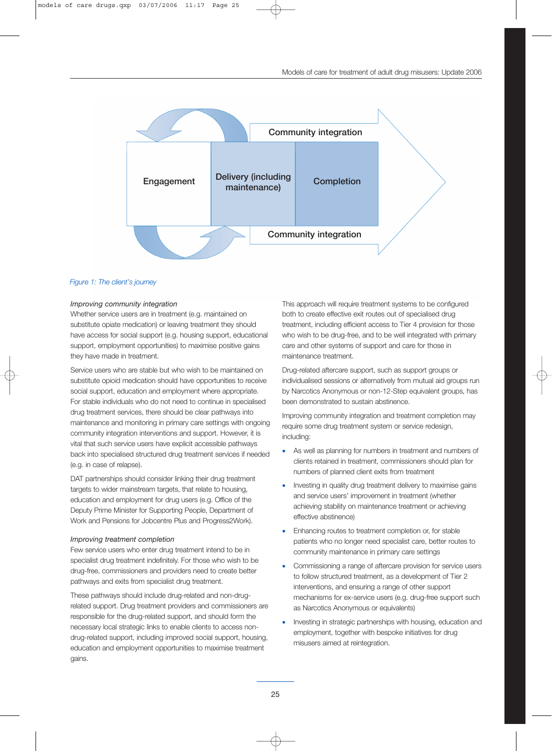Community integration

Engagement | Delivery (including maintenance) | Completion

Community integration

*Figure 1: The client's journey*

### *Improving community integration*

Whether service users are in treatment (e.g. maintained on substitute opiate medication) or leaving treatment they should have access for social support (e.g. housing support, educational support, employment opportunities) to maximise positive gains they have made in treatment.

Service users who are stable but who wish to be maintained on substitute opioid medication should have opportunities to receive social support, education and employment where appropriate. For stable individuals who do not need to continue in specialised drug treatment services, there should be clear pathways into maintenance and monitoring in primary care settings with ongoing community integration interventions and support. However, it is vital that such service users have explicit accessible pathways back into specialised structured drug treatment services if needed (e.g. in case of relapse).

DAT partnerships should consider linking their drug treatment targets to wider mainstream targets, that relate to housing, education and employment for drug users (e.g. Office of the Deputy Prime Minister for Supporting People, Department of Work and Pensions for Jobcentre Plus and Progress2Work).

### *Improving treatment completion*

Few service users who enter drug treatment intend to be in specialist drug treatment indefinitely. For those who wish to be drug-free, commissioners and providers need to create better pathways and exits from specialist drug treatment.

These pathways should include drug-related and non-drug-related support. Drug treatment providers and commissioners are responsible for the drug-related support, and should form the necessary local strategic links to enable clients to access non-drug-related support, including improved social support, housing, education and employment opportunities to maximise treatment gains.

This approach will require treatment systems to be configured both to create effective exit routes out of specialised drug treatment, including efficient access to Tier 4 provision for those who wish to be drug-free, and to be well integrated with primary care and other systems of support and care for those in maintenance treatment.

Drug-related aftercare support, such as support groups or individualised sessions or alternatively from mutual aid groups run by Narcotics Anonymous or non-12-Step equivalent groups, has been demonstrated to sustain abstinence.

Improving community integration and treatment completion may require some drug treatment system or service redesign, including:

- As well as planning for numbers in treatment and numbers of clients retained in treatment, commissioners should plan for numbers of planned client exits from treatment
- Investing in quality drug treatment delivery to maximise gains and service users' improvement in treatment (whether achieving stability on maintenance treatment or achieving effective abstinence)
- Enhancing routes to treatment completion or, for stable patients who no longer need specialist care, better routes to community maintenance in primary care settings
- Commissioning a range of aftercare provision for service users to follow structured treatment, as a development of Tier 2 interventions, and ensuring a range of other support mechanisms for ex-service users (e.g. drug-free support such as Narcotics Anonymous or equivalents)
- Investing in strategic partnerships with housing, education and employment, together with bespoke initiatives for drug misusers aimed at reintegration.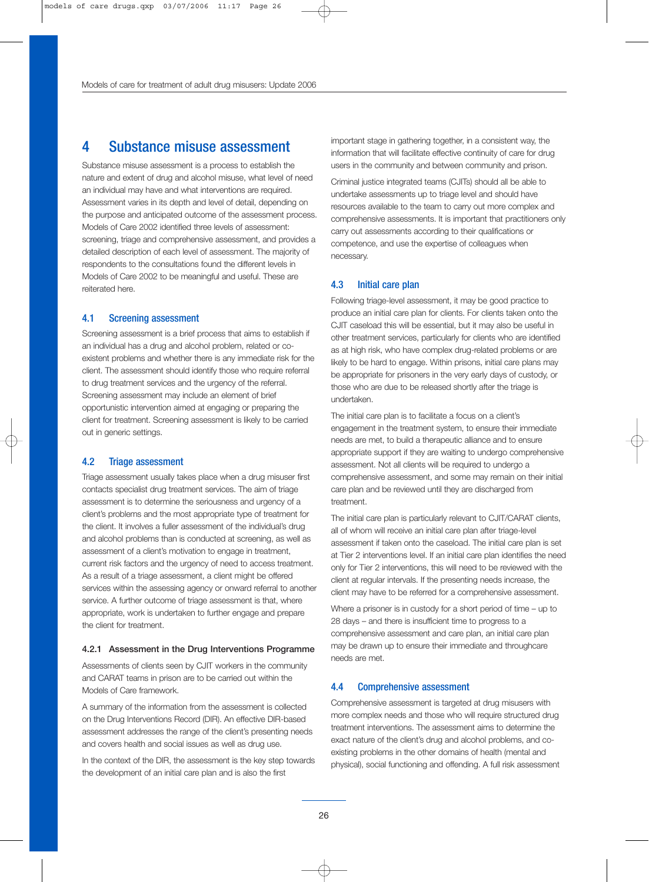# 4 Substance misuse assessment

Substance misuse assessment is a process to establish the nature and extent of drug and alcohol misuse, what level of need an individual may have and what interventions are required. Assessment varies in its depth and level of detail, depending on the purpose and anticipated outcome of the assessment process. Models of Care 2002 identified three levels of assessment: screening, triage and comprehensive assessment, and provides a detailed description of each level of assessment. The majority of respondents to the consultations found the different levels in Models of Care 2002 to be meaningful and useful. These are reiterated here.

## 4.1 Screening assessment

Screening assessment is a brief process that aims to establish if an individual has a drug and alcohol problem, related or co-existent problems and whether there is any immediate risk for the client. The assessment should identify those who require referral to drug treatment services and the urgency of the referral. Screening assessment may include an element of brief opportunistic intervention aimed at engaging or preparing the client for treatment. Screening assessment is likely to be carried out in generic settings.

## 4.2 Triage assessment

Triage assessment usually takes place when a drug misuser first contacts specialist drug treatment services. The aim of triage assessment is to determine the seriousness and urgency of a client's problems and the most appropriate type of treatment for the client. It involves a fuller assessment of the individual's drug and alcohol problems than is conducted at screening, as well as assessment of a client's motivation to engage in treatment, current risk factors and the urgency of need to access treatment. As a result of a triage assessment, a client might be offered services within the assessing agency or onward referral to another service. A further outcome of triage assessment is that, where appropriate, work is undertaken to further engage and prepare the client for treatment.

### 4.2.1 Assessment in the Drug Interventions Programme

Assessments of clients seen by CJIT workers in the community and CARAT teams in prison are to be carried out within the Models of Care framework.

A summary of the information from the assessment is collected on the Drug Interventions Record (DIR). An effective DIR-based assessment addresses the range of the client's presenting needs and covers health and social issues as well as drug use.

In the context of the DIR, the assessment is the key step towards the development of an initial care plan and is also the first important stage in gathering together, in a consistent way, the information that will facilitate effective continuity of care for drug users in the community and between community and prison.

Criminal justice integrated teams (CJITs) should all be able to undertake assessments up to triage level and should have resources available to the team to carry out more complex and comprehensive assessments. It is important that practitioners only carry out assessments according to their qualifications or competence, and use the expertise of colleagues when necessary.

## 4.3 Initial care plan

Following triage-level assessment, it may be good practice to produce an initial care plan for clients. For clients taken onto the CJIT caseload this will be essential, but it may also be useful in other treatment services, particularly for clients who are identified as at high risk, who have complex drug-related problems or are likely to be hard to engage. Within prisons, initial care plans may be appropriate for prisoners in the very early days of custody, or those who are due to be released shortly after the triage is undertaken.

The initial care plan is to facilitate a focus on a client's engagement in the treatment system, to ensure their immediate needs are met, to build a therapeutic alliance and to ensure appropriate support if they are waiting to undergo comprehensive assessment. Not all clients will be required to undergo a comprehensive assessment, and some may remain on their initial care plan and be reviewed until they are discharged from treatment.

The initial care plan is particularly relevant to CJIT/CARAT clients, all of whom will receive an initial care plan after triage-level assessment if taken onto the caseload. The initial care plan is set at Tier 2 interventions level. If an initial care plan identifies the need only for Tier 2 interventions, this will need to be reviewed with the client at regular intervals. If the presenting needs increase, the client may have to be referred for a comprehensive assessment.

Where a prisoner is in custody for a short period of time – up to 28 days – and there is insufficient time to progress to a comprehensive assessment and care plan, an initial care plan may be drawn up to ensure their immediate and throughcare needs are met.

## 4.4 Comprehensive assessment

Comprehensive assessment is targeted at drug misusers with more complex needs and those who will require structured drug treatment interventions. The assessment aims to determine the exact nature of the client's drug and alcohol problems, and co-existing problems in the other domains of health (mental and physical), social functioning and offending. A full risk assessment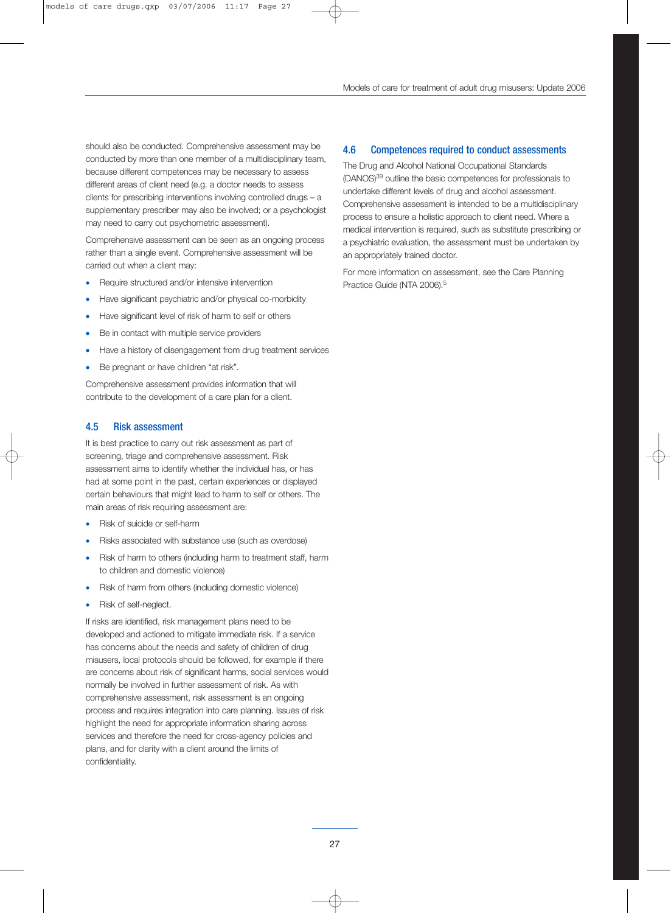should also be conducted. Comprehensive assessment may be conducted by more than one member of a multidisciplinary team, because different competences may be necessary to assess different areas of client need (e.g. a doctor needs to assess clients for prescribing interventions involving controlled drugs – a supplementary prescriber may also be involved; or a psychologist may need to carry out psychometric assessment).

Comprehensive assessment can be seen as an ongoing process rather than a single event. Comprehensive assessment will be carried out when a client may:

- Require structured and/or intensive intervention
- Have significant psychiatric and/or physical co-morbidity
- Have significant level of risk of harm to self or others
- Be in contact with multiple service providers
- Have a history of disengagement from drug treatment services
- Be pregnant or have children "at risk".

Comprehensive assessment provides information that will contribute to the development of a care plan for a client.

## 4.5 Risk assessment

It is best practice to carry out risk assessment as part of screening, triage and comprehensive assessment. Risk assessment aims to identify whether the individual has, or has had at some point in the past, certain experiences or displayed certain behaviours that might lead to harm to self or others. The main areas of risk requiring assessment are:

- Risk of suicide or self-harm
- Risks associated with substance use (such as overdose)
- Risk of harm to others (including harm to treatment staff, harm to children and domestic violence)
- Risk of harm from others (including domestic violence)
- Risk of self-neglect.

If risks are identified, risk management plans need to be developed and actioned to mitigate immediate risk. If a service has concerns about the needs and safety of children of drug misusers, local protocols should be followed, for example if there are concerns about risk of significant harms, social services would normally be involved in further assessment of risk. As with comprehensive assessment, risk assessment is an ongoing process and requires integration into care planning. Issues of risk highlight the need for appropriate information sharing across services and therefore the need for cross-agency policies and plans, and for clarity with a client around the limits of confidentiality.

## 4.6 Competences required to conduct assessments

The Drug and Alcohol National Occupational Standards (DANOS)[39] outline the basic competences for professionals to undertake different levels of drug and alcohol assessment. Comprehensive assessment is intended to be a multidisciplinary process to ensure a holistic approach to client need. Where a medical intervention is required, such as substitute prescribing or a psychiatric evaluation, the assessment must be undertaken by an appropriately trained doctor.

For more information on assessment, see the Care Planning Practice Guide (NTA 2006).[5]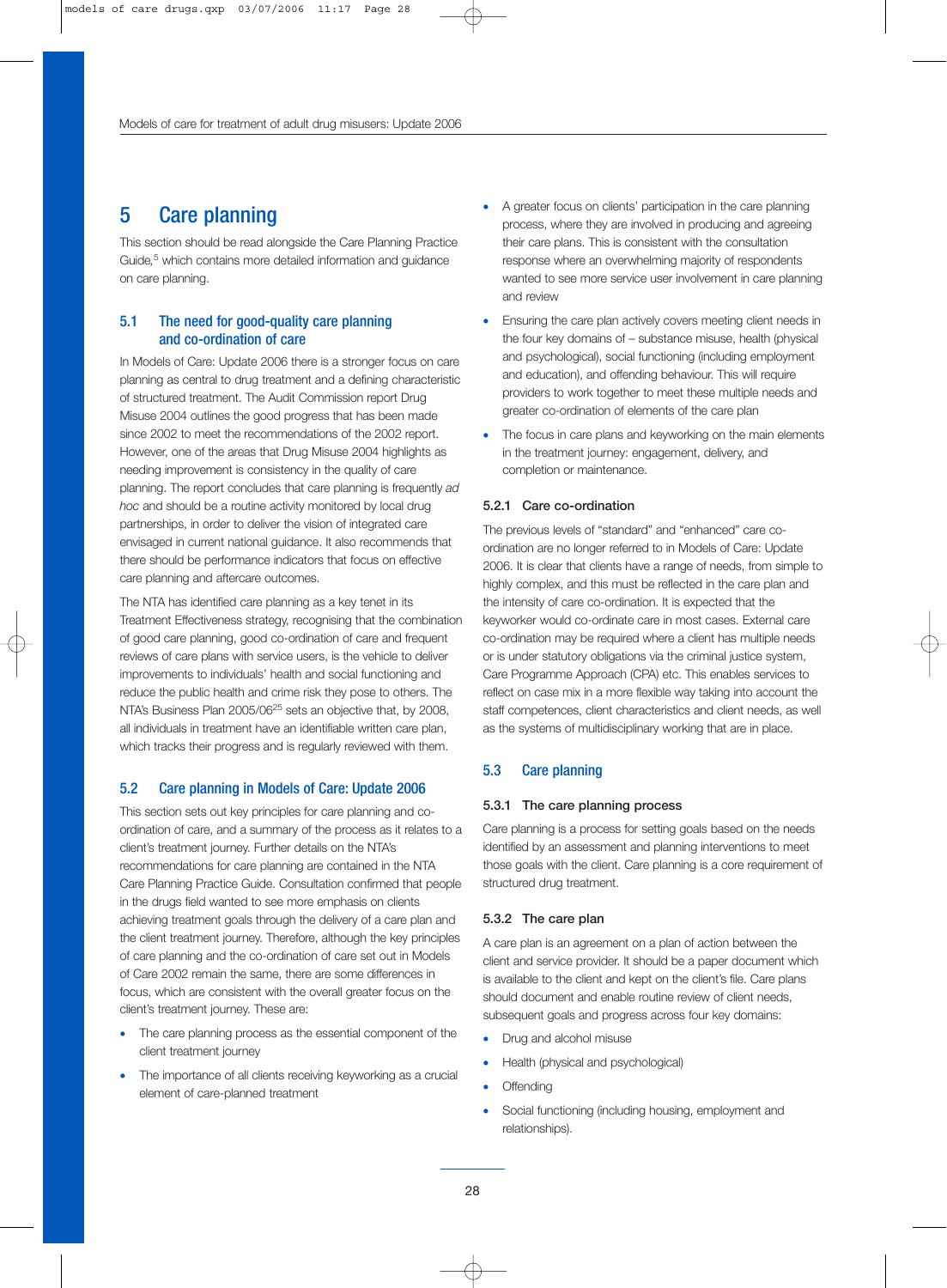# 5 Care planning

This section should be read alongside the Care Planning Practice Guide,[5] which contains more detailed information and guidance on care planning.

## 5.1 The need for good-quality care planning and co-ordination of care

In Models of Care: Update 2006 there is a stronger focus on care planning as central to drug treatment and a defining characteristic of structured treatment. The Audit Commission report Drug Misuse 2004 outlines the good progress that has been made since 2002 to meet the recommendations of the 2002 report. However, one of the areas that Drug Misuse 2004 highlights as needing improvement is consistency in the quality of care planning. The report concludes that care planning is frequently *ad hoc* and should be a routine activity monitored by local drug partnerships, in order to deliver the vision of integrated care envisaged in current national guidance. It also recommends that there should be performance indicators that focus on effective care planning and aftercare outcomes.

The NTA has identified care planning as a key tenet in its Treatment Effectiveness strategy, recognising that the combination of good care planning, good co-ordination of care and frequent reviews of care plans with service users, is the vehicle to deliver improvements to individuals' health and social functioning and reduce the public health and crime risk they pose to others. The NTA's Business Plan 2005/06[25] sets an objective that, by 2008, all individuals in treatment have an identifiable written care plan, which tracks their progress and is regularly reviewed with them.

## 5.2 Care planning in Models of Care: Update 2006

This section sets out key principles for care planning and co-ordination of care, and a summary of the process as it relates to a client's treatment journey. Further details on the NTA's recommendations for care planning are contained in the NTA Care Planning Practice Guide. Consultation confirmed that people in the drugs field wanted to see more emphasis on clients achieving treatment goals through the delivery of a care plan and the client treatment journey. Therefore, although the key principles of care planning and the co-ordination of care set out in Models of Care 2002 remain the same, there are some differences in focus, which are consistent with the overall greater focus on the client's treatment journey. These are:

- The care planning process as the essential component of the client treatment journey
- The importance of all clients receiving keyworking as a crucial element of care-planned treatment
- A greater focus on clients' participation in the care planning process, where they are involved in producing and agreeing their care plans. This is consistent with the consultation response where an overwhelming majority of respondents wanted to see more service user involvement in care planning and review
- Ensuring the care plan actively covers meeting client needs in the four key domains of – substance misuse, health (physical and psychological), social functioning (including employment and education), and offending behaviour. This will require providers to work together to meet these multiple needs and greater co-ordination of elements of the care plan
- The focus in care plans and keyworking on the main elements in the treatment journey: engagement, delivery, and completion or maintenance.

### 5.2.1 Care co-ordination

The previous levels of "standard" and "enhanced" care co-ordination are no longer referred to in Models of Care: Update 2006. It is clear that clients have a range of needs, from simple to highly complex, and this must be reflected in the care plan and the intensity of care co-ordination. It is expected that the keyworker would co-ordinate care in most cases. External care co-ordination may be required where a client has multiple needs or is under statutory obligations via the criminal justice system, Care Programme Approach (CPA) etc. This enables services to reflect on case mix in a more flexible way taking into account the staff competences, client characteristics and client needs, as well as the systems of multidisciplinary working that are in place.

## 5.3 Care planning

### 5.3.1 The care planning process

Care planning is a process for setting goals based on the needs identified by an assessment and planning interventions to meet those goals with the client. Care planning is a core requirement of structured drug treatment.

### 5.3.2 The care plan

A care plan is an agreement on a plan of action between the client and service provider. It should be a paper document which is available to the client and kept on the client's file. Care plans should document and enable routine review of client needs, subsequent goals and progress across four key domains:

- Drug and alcohol misuse
- Health (physical and psychological)
- Offending
- Social functioning (including housing, employment and relationships).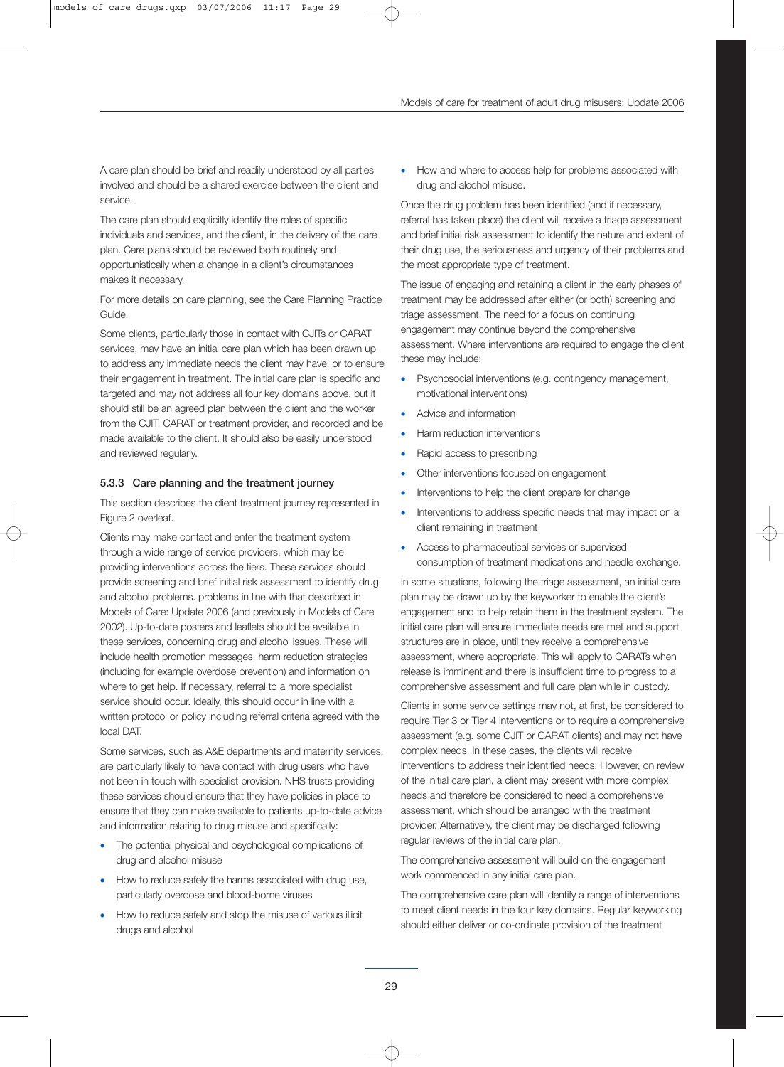A care plan should be brief and readily understood by all parties involved and should be a shared exercise between the client and service.

The care plan should explicitly identify the roles of specific individuals and services, and the client, in the delivery of the care plan. Care plans should be reviewed both routinely and opportunistically when a change in a client's circumstances makes it necessary.

For more details on care planning, see the Care Planning Practice Guide.

Some clients, particularly those in contact with CJITs or CARAT services, may have an initial care plan which has been drawn up to address any immediate needs the client may have, or to ensure their engagement in treatment. The initial care plan is specific and targeted and may not address all four key domains above, but it should still be an agreed plan between the client and the worker from the CJIT, CARAT or treatment provider, and recorded and be made available to the client. It should also be easily understood and reviewed regularly.

### 5.3.3 Care planning and the treatment journey

This section describes the client treatment journey represented in Figure 2 overleaf.

Clients may make contact and enter the treatment system through a wide range of service providers, which may be providing interventions across the tiers. These services should provide screening and brief initial risk assessment to identify drug and alcohol problems. problems in line with that described in Models of Care: Update 2006 (and previously in Models of Care 2002). Up-to-date posters and leaflets should be available in these services, concerning drug and alcohol issues. These will include health promotion messages, harm reduction strategies (including for example overdose prevention) and information on where to get help. If necessary, referral to a more specialist service should occur. Ideally, this should occur in line with a written protocol or policy including referral criteria agreed with the local DAT.

Some services, such as A&E departments and maternity services, are particularly likely to have contact with drug users who have not been in touch with specialist provision. NHS trusts providing these services should ensure that they have policies in place to ensure that they can make available to patients up-to-date advice and information relating to drug misuse and specifically:

- The potential physical and psychological complications of drug and alcohol misuse
- How to reduce safely the harms associated with drug use, particularly overdose and blood-borne viruses
- How to reduce safely and stop the misuse of various illicit drugs and alcohol
- How and where to access help for problems associated with drug and alcohol misuse.

Once the drug problem has been identified (and if necessary, referral has taken place) the client will receive a triage assessment and brief initial risk assessment to identify the nature and extent of their drug use, the seriousness and urgency of their problems and the most appropriate type of treatment.

The issue of engaging and retaining a client in the early phases of treatment may be addressed after either (or both) screening and triage assessment. The need for a focus on continuing engagement may continue beyond the comprehensive assessment. Where interventions are required to engage the client these may include:

- Psychosocial interventions (e.g. contingency management, motivational interventions)
- Advice and information
- Harm reduction interventions
- Rapid access to prescribing
- Other interventions focused on engagement
- Interventions to help the client prepare for change
- Interventions to address specific needs that may impact on a client remaining in treatment
- Access to pharmaceutical services or supervised consumption of treatment medications and needle exchange.

In some situations, following the triage assessment, an initial care plan may be drawn up by the keyworker to enable the client's engagement and to help retain them in the treatment system. The initial care plan will ensure immediate needs are met and support structures are in place, until they receive a comprehensive assessment, where appropriate. This will apply to CARATs when release is imminent and there is insufficient time to progress to a comprehensive assessment and full care plan while in custody.

Clients in some service settings may not, at first, be considered to require Tier 3 or Tier 4 interventions or to require a comprehensive assessment (e.g. some CJIT or CARAT clients) and may not have complex needs. In these cases, the clients will receive interventions to address their identified needs. However, on review of the initial care plan, a client may present with more complex needs and therefore be considered to need a comprehensive assessment, which should be arranged with the treatment provider. Alternatively, the client may be discharged following regular reviews of the initial care plan.

The comprehensive assessment will build on the engagement work commenced in any initial care plan.

The comprehensive care plan will identify a range of interventions to meet client needs in the four key domains. Regular keyworking should either deliver or co-ordinate provision of the treatment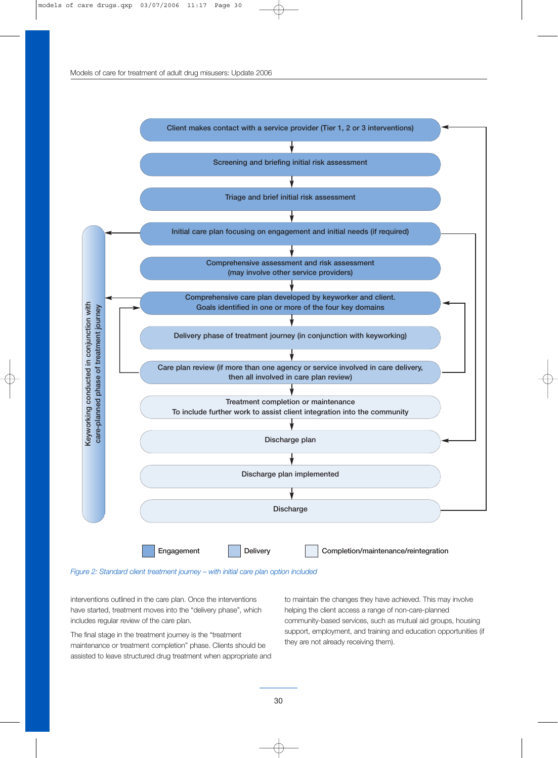Client makes contact with a service provider (Tier 1, 2 or 3 interventions)

Screening and briefing initial risk assessment

Triage and brief initial risk assessment

Initial care plan focusing on engagement and initial needs (if required)

Comprehensive assessment and risk assessment
(may involve other service providers)

Comprehensive care plan developed by keyworker and client.
Goals identified in one or more of the four key domains

Delivery phase of treatment journey (in conjunction with keyworking)

Care plan review (if more than one agency or service involved in care delivery, then all involved in care plan review)

Treatment completion or maintenance
To include further work to assist client integration into the community

Discharge plan

Discharge plan implemented

Discharge

Keyworking conducted in conjunction with care-planned phase of treatment journey

Engagement | Delivery | Completion/maintenance/reintegration

*Figure 2: Standard client treatment journey – with initial care plan option included*

interventions outlined in the care plan. Once the interventions have started, treatment moves into the "delivery phase", which includes regular review of the care plan.

The final stage in the treatment journey is the "treatment maintenance or treatment completion" phase. Clients should be assisted to leave structured drug treatment when appropriate and to maintain the changes they have achieved. This may involve helping the client access a range of non-care-planned community-based services, such as mutual aid groups, housing support, employment, and training and education opportunities (if they are not already receiving them).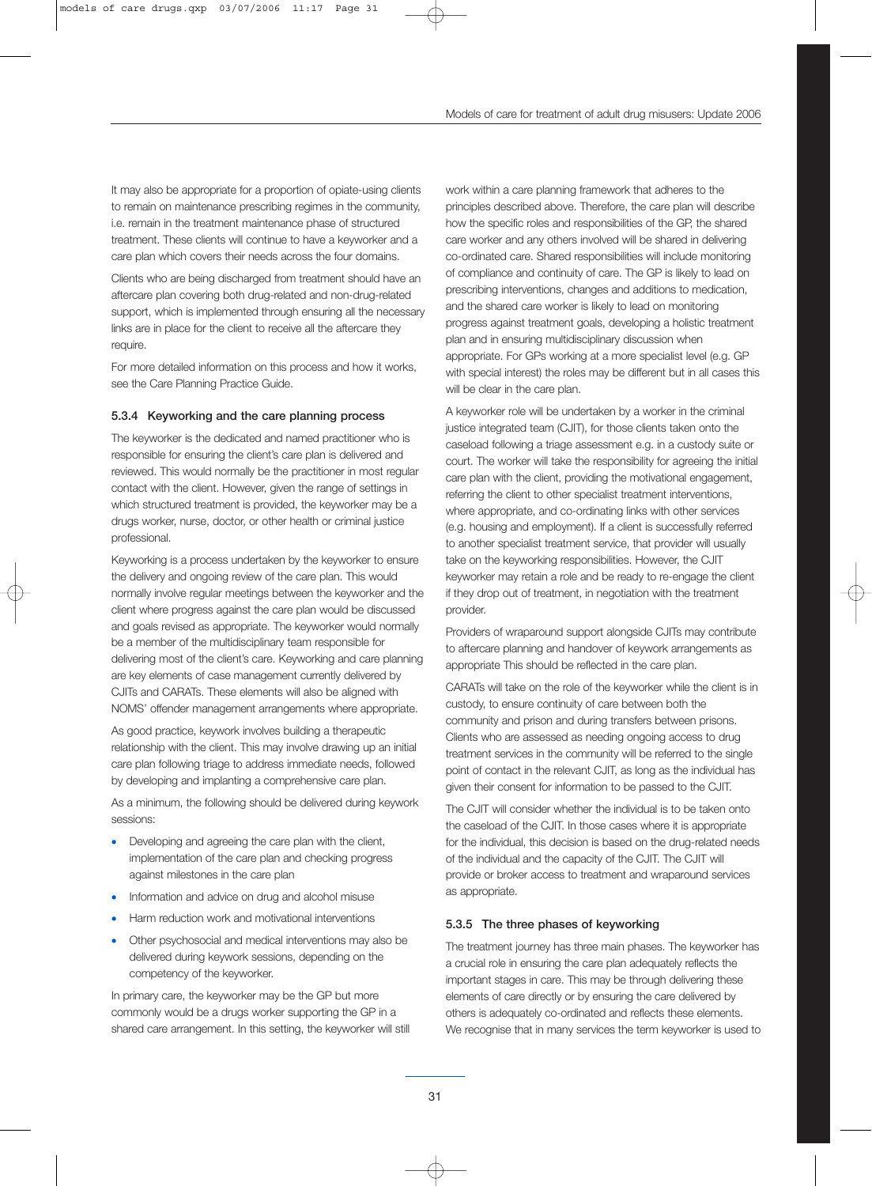It may also be appropriate for a proportion of opiate-using clients to remain on maintenance prescribing regimes in the community, i.e. remain in the treatment maintenance phase of structured treatment. These clients will continue to have a keyworker and a care plan which covers their needs across the four domains.

Clients who are being discharged from treatment should have an aftercare plan covering both drug-related and non-drug-related support, which is implemented through ensuring all the necessary links are in place for the client to receive all the aftercare they require.

For more detailed information on this process and how it works, see the Care Planning Practice Guide.

### 5.3.4 Keyworking and the care planning process

The keyworker is the dedicated and named practitioner who is responsible for ensuring the client's care plan is delivered and reviewed. This would normally be the practitioner in most regular contact with the client. However, given the range of settings in which structured treatment is provided, the keyworker may be a drugs worker, nurse, doctor, or other health or criminal justice professional.

Keyworking is a process undertaken by the keyworker to ensure the delivery and ongoing review of the care plan. This would normally involve regular meetings between the keyworker and the client where progress against the care plan would be discussed and goals revised as appropriate. The keyworker would normally be a member of the multidisciplinary team responsible for delivering most of the client's care. Keyworking and care planning are key elements of case management currently delivered by CJITs and CARATs. These elements will also be aligned with NOMS' offender management arrangements where appropriate.

As good practice, keywork involves building a therapeutic relationship with the client. This may involve drawing up an initial care plan following triage to address immediate needs, followed by developing and implanting a comprehensive care plan.

As a minimum, the following should be delivered during keywork sessions:

- Developing and agreeing the care plan with the client, implementation of the care plan and checking progress against milestones in the care plan
- Information and advice on drug and alcohol misuse
- Harm reduction work and motivational interventions
- Other psychosocial and medical interventions may also be delivered during keywork sessions, depending on the competency of the keyworker.

In primary care, the keyworker may be the GP but more commonly would be a drugs worker supporting the GP in a shared care arrangement. In this setting, the keyworker will still work within a care planning framework that adheres to the principles described above. Therefore, the care plan will describe how the specific roles and responsibilities of the GP, the shared care worker and any others involved will be shared in delivering co-ordinated care. Shared responsibilities will include monitoring of compliance and continuity of care. The GP is likely to lead on prescribing interventions, changes and additions to medication, and the shared care worker is likely to lead on monitoring progress against treatment goals, developing a holistic treatment plan and in ensuring multidisciplinary discussion when appropriate. For GPs working at a more specialist level (e.g. GP with special interest) the roles may be different but in all cases this will be clear in the care plan.

A keyworker role will be undertaken by a worker in the criminal justice integrated team (CJIT), for those clients taken onto the caseload following a triage assessment e.g. in a custody suite or court. The worker will take the responsibility for agreeing the initial care plan with the client, providing the motivational engagement, referring the client to other specialist treatment interventions, where appropriate, and co-ordinating links with other services (e.g. housing and employment). If a client is successfully referred to another specialist treatment service, that provider will usually take on the keyworking responsibilities. However, the CJIT keyworker may retain a role and be ready to re-engage the client if they drop out of treatment, in negotiation with the treatment provider.

Providers of wraparound support alongside CJITs may contribute to aftercare planning and handover of keywork arrangements as appropriate This should be reflected in the care plan.

CARATs will take on the role of the keyworker while the client is in custody, to ensure continuity of care between both the community and prison and during transfers between prisons. Clients who are assessed as needing ongoing access to drug treatment services in the community will be referred to the single point of contact in the relevant CJIT, as long as the individual has given their consent for information to be passed to the CJIT.

The CJIT will consider whether the individual is to be taken onto the caseload of the CJIT. In those cases where it is appropriate for the individual, this decision is based on the drug-related needs of the individual and the capacity of the CJIT. The CJIT will provide or broker access to treatment and wraparound services as appropriate.

### 5.3.5 The three phases of keyworking

The treatment journey has three main phases. The keyworker has a crucial role in ensuring the care plan adequately reflects the important stages in care. This may be through delivering these elements of care directly or by ensuring the care delivered by others is adequately co-ordinated and reflects these elements. We recognise that in many services the term keyworker is used to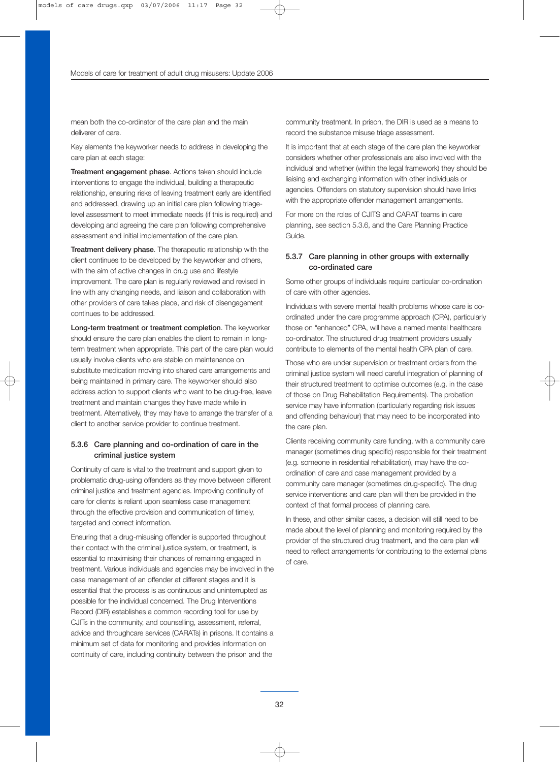mean both the co-ordinator of the care plan and the main deliverer of care.

Key elements the keyworker needs to address in developing the care plan at each stage:

**Treatment engagement phase**. Actions taken should include interventions to engage the individual, building a therapeutic relationship, ensuring risks of leaving treatment early are identified and addressed, drawing up an initial care plan following triage-level assessment to meet immediate needs (if this is required) and developing and agreeing the care plan following comprehensive assessment and initial implementation of the care plan.

**Treatment delivery phase**. The therapeutic relationship with the client continues to be developed by the keyworker and others, with the aim of active changes in drug use and lifestyle improvement. The care plan is regularly reviewed and revised in line with any changing needs, and liaison and collaboration with other providers of care takes place, and risk of disengagement continues to be addressed.

**Long-term treatment or treatment completion**. The keyworker should ensure the care plan enables the client to remain in long-term treatment when appropriate. This part of the care plan would usually involve clients who are stable on maintenance on substitute medication moving into shared care arrangements and being maintained in primary care. The keyworker should also address action to support clients who want to be drug-free, leave treatment and maintain changes they have made while in treatment. Alternatively, they may have to arrange the transfer of a client to another service provider to continue treatment.

### 5.3.6 Care planning and co-ordination of care in the criminal justice system

Continuity of care is vital to the treatment and support given to problematic drug-using offenders as they move between different criminal justice and treatment agencies. Improving continuity of care for clients is reliant upon seamless case management through the effective provision and communication of timely, targeted and correct information.

Ensuring that a drug-misusing offender is supported throughout their contact with the criminal justice system, or treatment, is essential to maximising their chances of remaining engaged in treatment. Various individuals and agencies may be involved in the case management of an offender at different stages and it is essential that the process is as continuous and uninterrupted as possible for the individual concerned. The Drug Interventions Record (DIR) establishes a common recording tool for use by CJITs in the community, and counselling, assessment, referral, advice and throughcare services (CARATs) in prisons. It contains a minimum set of data for monitoring and provides information on continuity of care, including continuity between the prison and the community treatment. In prison, the DIR is used as a means to record the substance misuse triage assessment.

It is important that at each stage of the care plan the keyworker considers whether other professionals are also involved with the individual and whether (within the legal framework) they should be liaising and exchanging information with other individuals or agencies. Offenders on statutory supervision should have links with the appropriate offender management arrangements.

For more on the roles of CJITS and CARAT teams in care planning, see section 5.3.6, and the Care Planning Practice Guide.

### 5.3.7 Care planning in other groups with externally co-ordinated care

Some other groups of individuals require particular co-ordination of care with other agencies.

Individuals with severe mental health problems whose care is co-ordinated under the care programme approach (CPA), particularly those on "enhanced" CPA, will have a named mental healthcare co-ordinator. The structured drug treatment providers usually contribute to elements of the mental health CPA plan of care.

Those who are under supervision or treatment orders from the criminal justice system will need careful integration of planning of their structured treatment to optimise outcomes (e.g. in the case of those on Drug Rehabilitation Requirements). The probation service may have information (particularly regarding risk issues and offending behaviour) that may need to be incorporated into the care plan.

Clients receiving community care funding, with a community care manager (sometimes drug specific) responsible for their treatment (e.g. someone in residential rehabilitation), may have the co-ordination of care and case management provided by a community care manager (sometimes drug-specific). The drug service interventions and care plan will then be provided in the context of that formal process of planning care.

In these, and other similar cases, a decision will still need to be made about the level of planning and monitoring required by the provider of the structured drug treatment, and the care plan will need to reflect arrangements for contributing to the external plans of care.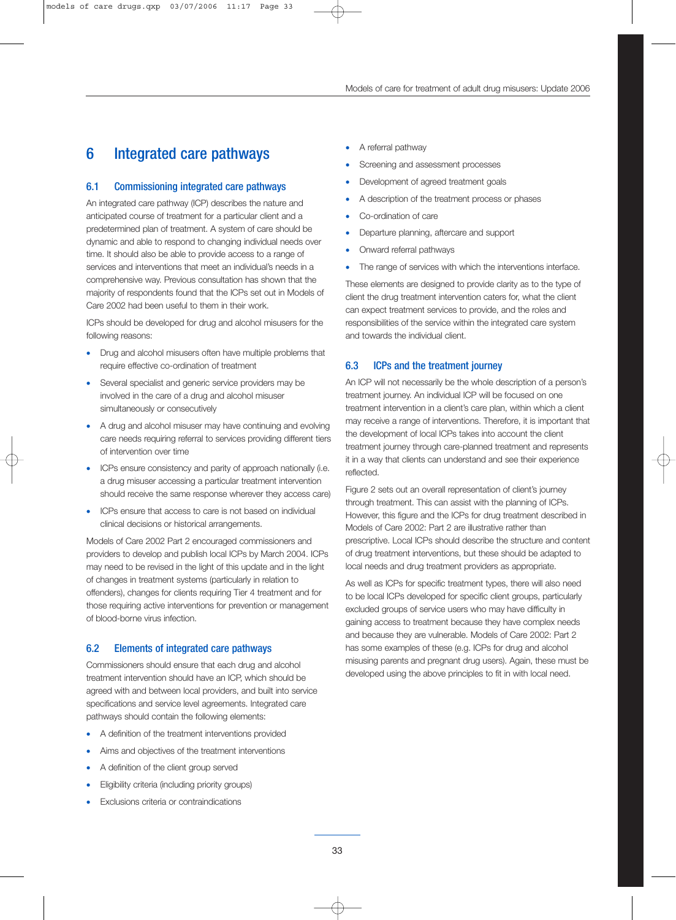# 6 Integrated care pathways

## 6.1 Commissioning integrated care pathways

An integrated care pathway (ICP) describes the nature and anticipated course of treatment for a particular client and a predetermined plan of treatment. A system of care should be dynamic and able to respond to changing individual needs over time. It should also be able to provide access to a range of services and interventions that meet an individual's needs in a comprehensive way. Previous consultation has shown that the majority of respondents found that the ICPs set out in Models of Care 2002 had been useful to them in their work.

ICPs should be developed for drug and alcohol misusers for the following reasons:

- Drug and alcohol misusers often have multiple problems that require effective co-ordination of treatment
- Several specialist and generic service providers may be involved in the care of a drug and alcohol misuser simultaneously or consecutively
- A drug and alcohol misuser may have continuing and evolving care needs requiring referral to services providing different tiers of intervention over time
- ICPs ensure consistency and parity of approach nationally (i.e. a drug misuser accessing a particular treatment intervention should receive the same response wherever they access care)
- ICPs ensure that access to care is not based on individual clinical decisions or historical arrangements.

Models of Care 2002 Part 2 encouraged commissioners and providers to develop and publish local ICPs by March 2004. ICPs may need to be revised in the light of this update and in the light of changes in treatment systems (particularly in relation to offenders), changes for clients requiring Tier 4 treatment and for those requiring active interventions for prevention or management of blood-borne virus infection.

## 6.2 Elements of integrated care pathways

Commissioners should ensure that each drug and alcohol treatment intervention should have an ICP, which should be agreed with and between local providers, and built into service specifications and service level agreements. Integrated care pathways should contain the following elements:

- A definition of the treatment interventions provided
- Aims and objectives of the treatment interventions
- A definition of the client group served
- Eligibility criteria (including priority groups)
- Exclusions criteria or contraindications
- A referral pathway
- Screening and assessment processes
- Development of agreed treatment goals
- A description of the treatment process or phases
- Co-ordination of care
- Departure planning, aftercare and support
- Onward referral pathways
- The range of services with which the interventions interface.

These elements are designed to provide clarity as to the type of client the drug treatment intervention caters for, what the client can expect treatment services to provide, and the roles and responsibilities of the service within the integrated care system and towards the individual client.

## 6.3 ICPs and the treatment journey

An ICP will not necessarily be the whole description of a person's treatment journey. An individual ICP will be focused on one treatment intervention in a client's care plan, within which a client may receive a range of interventions. Therefore, it is important that the development of local ICPs takes into account the client treatment journey through care-planned treatment and represents it in a way that clients can understand and see their experience reflected.

Figure 2 sets out an overall representation of client's journey through treatment. This can assist with the planning of ICPs. However, this figure and the ICPs for drug treatment described in Models of Care 2002: Part 2 are illustrative rather than prescriptive. Local ICPs should describe the structure and content of drug treatment interventions, but these should be adapted to local needs and drug treatment providers as appropriate.

As well as ICPs for specific treatment types, there will also need to be local ICPs developed for specific client groups, particularly excluded groups of service users who may have difficulty in gaining access to treatment because they have complex needs and because they are vulnerable. Models of Care 2002: Part 2 has some examples of these (e.g. ICPs for drug and alcohol misusing parents and pregnant drug users). Again, these must be developed using the above principles to fit in with local need.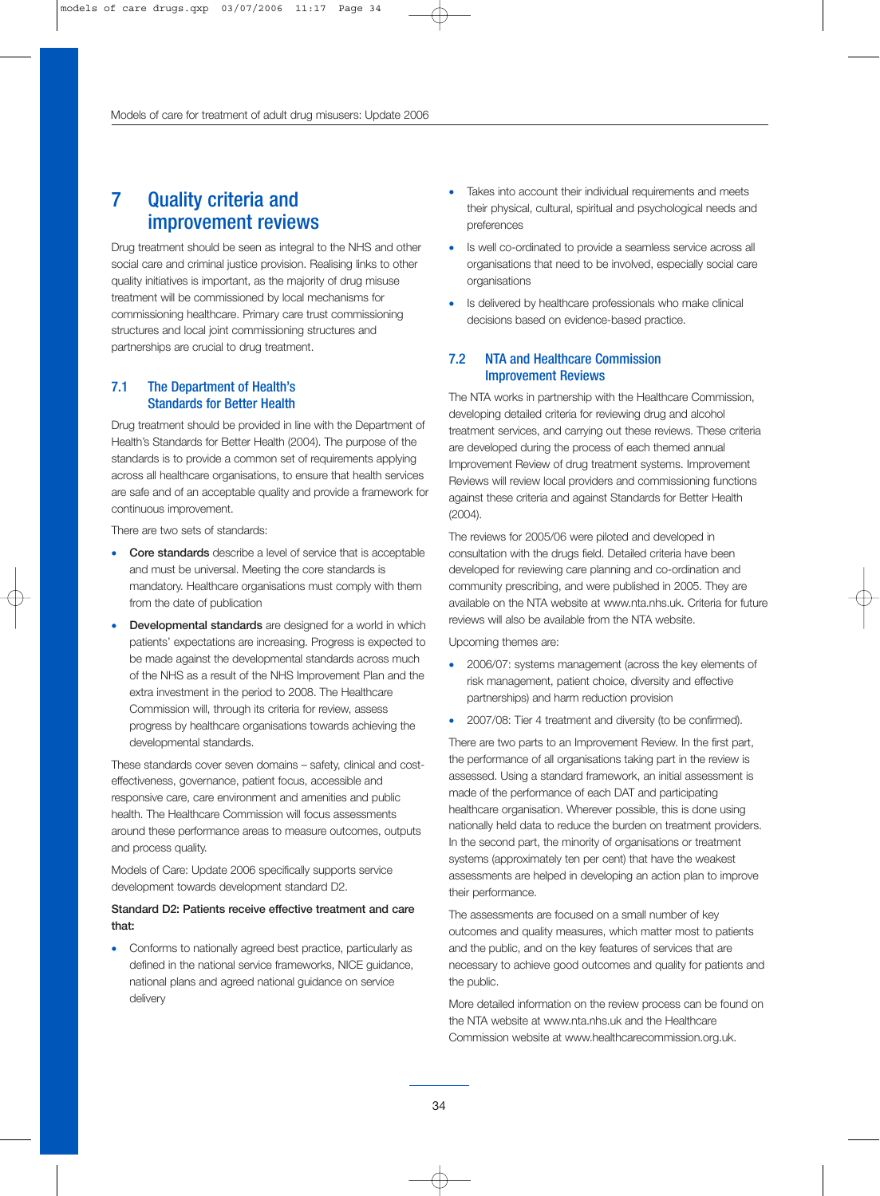# 7 Quality criteria and improvement reviews

Drug treatment should be seen as integral to the NHS and other social care and criminal justice provision. Realising links to other quality initiatives is important, as the majority of drug misuse treatment will be commissioned by local mechanisms for commissioning healthcare. Primary care trust commissioning structures and local joint commissioning structures and partnerships are crucial to drug treatment.

## 7.1 The Department of Health's Standards for Better Health

Drug treatment should be provided in line with the Department of Health's Standards for Better Health (2004). The purpose of the standards is to provide a common set of requirements applying across all healthcare organisations, to ensure that health services are safe and of an acceptable quality and provide a framework for continuous improvement.

There are two sets of standards:

- **Core standards** describe a level of service that is acceptable and must be universal. Meeting the core standards is mandatory. Healthcare organisations must comply with them from the date of publication
- **Developmental standards** are designed for a world in which patients' expectations are increasing. Progress is expected to be made against the developmental standards across much of the NHS as a result of the NHS Improvement Plan and the extra investment in the period to 2008. The Healthcare Commission will, through its criteria for review, assess progress by healthcare organisations towards achieving the developmental standards.

These standards cover seven domains – safety, clinical and cost-effectiveness, governance, patient focus, accessible and responsive care, care environment and amenities and public health. The Healthcare Commission will focus assessments around these performance areas to measure outcomes, outputs and process quality.

Models of Care: Update 2006 specifically supports service development towards development standard D2.

**Standard D2: Patients receive effective treatment and care that:**

- Conforms to nationally agreed best practice, particularly as defined in the national service frameworks, NICE guidance, national plans and agreed national guidance on service delivery
- Takes into account their individual requirements and meets their physical, cultural, spiritual and psychological needs and preferences
- Is well co-ordinated to provide a seamless service across all organisations that need to be involved, especially social care organisations
- Is delivered by healthcare professionals who make clinical decisions based on evidence-based practice.

## 7.2 NTA and Healthcare Commission Improvement Reviews

The NTA works in partnership with the Healthcare Commission, developing detailed criteria for reviewing drug and alcohol treatment services, and carrying out these reviews. These criteria are developed during the process of each themed annual Improvement Review of drug treatment systems. Improvement Reviews will review local providers and commissioning functions against these criteria and against Standards for Better Health (2004).

The reviews for 2005/06 were piloted and developed in consultation with the drugs field. Detailed criteria have been developed for reviewing care planning and co-ordination and community prescribing, and were published in 2005. They are available on the NTA website at www.nta.nhs.uk. Criteria for future reviews will also be available from the NTA website.

Upcoming themes are:

- 2006/07: systems management (across the key elements of risk management, patient choice, diversity and effective partnerships) and harm reduction provision
- 2007/08: Tier 4 treatment and diversity (to be confirmed).

There are two parts to an Improvement Review. In the first part, the performance of all organisations taking part in the review is assessed. Using a standard framework, an initial assessment is made of the performance of each DAT and participating healthcare organisation. Wherever possible, this is done using nationally held data to reduce the burden on treatment providers. In the second part, the minority of organisations or treatment systems (approximately ten per cent) that have the weakest assessments are helped in developing an action plan to improve their performance.

The assessments are focused on a small number of key outcomes and quality measures, which matter most to patients and the public, and on the key features of services that are necessary to achieve good outcomes and quality for patients and the public.

More detailed information on the review process can be found on the NTA website at www.nta.nhs.uk and the Healthcare Commission website at www.healthcarecommission.org.uk.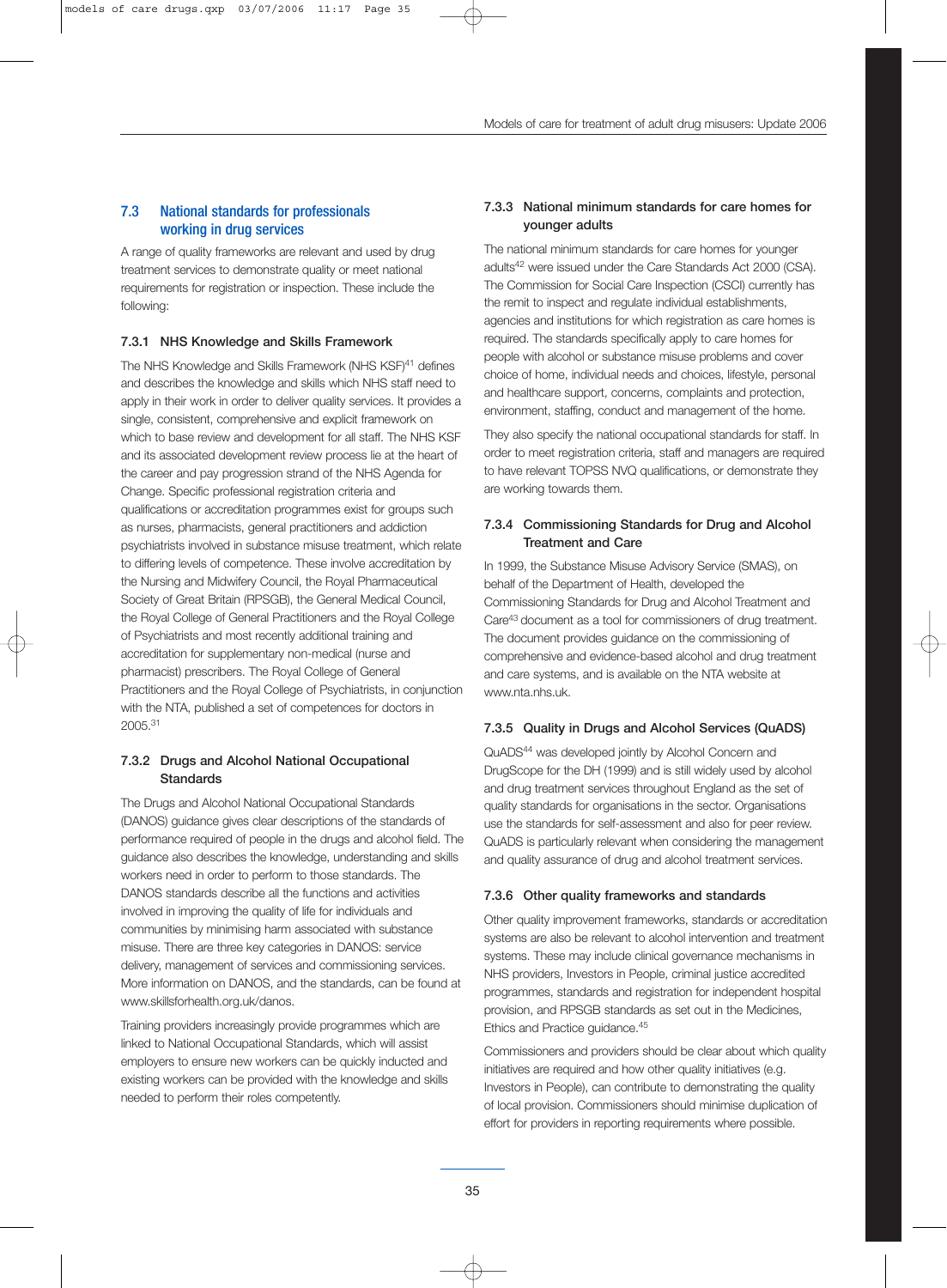## 7.3 National standards for professionals working in drug services

A range of quality frameworks are relevant and used by drug treatment services to demonstrate quality or meet national requirements for registration or inspection. These include the following:

### 7.3.1 NHS Knowledge and Skills Framework

The NHS Knowledge and Skills Framework (NHS KSF)[41] defines and describes the knowledge and skills which NHS staff need to apply in their work in order to deliver quality services. It provides a single, consistent, comprehensive and explicit framework on which to base review and development for all staff. The NHS KSF and its associated development review process lie at the heart of the career and pay progression strand of the NHS Agenda for Change. Specific professional registration criteria and qualifications or accreditation programmes exist for groups such as nurses, pharmacists, general practitioners and addiction psychiatrists involved in substance misuse treatment, which relate to differing levels of competence. These involve accreditation by the Nursing and Midwifery Council, the Royal Pharmaceutical Society of Great Britain (RPSGB), the General Medical Council, the Royal College of General Practitioners and the Royal College of Psychiatrists and most recently additional training and accreditation for supplementary non-medical (nurse and pharmacist) prescribers. The Royal College of General Practitioners and the Royal College of Psychiatrists, in conjunction with the NTA, published a set of competences for doctors in 2005.[31]

### 7.3.2 Drugs and Alcohol National Occupational Standards

The Drugs and Alcohol National Occupational Standards (DANOS) guidance gives clear descriptions of the standards of performance required of people in the drugs and alcohol field. The guidance also describes the knowledge, understanding and skills workers need in order to perform to those standards. The DANOS standards describe all the functions and activities involved in improving the quality of life for individuals and communities by minimising harm associated with substance misuse. There are three key categories in DANOS: service delivery, management of services and commissioning services. More information on DANOS, and the standards, can be found at www.skillsforhealth.org.uk/danos.

Training providers increasingly provide programmes which are linked to National Occupational Standards, which will assist employers to ensure new workers can be quickly inducted and existing workers can be provided with the knowledge and skills needed to perform their roles competently.

### 7.3.3 National minimum standards for care homes for younger adults

The national minimum standards for care homes for younger adults[42] were issued under the Care Standards Act 2000 (CSA). The Commission for Social Care Inspection (CSCI) currently has the remit to inspect and regulate individual establishments, agencies and institutions for which registration as care homes is required. The standards specifically apply to care homes for people with alcohol or substance misuse problems and cover choice of home, individual needs and choices, lifestyle, personal and healthcare support, concerns, complaints and protection, environment, staffing, conduct and management of the home.

They also specify the national occupational standards for staff. In order to meet registration criteria, staff and managers are required to have relevant TOPSS NVQ qualifications, or demonstrate they are working towards them.

### 7.3.4 Commissioning Standards for Drug and Alcohol Treatment and Care

In 1999, the Substance Misuse Advisory Service (SMAS), on behalf of the Department of Health, developed the Commissioning Standards for Drug and Alcohol Treatment and Care[43] document as a tool for commissioners of drug treatment. The document provides guidance on the commissioning of comprehensive and evidence-based alcohol and drug treatment and care systems, and is available on the NTA website at www.nta.nhs.uk.

### 7.3.5 Quality in Drugs and Alcohol Services (QuADS)

QuADS[44] was developed jointly by Alcohol Concern and DrugScope for the DH (1999) and is still widely used by alcohol and drug treatment services throughout England as the set of quality standards for organisations in the sector. Organisations use the standards for self-assessment and also for peer review. QuADS is particularly relevant when considering the management and quality assurance of drug and alcohol treatment services.

### 7.3.6 Other quality frameworks and standards

Other quality improvement frameworks, standards or accreditation systems are also be relevant to alcohol intervention and treatment systems. These may include clinical governance mechanisms in NHS providers, Investors in People, criminal justice accredited programmes, standards and registration for independent hospital provision, and RPSGB standards as set out in the Medicines, Ethics and Practice guidance.[45]

Commissioners and providers should be clear about which quality initiatives are required and how other quality initiatives (e.g. Investors in People), can contribute to demonstrating the quality of local provision. Commissioners should minimise duplication of effort for providers in reporting requirements where possible.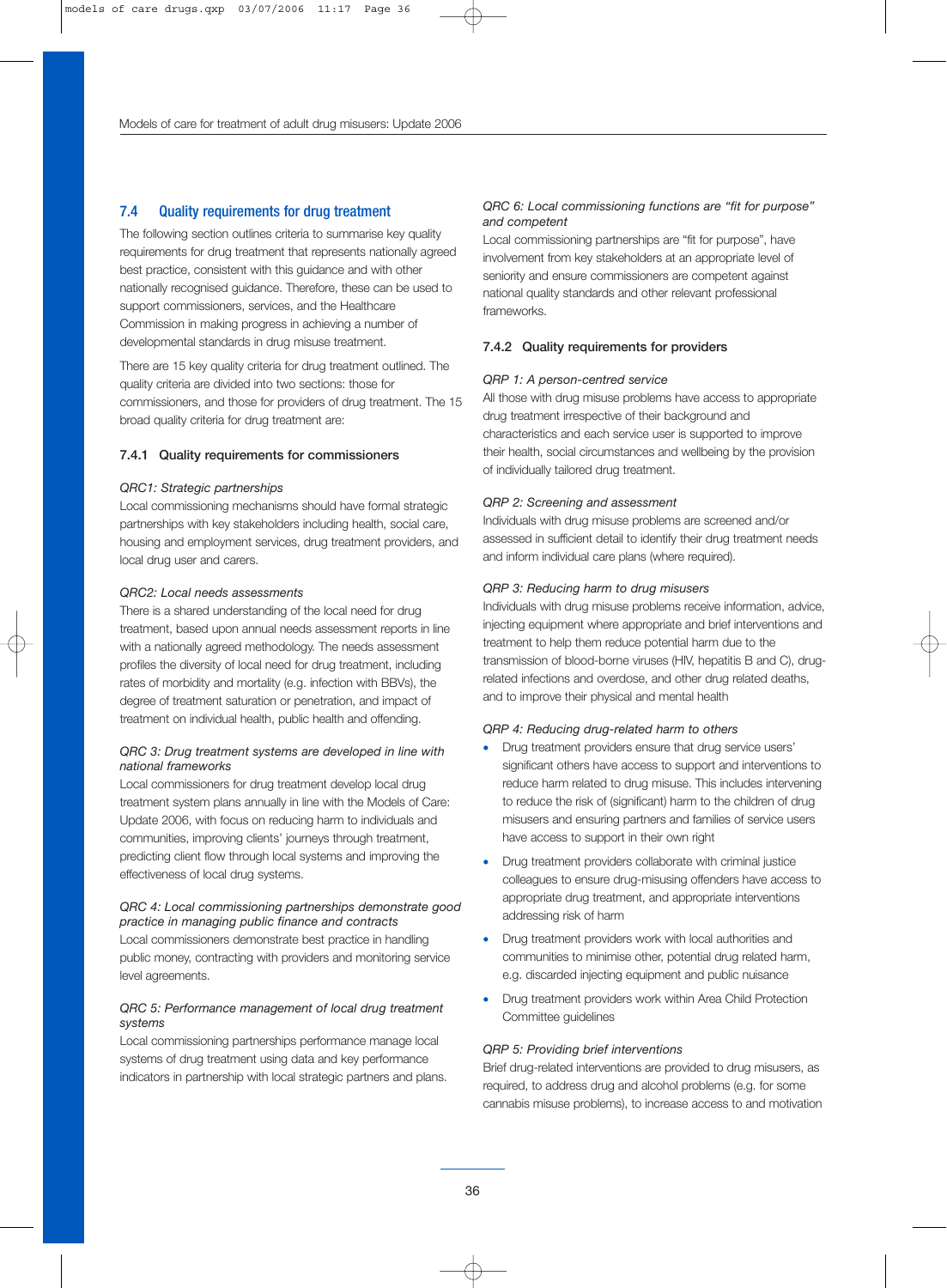## 7.4 Quality requirements for drug treatment

The following section outlines criteria to summarise key quality requirements for drug treatment that represents nationally agreed best practice, consistent with this guidance and with other nationally recognised guidance. Therefore, these can be used to support commissioners, services, and the Healthcare Commission in making progress in achieving a number of developmental standards in drug misuse treatment.

There are 15 key quality criteria for drug treatment outlined. The quality criteria are divided into two sections: those for commissioners, and those for providers of drug treatment. The 15 broad quality criteria for drug treatment are:

### 7.4.1 Quality requirements for commissioners

*QRC1: Strategic partnerships*

Local commissioning mechanisms should have formal strategic partnerships with key stakeholders including health, social care, housing and employment services, drug treatment providers, and local drug user and carers.

*QRC2: Local needs assessments*

There is a shared understanding of the local need for drug treatment, based upon annual needs assessment reports in line with a nationally agreed methodology. The needs assessment profiles the diversity of local need for drug treatment, including rates of morbidity and mortality (e.g. infection with BBVs), the degree of treatment saturation or penetration, and impact of treatment on individual health, public health and offending.

*QRC 3: Drug treatment systems are developed in line with national frameworks*

Local commissioners for drug treatment develop local drug treatment system plans annually in line with the Models of Care: Update 2006, with focus on reducing harm to individuals and communities, improving clients' journeys through treatment, predicting client flow through local systems and improving the effectiveness of local drug systems.

*QRC 4: Local commissioning partnerships demonstrate good practice in managing public finance and contracts*

Local commissioners demonstrate best practice in handling public money, contracting with providers and monitoring service level agreements.

*QRC 5: Performance management of local drug treatment systems*

Local commissioning partnerships performance manage local systems of drug treatment using data and key performance indicators in partnership with local strategic partners and plans.

*QRC 6: Local commissioning functions are "fit for purpose" and competent*

Local commissioning partnerships are "fit for purpose", have involvement from key stakeholders at an appropriate level of seniority and ensure commissioners are competent against national quality standards and other relevant professional frameworks.

### 7.4.2 Quality requirements for providers

*QRP 1: A person-centred service*

All those with drug misuse problems have access to appropriate drug treatment irrespective of their background and characteristics and each service user is supported to improve their health, social circumstances and wellbeing by the provision of individually tailored drug treatment.

*QRP 2: Screening and assessment*

Individuals with drug misuse problems are screened and/or assessed in sufficient detail to identify their drug treatment needs and inform individual care plans (where required).

*QRP 3: Reducing harm to drug misusers*

Individuals with drug misuse problems receive information, advice, injecting equipment where appropriate and brief interventions and treatment to help them reduce potential harm due to the transmission of blood-borne viruses (HIV, hepatitis B and C), drug-related infections and overdose, and other drug related deaths, and to improve their physical and mental health

*QRP 4: Reducing drug-related harm to others*

- Drug treatment providers ensure that drug service users' significant others have access to support and interventions to reduce harm related to drug misuse. This includes intervening to reduce the risk of (significant) harm to the children of drug misusers and ensuring partners and families of service users have access to support in their own right
- Drug treatment providers collaborate with criminal justice colleagues to ensure drug-misusing offenders have access to appropriate drug treatment, and appropriate interventions addressing risk of harm
- Drug treatment providers work with local authorities and communities to minimise other, potential drug related harm, e.g. discarded injecting equipment and public nuisance
- Drug treatment providers work within Area Child Protection Committee guidelines

*QRP 5: Providing brief interventions*

Brief drug-related interventions are provided to drug misusers, as required, to address drug and alcohol problems (e.g. for some cannabis misuse problems), to increase access to and motivation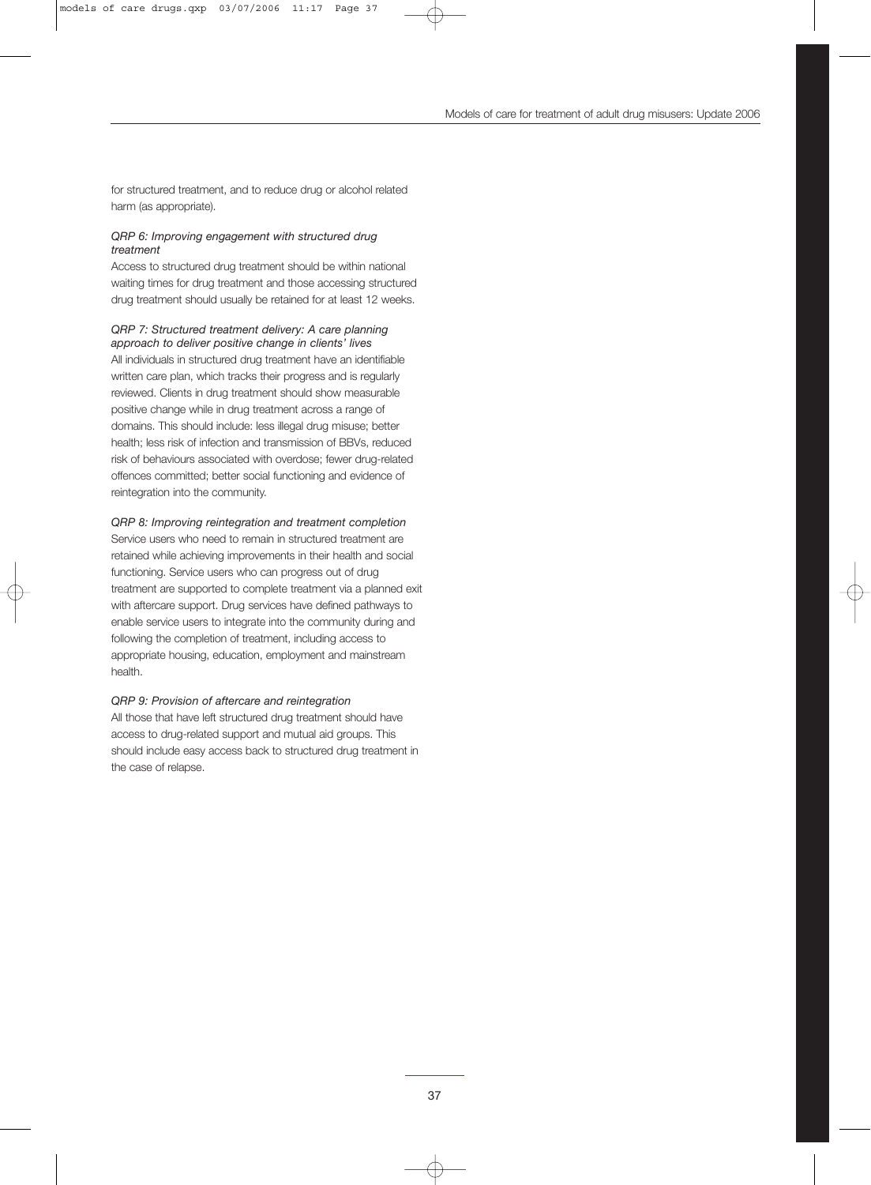for structured treatment, and to reduce drug or alcohol related harm (as appropriate).

*QRP 6: Improving engagement with structured drug treatment*

Access to structured drug treatment should be within national waiting times for drug treatment and those accessing structured drug treatment should usually be retained for at least 12 weeks.

*QRP 7: Structured treatment delivery: A care planning approach to deliver positive change in clients' lives*

All individuals in structured drug treatment have an identifiable written care plan, which tracks their progress and is regularly reviewed. Clients in drug treatment should show measurable positive change while in drug treatment across a range of domains. This should include: less illegal drug misuse; better health; less risk of infection and transmission of BBVs, reduced risk of behaviours associated with overdose; fewer drug-related offences committed; better social functioning and evidence of reintegration into the community.

*QRP 8: Improving reintegration and treatment completion*

Service users who need to remain in structured treatment are retained while achieving improvements in their health and social functioning. Service users who can progress out of drug treatment are supported to complete treatment via a planned exit with aftercare support. Drug services have defined pathways to enable service users to integrate into the community during and following the completion of treatment, including access to appropriate housing, education, employment and mainstream health.

*QRP 9: Provision of aftercare and reintegration*

All those that have left structured drug treatment should have access to drug-related support and mutual aid groups. This should include easy access back to structured drug treatment in the case of relapse.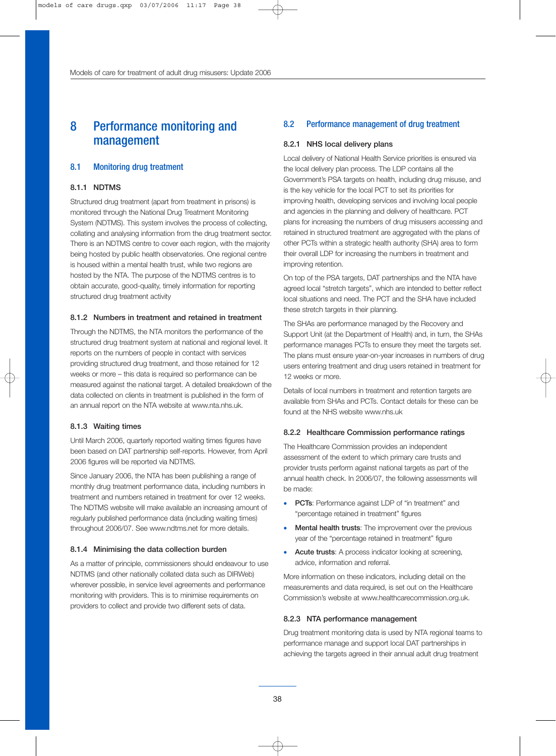# 8 Performance monitoring and management

## 8.1 Monitoring drug treatment

### 8.1.1 NDTMS

Structured drug treatment (apart from treatment in prisons) is monitored through the National Drug Treatment Monitoring System (NDTMS). This system involves the process of collecting, collating and analysing information from the drug treatment sector. There is an NDTMS centre to cover each region, with the majority being hosted by public health observatories. One regional centre is housed within a mental health trust, while two regions are hosted by the NTA. The purpose of the NDTMS centres is to obtain accurate, good-quality, timely information for reporting structured drug treatment activity

### 8.1.2 Numbers in treatment and retained in treatment

Through the NDTMS, the NTA monitors the performance of the structured drug treatment system at national and regional level. It reports on the numbers of people in contact with services providing structured drug treatment, and those retained for 12 weeks or more – this data is required so performance can be measured against the national target. A detailed breakdown of the data collected on clients in treatment is published in the form of an annual report on the NTA website at www.nta.nhs.uk.

### 8.1.3 Waiting times

Until March 2006, quarterly reported waiting times figures have been based on DAT partnership self-reports. However, from April 2006 figures will be reported via NDTMS.

Since January 2006, the NTA has been publishing a range of monthly drug treatment performance data, including numbers in treatment and numbers retained in treatment for over 12 weeks. The NDTMS website will make available an increasing amount of regularly published performance data (including waiting times) throughout 2006/07. See www.ndtms.net for more details.

### 8.1.4 Minimising the data collection burden

As a matter of principle, commissioners should endeavour to use NDTMS (and other nationally collated data such as DIRWeb) wherever possible, in service level agreements and performance monitoring with providers. This is to minimise requirements on providers to collect and provide two different sets of data.

## 8.2 Performance management of drug treatment

### 8.2.1 NHS local delivery plans

Local delivery of National Health Service priorities is ensured via the local delivery plan process. The LDP contains all the Government's PSA targets on health, including drug misuse, and is the key vehicle for the local PCT to set its priorities for improving health, developing services and involving local people and agencies in the planning and delivery of healthcare. PCT plans for increasing the numbers of drug misusers accessing and retained in structured treatment are aggregated with the plans of other PCTs within a strategic health authority (SHA) area to form their overall LDP for increasing the numbers in treatment and improving retention.

On top of the PSA targets, DAT partnerships and the NTA have agreed local "stretch targets", which are intended to better reflect local situations and need. The PCT and the SHA have included these stretch targets in their planning.

The SHAs are performance managed by the Recovery and Support Unit (at the Department of Health) and, in turn, the SHAs performance manages PCTs to ensure they meet the targets set. The plans must ensure year-on-year increases in numbers of drug users entering treatment and drug users retained in treatment for 12 weeks or more.

Details of local numbers in treatment and retention targets are available from SHAs and PCTs. Contact details for these can be found at the NHS website www.nhs.uk

### 8.2.2 Healthcare Commission performance ratings

The Healthcare Commission provides an independent assessment of the extent to which primary care trusts and provider trusts perform against national targets as part of the annual health check. In 2006/07, the following assessments will be made:

- **PCTs**: Performance against LDP of "in treatment" and "percentage retained in treatment" figures
- **Mental health trusts**: The improvement over the previous year of the "percentage retained in treatment" figure
- **Acute trusts**: A process indicator looking at screening, advice, information and referral.

More information on these indicators, including detail on the measurements and data required, is set out on the Healthcare Commission's website at www.healthcarecommission.org.uk.

### 8.2.3 NTA performance management

Drug treatment monitoring data is used by NTA regional teams to performance manage and support local DAT partnerships in achieving the targets agreed in their annual adult drug treatment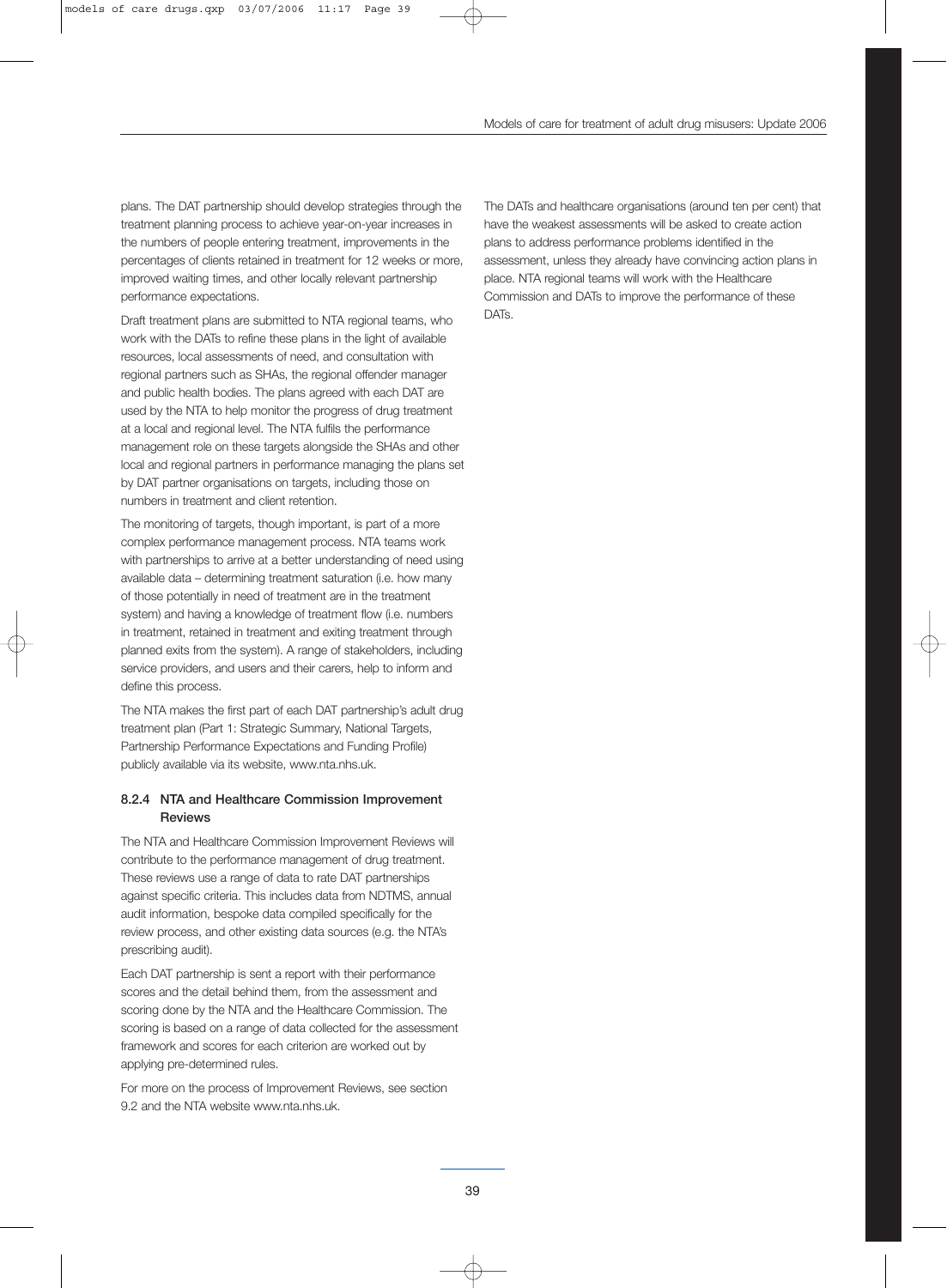plans. The DAT partnership should develop strategies through the treatment planning process to achieve year-on-year increases in the numbers of people entering treatment, improvements in the percentages of clients retained in treatment for 12 weeks or more, improved waiting times, and other locally relevant partnership performance expectations.

Draft treatment plans are submitted to NTA regional teams, who work with the DATs to refine these plans in the light of available resources, local assessments of need, and consultation with regional partners such as SHAs, the regional offender manager and public health bodies. The plans agreed with each DAT are used by the NTA to help monitor the progress of drug treatment at a local and regional level. The NTA fulfils the performance management role on these targets alongside the SHAs and other local and regional partners in performance managing the plans set by DAT partner organisations on targets, including those on numbers in treatment and client retention.

The monitoring of targets, though important, is part of a more complex performance management process. NTA teams work with partnerships to arrive at a better understanding of need using available data – determining treatment saturation (i.e. how many of those potentially in need of treatment are in the treatment system) and having a knowledge of treatment flow (i.e. numbers in treatment, retained in treatment and exiting treatment through planned exits from the system). A range of stakeholders, including service providers, and users and their carers, help to inform and define this process.

The NTA makes the first part of each DAT partnership's adult drug treatment plan (Part 1: Strategic Summary, National Targets, Partnership Performance Expectations and Funding Profile) publicly available via its website, www.nta.nhs.uk.

### 8.2.4 NTA and Healthcare Commission Improvement Reviews

The NTA and Healthcare Commission Improvement Reviews will contribute to the performance management of drug treatment. These reviews use a range of data to rate DAT partnerships against specific criteria. This includes data from NDTMS, annual audit information, bespoke data compiled specifically for the review process, and other existing data sources (e.g. the NTA's prescribing audit).

Each DAT partnership is sent a report with their performance scores and the detail behind them, from the assessment and scoring done by the NTA and the Healthcare Commission. The scoring is based on a range of data collected for the assessment framework and scores for each criterion are worked out by applying pre-determined rules.

For more on the process of Improvement Reviews, see section 9.2 and the NTA website www.nta.nhs.uk.

The DATs and healthcare organisations (around ten per cent) that have the weakest assessments will be asked to create action plans to address performance problems identified in the assessment, unless they already have convincing action plans in place. NTA regional teams will work with the Healthcare Commission and DATs to improve the performance of these DATs.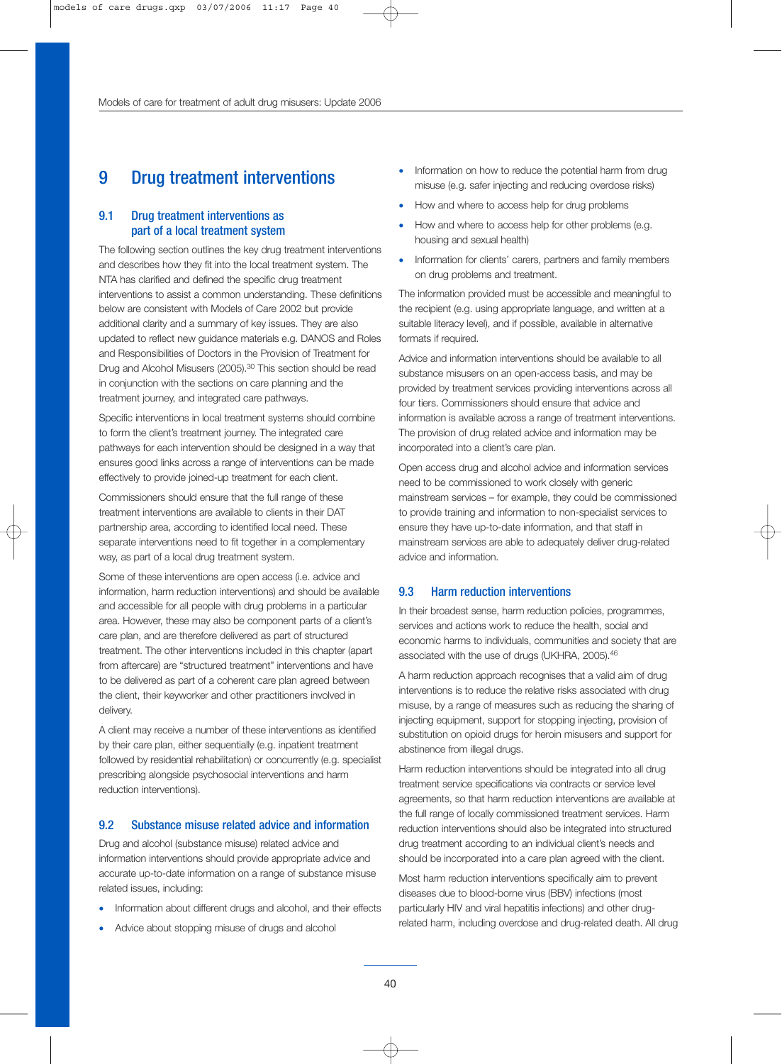# 9 Drug treatment interventions

## 9.1 Drug treatment interventions as part of a local treatment system

The following section outlines the key drug treatment interventions and describes how they fit into the local treatment system. The NTA has clarified and defined the specific drug treatment interventions to assist a common understanding. These definitions below are consistent with Models of Care 2002 but provide additional clarity and a summary of key issues. They are also updated to reflect new guidance materials e.g. DANOS and Roles and Responsibilities of Doctors in the Provision of Treatment for Drug and Alcohol Misusers (2005).[30] This section should be read in conjunction with the sections on care planning and the treatment journey, and integrated care pathways.

Specific interventions in local treatment systems should combine to form the client's treatment journey. The integrated care pathways for each intervention should be designed in a way that ensures good links across a range of interventions can be made effectively to provide joined-up treatment for each client.

Commissioners should ensure that the full range of these treatment interventions are available to clients in their DAT partnership area, according to identified local need. These separate interventions need to fit together in a complementary way, as part of a local drug treatment system.

Some of these interventions are open access (i.e. advice and information, harm reduction interventions) and should be available and accessible for all people with drug problems in a particular area. However, these may also be component parts of a client's care plan, and are therefore delivered as part of structured treatment. The other interventions included in this chapter (apart from aftercare) are "structured treatment" interventions and have to be delivered as part of a coherent care plan agreed between the client, their keyworker and other practitioners involved in delivery.

A client may receive a number of these interventions as identified by their care plan, either sequentially (e.g. inpatient treatment followed by residential rehabilitation) or concurrently (e.g. specialist prescribing alongside psychosocial interventions and harm reduction interventions).

## 9.2 Substance misuse related advice and information

Drug and alcohol (substance misuse) related advice and information interventions should provide appropriate advice and accurate up-to-date information on a range of substance misuse related issues, including:

- Information about different drugs and alcohol, and their effects
- Advice about stopping misuse of drugs and alcohol
- Information on how to reduce the potential harm from drug misuse (e.g. safer injecting and reducing overdose risks)
- How and where to access help for drug problems
- How and where to access help for other problems (e.g. housing and sexual health)
- Information for clients' carers, partners and family members on drug problems and treatment.

The information provided must be accessible and meaningful to the recipient (e.g. using appropriate language, and written at a suitable literacy level), and if possible, available in alternative formats if required.

Advice and information interventions should be available to all substance misusers on an open-access basis, and may be provided by treatment services providing interventions across all four tiers. Commissioners should ensure that advice and information is available across a range of treatment interventions. The provision of drug related advice and information may be incorporated into a client's care plan.

Open access drug and alcohol advice and information services need to be commissioned to work closely with generic mainstream services – for example, they could be commissioned to provide training and information to non-specialist services to ensure they have up-to-date information, and that staff in mainstream services are able to adequately deliver drug-related advice and information.

## 9.3 Harm reduction interventions

In their broadest sense, harm reduction policies, programmes, services and actions work to reduce the health, social and economic harms to individuals, communities and society that are associated with the use of drugs (UKHRA, 2005).[46]

A harm reduction approach recognises that a valid aim of drug interventions is to reduce the relative risks associated with drug misuse, by a range of measures such as reducing the sharing of injecting equipment, support for stopping injecting, provision of substitution on opioid drugs for heroin misusers and support for abstinence from illegal drugs.

Harm reduction interventions should be integrated into all drug treatment service specifications via contracts or service level agreements, so that harm reduction interventions are available at the full range of locally commissioned treatment services. Harm reduction interventions should also be integrated into structured drug treatment according to an individual client's needs and should be incorporated into a care plan agreed with the client.

Most harm reduction interventions specifically aim to prevent diseases due to blood-borne virus (BBV) infections (most particularly HIV and viral hepatitis infections) and other drug-related harm, including overdose and drug-related death. All drug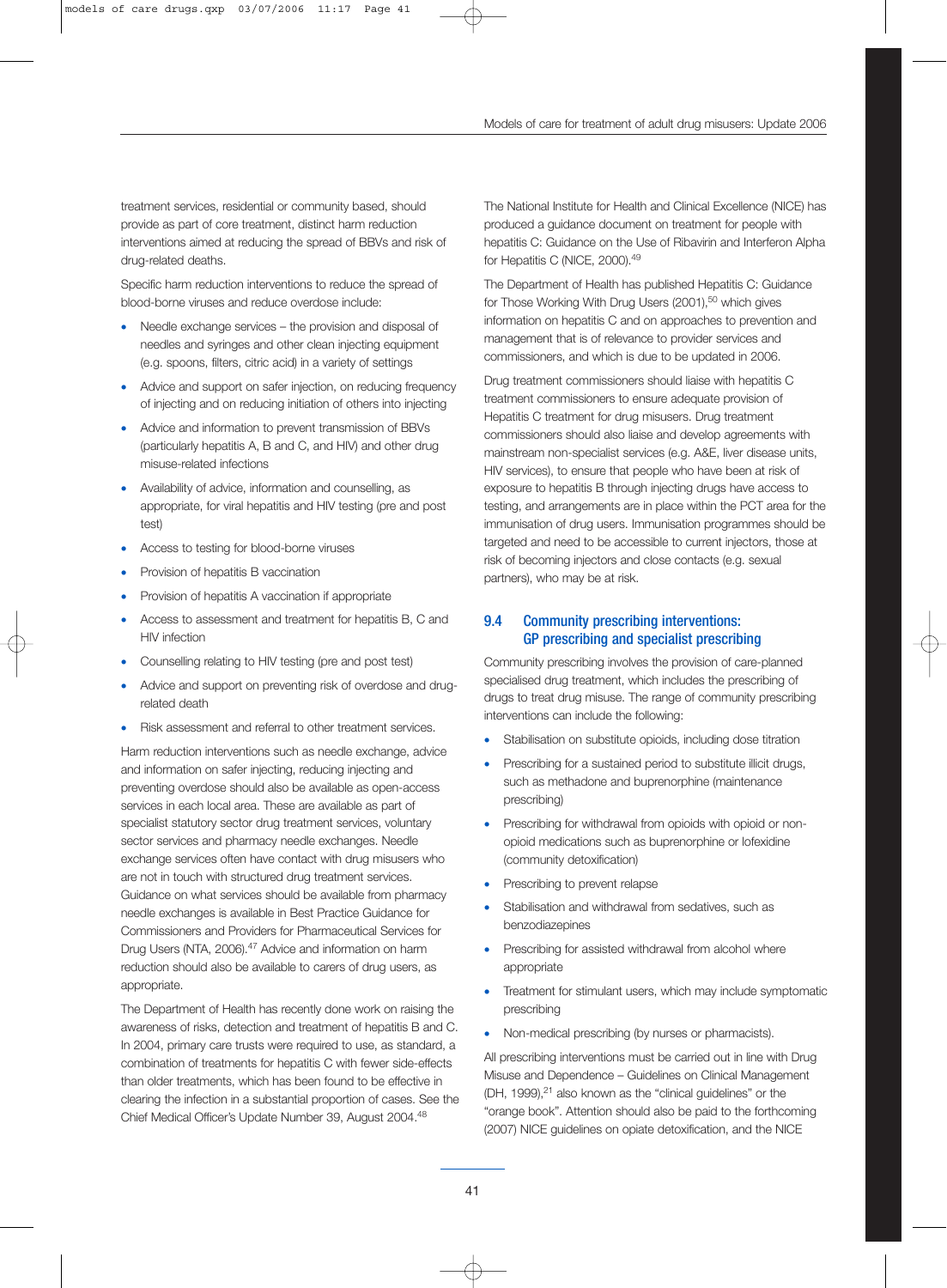treatment services, residential or community based, should provide as part of core treatment, distinct harm reduction interventions aimed at reducing the spread of BBVs and risk of drug-related deaths.

Specific harm reduction interventions to reduce the spread of blood-borne viruses and reduce overdose include:

- Needle exchange services – the provision and disposal of needles and syringes and other clean injecting equipment (e.g. spoons, filters, citric acid) in a variety of settings
- Advice and support on safer injection, on reducing frequency of injecting and on reducing initiation of others into injecting
- Advice and information to prevent transmission of BBVs (particularly hepatitis A, B and C, and HIV) and other drug misuse-related infections
- Availability of advice, information and counselling, as appropriate, for viral hepatitis and HIV testing (pre and post test)
- Access to testing for blood-borne viruses
- Provision of hepatitis B vaccination
- Provision of hepatitis A vaccination if appropriate
- Access to assessment and treatment for hepatitis B, C and HIV infection
- Counselling relating to HIV testing (pre and post test)
- Advice and support on preventing risk of overdose and drug-related death
- Risk assessment and referral to other treatment services.

Harm reduction interventions such as needle exchange, advice and information on safer injecting, reducing injecting and preventing overdose should also be available as open-access services in each local area. These are available as part of specialist statutory sector drug treatment services, voluntary sector services and pharmacy needle exchanges. Needle exchange services often have contact with drug misusers who are not in touch with structured drug treatment services. Guidance on what services should be available from pharmacy needle exchanges is available in Best Practice Guidance for Commissioners and Providers for Pharmaceutical Services for Drug Users (NTA, 2006).[47] Advice and information on harm reduction should also be available to carers of drug users, as appropriate.

The Department of Health has recently done work on raising the awareness of risks, detection and treatment of hepatitis B and C. In 2004, primary care trusts were required to use, as standard, a combination of treatments for hepatitis C with fewer side-effects than older treatments, which has been found to be effective in clearing the infection in a substantial proportion of cases. See the Chief Medical Officer's Update Number 39, August 2004.[48]

The National Institute for Health and Clinical Excellence (NICE) has produced a guidance document on treatment for people with hepatitis C: Guidance on the Use of Ribavirin and Interferon Alpha for Hepatitis C (NICE, 2000).[49]

The Department of Health has published Hepatitis C: Guidance for Those Working With Drug Users (2001),[50] which gives information on hepatitis C and on approaches to prevention and management that is of relevance to provider services and commissioners, and which is due to be updated in 2006.

Drug treatment commissioners should liaise with hepatitis C treatment commissioners to ensure adequate provision of Hepatitis C treatment for drug misusers. Drug treatment commissioners should also liaise and develop agreements with mainstream non-specialist services (e.g. A&E, liver disease units, HIV services), to ensure that people who have been at risk of exposure to hepatitis B through injecting drugs have access to testing, and arrangements are in place within the PCT area for the immunisation of drug users. Immunisation programmes should be targeted and need to be accessible to current injectors, those at risk of becoming injectors and close contacts (e.g. sexual partners), who may be at risk.

## 9.4 Community prescribing interventions: GP prescribing and specialist prescribing

Community prescribing involves the provision of care-planned specialised drug treatment, which includes the prescribing of drugs to treat drug misuse. The range of community prescribing interventions can include the following:

- Stabilisation on substitute opioids, including dose titration
- Prescribing for a sustained period to substitute illicit drugs, such as methadone and buprenorphine (maintenance prescribing)
- Prescribing for withdrawal from opioids with opioid or non-opioid medications such as buprenorphine or lofexidine (community detoxification)
- Prescribing to prevent relapse
- Stabilisation and withdrawal from sedatives, such as benzodiazepines
- Prescribing for assisted withdrawal from alcohol where appropriate
- Treatment for stimulant users, which may include symptomatic prescribing
- Non-medical prescribing (by nurses or pharmacists).

All prescribing interventions must be carried out in line with Drug Misuse and Dependence – Guidelines on Clinical Management (DH, 1999),[21] also known as the "clinical guidelines" or the "orange book". Attention should also be paid to the forthcoming (2007) NICE guidelines on opiate detoxification, and the NICE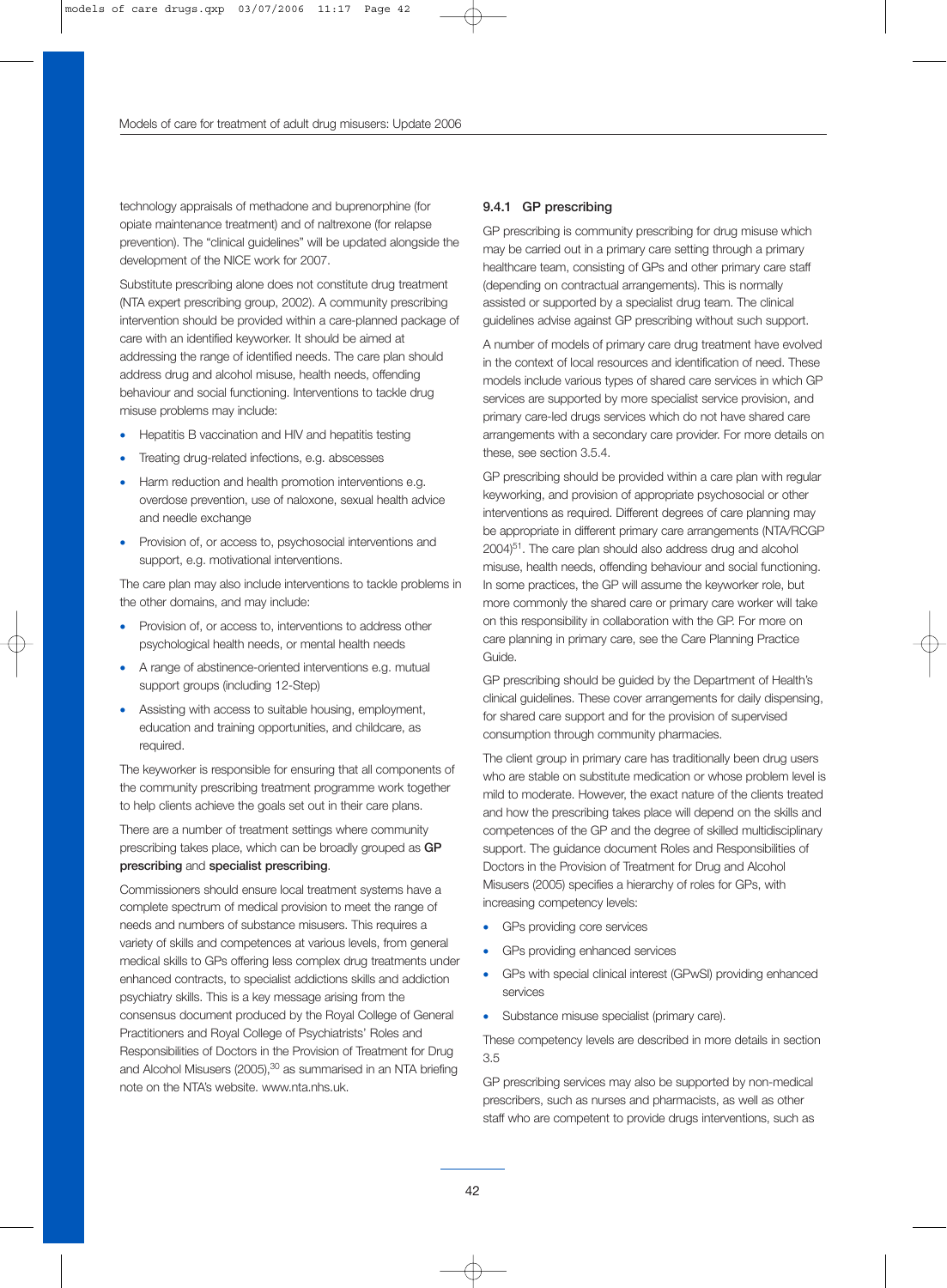technology appraisals of methadone and buprenorphine (for opiate maintenance treatment) and of naltrexone (for relapse prevention). The "clinical guidelines" will be updated alongside the development of the NICE work for 2007.

Substitute prescribing alone does not constitute drug treatment (NTA expert prescribing group, 2002). A community prescribing intervention should be provided within a care-planned package of care with an identified keyworker. It should be aimed at addressing the range of identified needs. The care plan should address drug and alcohol misuse, health needs, offending behaviour and social functioning. Interventions to tackle drug misuse problems may include:

- Hepatitis B vaccination and HIV and hepatitis testing
- Treating drug-related infections, e.g. abscesses
- Harm reduction and health promotion interventions e.g. overdose prevention, use of naloxone, sexual health advice and needle exchange
- Provision of, or access to, psychosocial interventions and support, e.g. motivational interventions.

The care plan may also include interventions to tackle problems in the other domains, and may include:

- Provision of, or access to, interventions to address other psychological health needs, or mental health needs
- A range of abstinence-oriented interventions e.g. mutual support groups (including 12-Step)
- Assisting with access to suitable housing, employment, education and training opportunities, and childcare, as required.

The keyworker is responsible for ensuring that all components of the community prescribing treatment programme work together to help clients achieve the goals set out in their care plans.

There are a number of treatment settings where community prescribing takes place, which can be broadly grouped as **GP prescribing** and **specialist prescribing**.

Commissioners should ensure local treatment systems have a complete spectrum of medical provision to meet the range of needs and numbers of substance misusers. This requires a variety of skills and competences at various levels, from general medical skills to GPs offering less complex drug treatments under enhanced contracts, to specialist addictions skills and addiction psychiatry skills. This is a key message arising from the consensus document produced by the Royal College of General Practitioners and Royal College of Psychiatrists' Roles and Responsibilities of Doctors in the Provision of Treatment for Drug and Alcohol Misusers (2005),[30] as summarised in an NTA briefing note on the NTA's website. www.nta.nhs.uk.

### 9.4.1 GP prescribing

GP prescribing is community prescribing for drug misuse which may be carried out in a primary care setting through a primary healthcare team, consisting of GPs and other primary care staff (depending on contractual arrangements). This is normally assisted or supported by a specialist drug team. The clinical guidelines advise against GP prescribing without such support.

A number of models of primary care drug treatment have evolved in the context of local resources and identification of need. These models include various types of shared care services in which GP services are supported by more specialist service provision, and primary care-led drugs services which do not have shared care arrangements with a secondary care provider. For more details on these, see section 3.5.4.

GP prescribing should be provided within a care plan with regular keyworking, and provision of appropriate psychosocial or other interventions as required. Different degrees of care planning may be appropriate in different primary care arrangements (NTA/RCGP 2004)[51]. The care plan should also address drug and alcohol misuse, health needs, offending behaviour and social functioning. In some practices, the GP will assume the keyworker role, but more commonly the shared care or primary care worker will take on this responsibility in collaboration with the GP. For more on care planning in primary care, see the Care Planning Practice Guide.

GP prescribing should be guided by the Department of Health's clinical guidelines. These cover arrangements for daily dispensing, for shared care support and for the provision of supervised consumption through community pharmacies.

The client group in primary care has traditionally been drug users who are stable on substitute medication or whose problem level is mild to moderate. However, the exact nature of the clients treated and how the prescribing takes place will depend on the skills and competences of the GP and the degree of skilled multidisciplinary support. The guidance document Roles and Responsibilities of Doctors in the Provision of Treatment for Drug and Alcohol Misusers (2005) specifies a hierarchy of roles for GPs, with increasing competency levels:

- GPs providing core services
- GPs providing enhanced services
- GPs with special clinical interest (GPwSI) providing enhanced services
- Substance misuse specialist (primary care).

These competency levels are described in more details in section 3.5

GP prescribing services may also be supported by non-medical prescribers, such as nurses and pharmacists, as well as other staff who are competent to provide drugs interventions, such as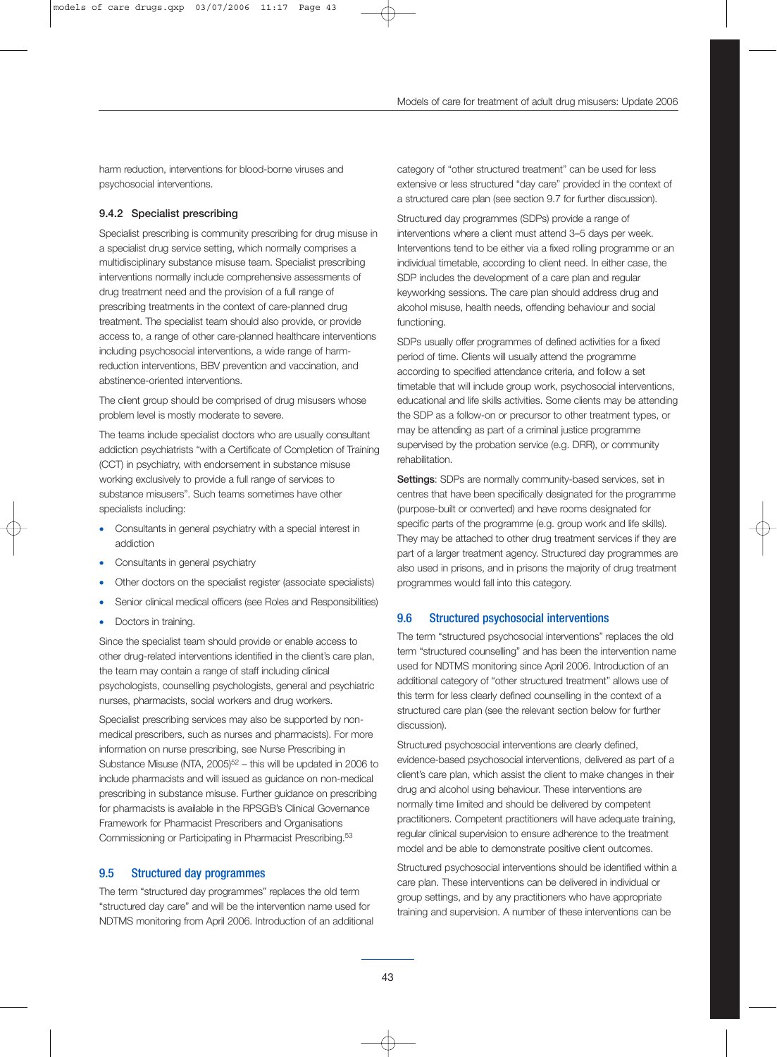harm reduction, interventions for blood-borne viruses and psychosocial interventions.

### 9.4.2 Specialist prescribing

Specialist prescribing is community prescribing for drug misuse in a specialist drug service setting, which normally comprises a multidisciplinary substance misuse team. Specialist prescribing interventions normally include comprehensive assessments of drug treatment need and the provision of a full range of prescribing treatments in the context of care-planned drug treatment. The specialist team should also provide, or provide access to, a range of other care-planned healthcare interventions including psychosocial interventions, a wide range of harm-reduction interventions, BBV prevention and vaccination, and abstinence-oriented interventions.

The client group should be comprised of drug misusers whose problem level is mostly moderate to severe.

The teams include specialist doctors who are usually consultant addiction psychiatrists "with a Certificate of Completion of Training (CCT) in psychiatry, with endorsement in substance misuse working exclusively to provide a full range of services to substance misusers". Such teams sometimes have other specialists including:

- Consultants in general psychiatry with a special interest in addiction
- Consultants in general psychiatry
- Other doctors on the specialist register (associate specialists)
- Senior clinical medical officers (see Roles and Responsibilities)
- Doctors in training.

Since the specialist team should provide or enable access to other drug-related interventions identified in the client's care plan, the team may contain a range of staff including clinical psychologists, counselling psychologists, general and psychiatric nurses, pharmacists, social workers and drug workers.

Specialist prescribing services may also be supported by non-medical prescribers, such as nurses and pharmacists). For more information on nurse prescribing, see Nurse Prescribing in Substance Misuse (NTA, 2005)[52] – this will be updated in 2006 to include pharmacists and will issued as guidance on non-medical prescribing in substance misuse. Further guidance on prescribing for pharmacists is available in the RPSGB's Clinical Governance Framework for Pharmacist Prescribers and Organisations Commissioning or Participating in Pharmacist Prescribing.[53]

## 9.5 Structured day programmes

The term "structured day programmes" replaces the old term "structured day care" and will be the intervention name used for NDTMS monitoring from April 2006. Introduction of an additional category of "other structured treatment" can be used for less extensive or less structured "day care" provided in the context of a structured care plan (see section 9.7 for further discussion).

Structured day programmes (SDPs) provide a range of interventions where a client must attend 3–5 days per week. Interventions tend to be either via a fixed rolling programme or an individual timetable, according to client need. In either case, the SDP includes the development of a care plan and regular keyworking sessions. The care plan should address drug and alcohol misuse, health needs, offending behaviour and social functioning.

SDPs usually offer programmes of defined activities for a fixed period of time. Clients will usually attend the programme according to specified attendance criteria, and follow a set timetable that will include group work, psychosocial interventions, educational and life skills activities. Some clients may be attending the SDP as a follow-on or precursor to other treatment types, or may be attending as part of a criminal justice programme supervised by the probation service (e.g. DRR), or community rehabilitation.

**Settings**: SDPs are normally community-based services, set in centres that have been specifically designated for the programme (purpose-built or converted) and have rooms designated for specific parts of the programme (e.g. group work and life skills). They may be attached to other drug treatment services if they are part of a larger treatment agency. Structured day programmes are also used in prisons, and in prisons the majority of drug treatment programmes would fall into this category.

## 9.6 Structured psychosocial interventions

The term "structured psychosocial interventions" replaces the old term "structured counselling" and has been the intervention name used for NDTMS monitoring since April 2006. Introduction of an additional category of "other structured treatment" allows use of this term for less clearly defined counselling in the context of a structured care plan (see the relevant section below for further discussion).

Structured psychosocial interventions are clearly defined, evidence-based psychosocial interventions, delivered as part of a client's care plan, which assist the client to make changes in their drug and alcohol using behaviour. These interventions are normally time limited and should be delivered by competent practitioners. Competent practitioners will have adequate training, regular clinical supervision to ensure adherence to the treatment model and be able to demonstrate positive client outcomes.

Structured psychosocial interventions should be identified within a care plan. These interventions can be delivered in individual or group settings, and by any practitioners who have appropriate training and supervision. A number of these interventions can be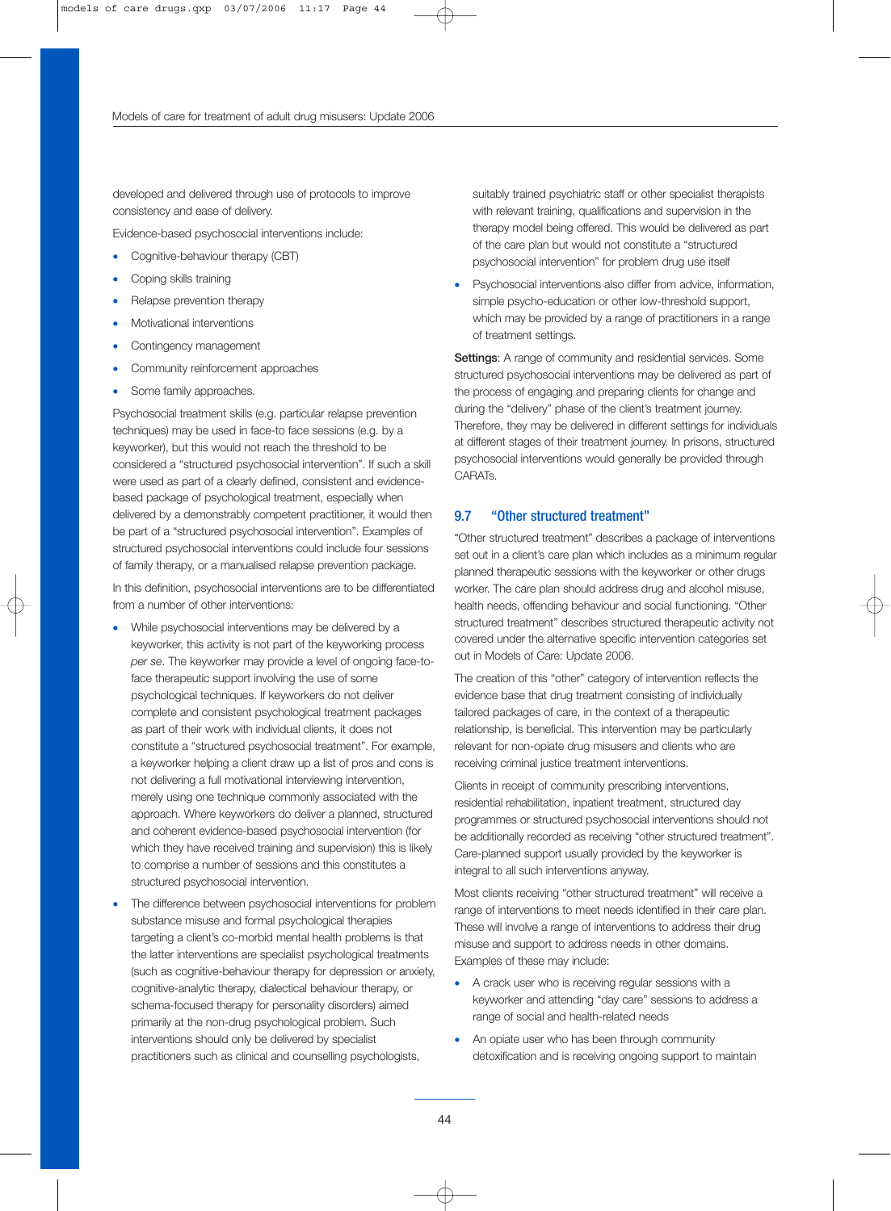developed and delivered through use of protocols to improve consistency and ease of delivery.

Evidence-based psychosocial interventions include:

- Cognitive-behaviour therapy (CBT)
- Coping skills training
- Relapse prevention therapy
- Motivational interventions
- Contingency management
- Community reinforcement approaches
- Some family approaches.

Psychosocial treatment skills (e.g. particular relapse prevention techniques) may be used in face-to face sessions (e.g. by a keyworker), but this would not reach the threshold to be considered a "structured psychosocial intervention". If such a skill were used as part of a clearly defined, consistent and evidence-based package of psychological treatment, especially when delivered by a demonstrably competent practitioner, it would then be part of a "structured psychosocial intervention". Examples of structured psychosocial interventions could include four sessions of family therapy, or a manualised relapse prevention package.

In this definition, psychosocial interventions are to be differentiated from a number of other interventions:

- While psychosocial interventions may be delivered by a keyworker, this activity is not part of the keyworking process *per se*. The keyworker may provide a level of ongoing face-to-face therapeutic support involving the use of some psychological techniques. If keyworkers do not deliver complete and consistent psychological treatment packages as part of their work with individual clients, it does not constitute a "structured psychosocial treatment". For example, a keyworker helping a client draw up a list of pros and cons is not delivering a full motivational interviewing intervention, merely using one technique commonly associated with the approach. Where keyworkers do deliver a planned, structured and coherent evidence-based psychosocial intervention (for which they have received training and supervision) this is likely to comprise a number of sessions and this constitutes a structured psychosocial intervention.
- The difference between psychosocial interventions for problem substance misuse and formal psychological therapies targeting a client's co-morbid mental health problems is that the latter interventions are specialist psychological treatments (such as cognitive-behaviour therapy for depression or anxiety, cognitive-analytic therapy, dialectical behaviour therapy, or schema-focused therapy for personality disorders) aimed primarily at the non-drug psychological problem. Such interventions should only be delivered by specialist practitioners such as clinical and counselling psychologists, suitably trained psychiatric staff or other specialist therapists with relevant training, qualifications and supervision in the therapy model being offered. This would be delivered as part of the care plan but would not constitute a "structured psychosocial intervention" for problem drug use itself
- Psychosocial interventions also differ from advice, information, simple psycho-education or other low-threshold support, which may be provided by a range of practitioners in a range of treatment settings.

**Settings**: A range of community and residential services. Some structured psychosocial interventions may be delivered as part of the process of engaging and preparing clients for change and during the "delivery" phase of the client's treatment journey. Therefore, they may be delivered in different settings for individuals at different stages of their treatment journey. In prisons, structured psychosocial interventions would generally be provided through CARATs.

## 9.7 "Other structured treatment"

"Other structured treatment" describes a package of interventions set out in a client's care plan which includes as a minimum regular planned therapeutic sessions with the keyworker or other drugs worker. The care plan should address drug and alcohol misuse, health needs, offending behaviour and social functioning. "Other structured treatment" describes structured therapeutic activity not covered under the alternative specific intervention categories set out in Models of Care: Update 2006.

The creation of this "other" category of intervention reflects the evidence base that drug treatment consisting of individually tailored packages of care, in the context of a therapeutic relationship, is beneficial. This intervention may be particularly relevant for non-opiate drug misusers and clients who are receiving criminal justice treatment interventions.

Clients in receipt of community prescribing interventions, residential rehabilitation, inpatient treatment, structured day programmes or structured psychosocial interventions should not be additionally recorded as receiving "other structured treatment". Care-planned support usually provided by the keyworker is integral to all such interventions anyway.

Most clients receiving "other structured treatment" will receive a range of interventions to meet needs identified in their care plan. These will involve a range of interventions to address their drug misuse and support to address needs in other domains. Examples of these may include:

- A crack user who is receiving regular sessions with a keyworker and attending "day care" sessions to address a range of social and health-related needs
- An opiate user who has been through community detoxification and is receiving ongoing support to maintain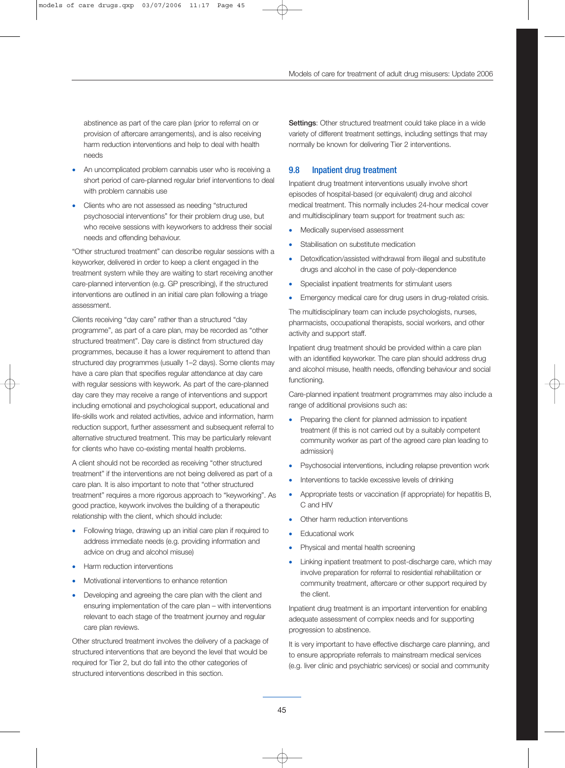abstinence as part of the care plan (prior to referral on or provision of aftercare arrangements), and is also receiving harm reduction interventions and help to deal with health needs

- An uncomplicated problem cannabis user who is receiving a short period of care-planned regular brief interventions to deal with problem cannabis use
- Clients who are not assessed as needing "structured psychosocial interventions" for their problem drug use, but who receive sessions with keyworkers to address their social needs and offending behaviour.

"Other structured treatment" can describe regular sessions with a keyworker, delivered in order to keep a client engaged in the treatment system while they are waiting to start receiving another care-planned intervention (e.g. GP prescribing), if the structured interventions are outlined in an initial care plan following a triage assessment.

Clients receiving "day care" rather than a structured "day programme", as part of a care plan, may be recorded as "other structured treatment". Day care is distinct from structured day programmes, because it has a lower requirement to attend than structured day programmes (usually 1–2 days). Some clients may have a care plan that specifies regular attendance at day care with regular sessions with keywork. As part of the care-planned day care they may receive a range of interventions and support including emotional and psychological support, educational and life-skills work and related activities, advice and information, harm reduction support, further assessment and subsequent referral to alternative structured treatment. This may be particularly relevant for clients who have co-existing mental health problems.

A client should not be recorded as receiving "other structured treatment" if the interventions are not being delivered as part of a care plan. It is also important to note that "other structured treatment" requires a more rigorous approach to "keyworking". As good practice, keywork involves the building of a therapeutic relationship with the client, which should include:

- Following triage, drawing up an initial care plan if required to address immediate needs (e.g. providing information and advice on drug and alcohol misuse)
- Harm reduction interventions
- Motivational interventions to enhance retention
- Developing and agreeing the care plan with the client and ensuring implementation of the care plan – with interventions relevant to each stage of the treatment journey and regular care plan reviews.

Other structured treatment involves the delivery of a package of structured interventions that are beyond the level that would be required for Tier 2, but do fall into the other categories of structured interventions described in this section.

**Settings**: Other structured treatment could take place in a wide variety of different treatment settings, including settings that may normally be known for delivering Tier 2 interventions.

## 9.8 Inpatient drug treatment

Inpatient drug treatment interventions usually involve short episodes of hospital-based (or equivalent) drug and alcohol medical treatment. This normally includes 24-hour medical cover and multidisciplinary team support for treatment such as:

- Medically supervised assessment
- Stabilisation on substitute medication
- Detoxification/assisted withdrawal from illegal and substitute drugs and alcohol in the case of poly-dependence
- Specialist inpatient treatments for stimulant users
- Emergency medical care for drug users in drug-related crisis.

The multidisciplinary team can include psychologists, nurses, pharmacists, occupational therapists, social workers, and other activity and support staff.

Inpatient drug treatment should be provided within a care plan with an identified keyworker. The care plan should address drug and alcohol misuse, health needs, offending behaviour and social functioning.

Care-planned inpatient treatment programmes may also include a range of additional provisions such as:

- Preparing the client for planned admission to inpatient treatment (if this is not carried out by a suitably competent community worker as part of the agreed care plan leading to admission)
- Psychosocial interventions, including relapse prevention work
- Interventions to tackle excessive levels of drinking
- Appropriate tests or vaccination (if appropriate) for hepatitis B, C and HIV
- Other harm reduction interventions
- Educational work
- Physical and mental health screening
- Linking inpatient treatment to post-discharge care, which may involve preparation for referral to residential rehabilitation or community treatment, aftercare or other support required by the client.

Inpatient drug treatment is an important intervention for enabling adequate assessment of complex needs and for supporting progression to abstinence.

It is very important to have effective discharge care planning, and to ensure appropriate referrals to mainstream medical services (e.g. liver clinic and psychiatric services) or social and community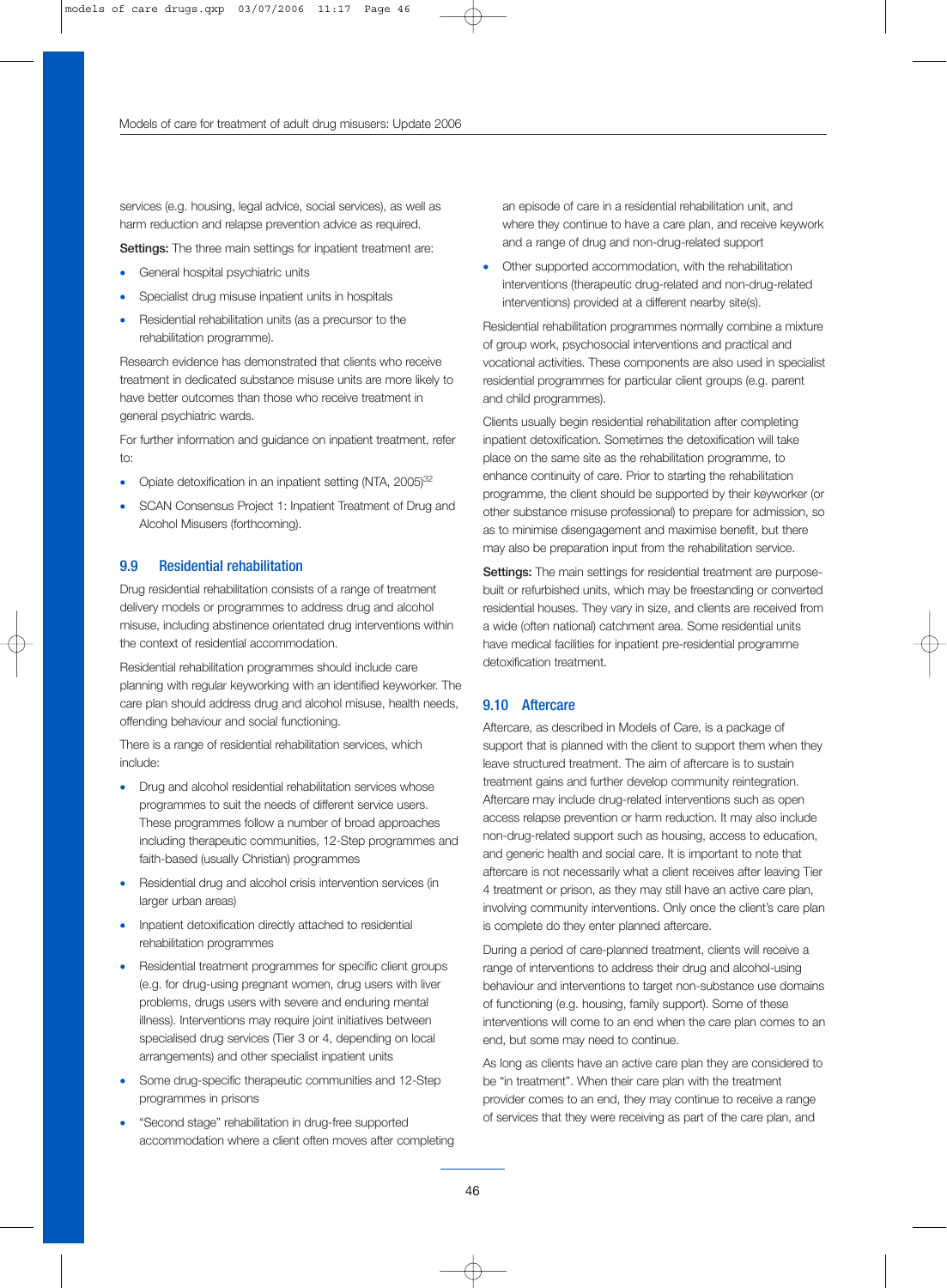services (e.g. housing, legal advice, social services), as well as harm reduction and relapse prevention advice as required.

**Settings:** The three main settings for inpatient treatment are:

- General hospital psychiatric units
- Specialist drug misuse inpatient units in hospitals
- Residential rehabilitation units (as a precursor to the rehabilitation programme).

Research evidence has demonstrated that clients who receive treatment in dedicated substance misuse units are more likely to have better outcomes than those who receive treatment in general psychiatric wards.

For further information and guidance on inpatient treatment, refer to:

- Opiate detoxification in an inpatient setting (NTA, 2005)[32]
- SCAN Consensus Project 1: Inpatient Treatment of Drug and Alcohol Misusers (forthcoming).

## 9.9 Residential rehabilitation

Drug residential rehabilitation consists of a range of treatment delivery models or programmes to address drug and alcohol misuse, including abstinence orientated drug interventions within the context of residential accommodation.

Residential rehabilitation programmes should include care planning with regular keyworking with an identified keyworker. The care plan should address drug and alcohol misuse, health needs, offending behaviour and social functioning.

There is a range of residential rehabilitation services, which include:

- Drug and alcohol residential rehabilitation services whose programmes to suit the needs of different service users. These programmes follow a number of broad approaches including therapeutic communities, 12-Step programmes and faith-based (usually Christian) programmes
- Residential drug and alcohol crisis intervention services (in larger urban areas)
- Inpatient detoxification directly attached to residential rehabilitation programmes
- Residential treatment programmes for specific client groups (e.g. for drug-using pregnant women, drug users with liver problems, drugs users with severe and enduring mental illness). Interventions may require joint initiatives between specialised drug services (Tier 3 or 4, depending on local arrangements) and other specialist inpatient units
- Some drug-specific therapeutic communities and 12-Step programmes in prisons
- "Second stage" rehabilitation in drug-free supported accommodation where a client often moves after completing an episode of care in a residential rehabilitation unit, and where they continue to have a care plan, and receive keywork and a range of drug and non-drug-related support
- Other supported accommodation, with the rehabilitation interventions (therapeutic drug-related and non-drug-related interventions) provided at a different nearby site(s).

Residential rehabilitation programmes normally combine a mixture of group work, psychosocial interventions and practical and vocational activities. These components are also used in specialist residential programmes for particular client groups (e.g. parent and child programmes).

Clients usually begin residential rehabilitation after completing inpatient detoxification. Sometimes the detoxification will take place on the same site as the rehabilitation programme, to enhance continuity of care. Prior to starting the rehabilitation programme, the client should be supported by their keyworker (or other substance misuse professional) to prepare for admission, so as to minimise disengagement and maximise benefit, but there may also be preparation input from the rehabilitation service.

**Settings:** The main settings for residential treatment are purpose-built or refurbished units, which may be freestanding or converted residential houses. They vary in size, and clients are received from a wide (often national) catchment area. Some residential units have medical facilities for inpatient pre-residential programme detoxification treatment.

## 9.10 Aftercare

Aftercare, as described in Models of Care, is a package of support that is planned with the client to support them when they leave structured treatment. The aim of aftercare is to sustain treatment gains and further develop community reintegration. Aftercare may include drug-related interventions such as open access relapse prevention or harm reduction. It may also include non-drug-related support such as housing, access to education, and generic health and social care. It is important to note that aftercare is not necessarily what a client receives after leaving Tier 4 treatment or prison, as they may still have an active care plan, involving community interventions. Only once the client's care plan is complete do they enter planned aftercare.

During a period of care-planned treatment, clients will receive a range of interventions to address their drug and alcohol-using behaviour and interventions to target non-substance use domains of functioning (e.g. housing, family support). Some of these interventions will come to an end when the care plan comes to an end, but some may need to continue.

As long as clients have an active care plan they are considered to be "in treatment". When their care plan with the treatment provider comes to an end, they may continue to receive a range of services that they were receiving as part of the care plan, and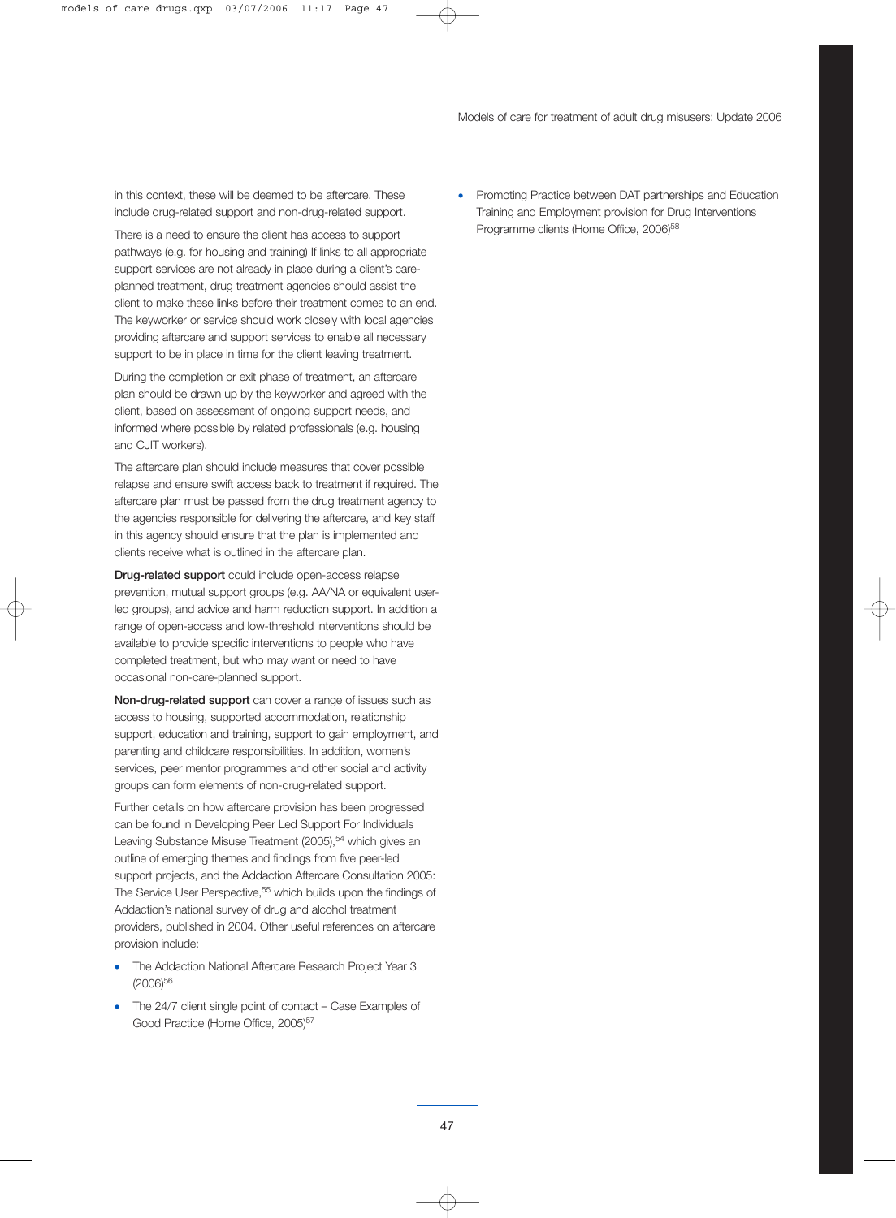in this context, these will be deemed to be aftercare. These include drug-related support and non-drug-related support.

There is a need to ensure the client has access to support pathways (e.g. for housing and training) If links to all appropriate support services are not already in place during a client's care-planned treatment, drug treatment agencies should assist the client to make these links before their treatment comes to an end. The keyworker or service should work closely with local agencies providing aftercare and support services to enable all necessary support to be in place in time for the client leaving treatment.

During the completion or exit phase of treatment, an aftercare plan should be drawn up by the keyworker and agreed with the client, based on assessment of ongoing support needs, and informed where possible by related professionals (e.g. housing and CJIT workers).

The aftercare plan should include measures that cover possible relapse and ensure swift access back to treatment if required. The aftercare plan must be passed from the drug treatment agency to the agencies responsible for delivering the aftercare, and key staff in this agency should ensure that the plan is implemented and clients receive what is outlined in the aftercare plan.

**Drug-related support** could include open-access relapse prevention, mutual support groups (e.g. AA/NA or equivalent user-led groups), and advice and harm reduction support. In addition a range of open-access and low-threshold interventions should be available to provide specific interventions to people who have completed treatment, but who may want or need to have occasional non-care-planned support.

**Non-drug-related support** can cover a range of issues such as access to housing, supported accommodation, relationship support, education and training, support to gain employment, and parenting and childcare responsibilities. In addition, women's services, peer mentor programmes and other social and activity groups can form elements of non-drug-related support.

Further details on how aftercare provision has been progressed can be found in Developing Peer Led Support For Individuals Leaving Substance Misuse Treatment (2005),[54] which gives an outline of emerging themes and findings from five peer-led support projects, and the Addaction Aftercare Consultation 2005: The Service User Perspective,[55] which builds upon the findings of Addaction's national survey of drug and alcohol treatment providers, published in 2004. Other useful references on aftercare provision include:

- The Addaction National Aftercare Research Project Year 3 (2006)[56]
- The 24/7 client single point of contact – Case Examples of Good Practice (Home Office, 2005)[57]
- Promoting Practice between DAT partnerships and Education Training and Employment provision for Drug Interventions Programme clients (Home Office, 2006)[58]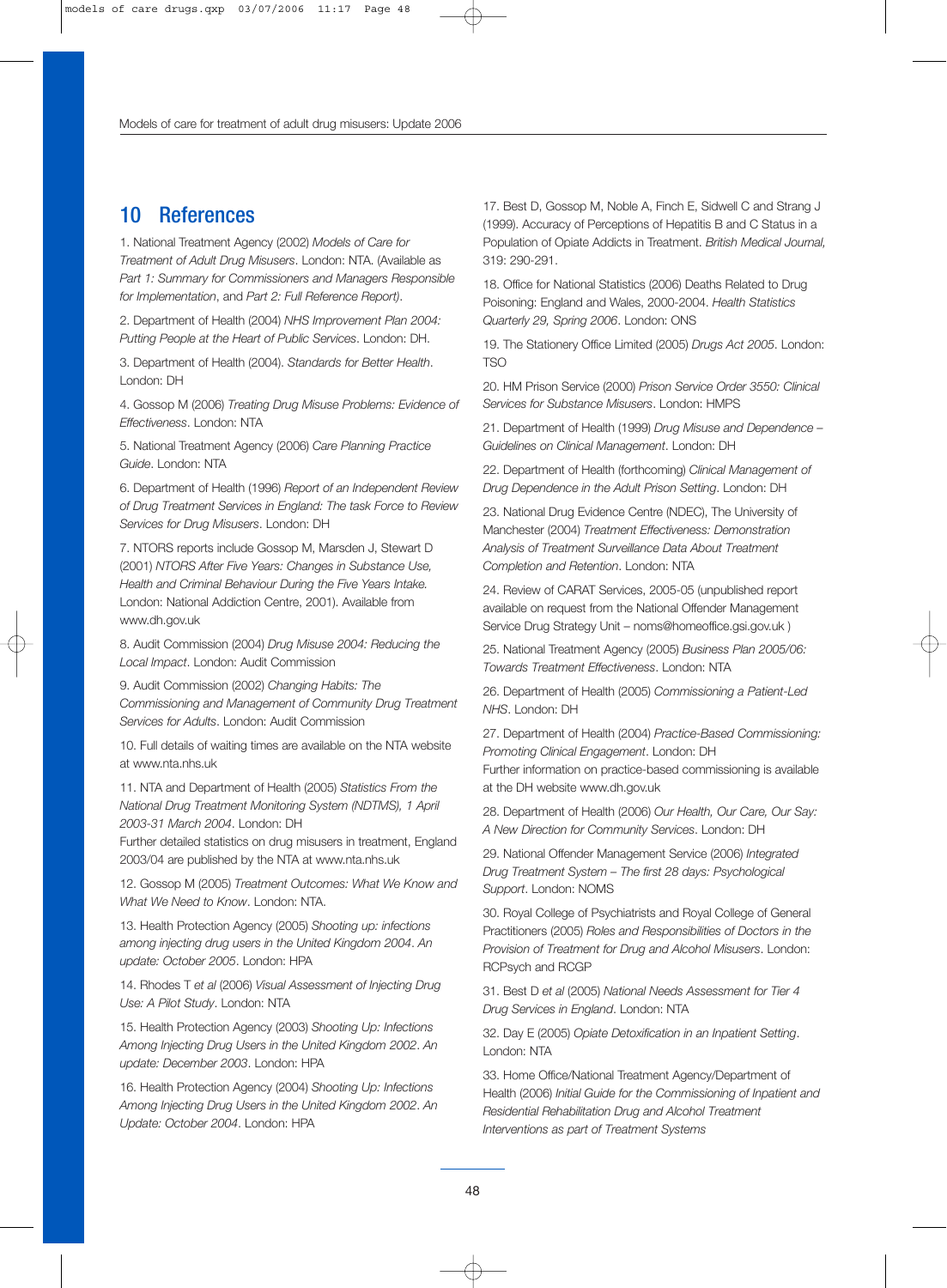## 10 References

1. National Treatment Agency (2002) *Models of Care for Treatment of Adult Drug Misusers*. London: NTA. (Available as *Part 1: Summary for Commissioners and Managers Responsible for Implementation*, and *Part 2: Full Reference Report)*.

2. Department of Health (2004) *NHS Improvement Plan 2004: Putting People at the Heart of Public Services*. London: DH.

3. Department of Health (2004). *Standards for Better Health*. London: DH

4. Gossop M (2006) *Treating Drug Misuse Problems: Evidence of Effectiveness*. London: NTA

5. National Treatment Agency (2006) *Care Planning Practice Guide*. London: NTA

6. Department of Health (1996) *Report of an Independent Review of Drug Treatment Services in England: The task Force to Review Services for Drug Misusers*. London: DH

7. NTORS reports include Gossop M, Marsden J, Stewart D (2001) *NTORS After Five Years: Changes in Substance Use, Health and Criminal Behaviour During the Five Years Intake.* London: National Addiction Centre, 2001). Available from www.dh.gov.uk

8. Audit Commission (2004) *Drug Misuse 2004: Reducing the Local Impact*. London: Audit Commission

9. Audit Commission (2002) *Changing Habits: The Commissioning and Management of Community Drug Treatment Services for Adults*. London: Audit Commission

10. Full details of waiting times are available on the NTA website at www.nta.nhs.uk

11. NTA and Department of Health (2005) *Statistics From the National Drug Treatment Monitoring System (NDTMS), 1 April 2003-31 March 2004*. London: DH
Further detailed statistics on drug misusers in treatment, England 2003/04 are published by the NTA at www.nta.nhs.uk

12. Gossop M (2005) *Treatment Outcomes: What We Know and What We Need to Know*. London: NTA.

13. Health Protection Agency (2005) *Shooting up: infections among injecting drug users in the United Kingdom 2004. An update: October 2005*. London: HPA

14. Rhodes T *et al* (2006) *Visual Assessment of Injecting Drug Use: A Pilot Study*. London: NTA

15. Health Protection Agency (2003) *Shooting Up: Infections Among Injecting Drug Users in the United Kingdom 2002. An update: December 2003*. London: HPA

16. Health Protection Agency (2004) *Shooting Up: Infections Among Injecting Drug Users in the United Kingdom 2002. An Update: October 2004*. London: HPA

17. Best D, Gossop M, Noble A, Finch E, Sidwell C and Strang J (1999). Accuracy of Perceptions of Hepatitis B and C Status in a Population of Opiate Addicts in Treatment. *British Medical Journal*, 319: 290-291.

18. Office for National Statistics (2006) Deaths Related to Drug Poisoning: England and Wales, 2000-2004. *Health Statistics Quarterly 29, Spring 2006*. London: ONS

19. The Stationery Office Limited (2005) *Drugs Act 2005*. London: TSO

20. HM Prison Service (2000) *Prison Service Order 3550: Clinical Services for Substance Misusers*. London: HMPS

21. Department of Health (1999) *Drug Misuse and Dependence – Guidelines on Clinical Management*. London: DH

22. Department of Health (forthcoming) *Clinical Management of Drug Dependence in the Adult Prison Setting*. London: DH

23. National Drug Evidence Centre (NDEC), The University of Manchester (2004) *Treatment Effectiveness: Demonstration Analysis of Treatment Surveillance Data About Treatment Completion and Retention*. London: NTA

24. Review of CARAT Services, 2005-05 (unpublished report available on request from the National Offender Management Service Drug Strategy Unit – noms@homeoffice.gsi.gov.uk )

25. National Treatment Agency (2005) *Business Plan 2005/06: Towards Treatment Effectiveness*. London: NTA

26. Department of Health (2005) *Commissioning a Patient-Led NHS*. London: DH

27. Department of Health (2004) *Practice-Based Commissioning: Promoting Clinical Engagement*. London: DH
Further information on practice-based commissioning is available at the DH website www.dh.gov.uk

28. Department of Health (2006) *Our Health, Our Care, Our Say: A New Direction for Community Services*. London: DH

29. National Offender Management Service (2006) *Integrated Drug Treatment System – The first 28 days: Psychological Support*. London: NOMS

30. Royal College of Psychiatrists and Royal College of General Practitioners (2005) *Roles and Responsibilities of Doctors in the Provision of Treatment for Drug and Alcohol Misusers*. London: RCPsych and RCGP

31. Best D *et al* (2005) *National Needs Assessment for Tier 4 Drug Services in England*. London: NTA

32. Day E (2005) *Opiate Detoxification in an Inpatient Setting*. London: NTA

33. Home Office/National Treatment Agency/Department of Health (2006) *Initial Guide for the Commissioning of Inpatient and Residential Rehabilitation Drug and Alcohol Treatment Interventions as part of Treatment Systems*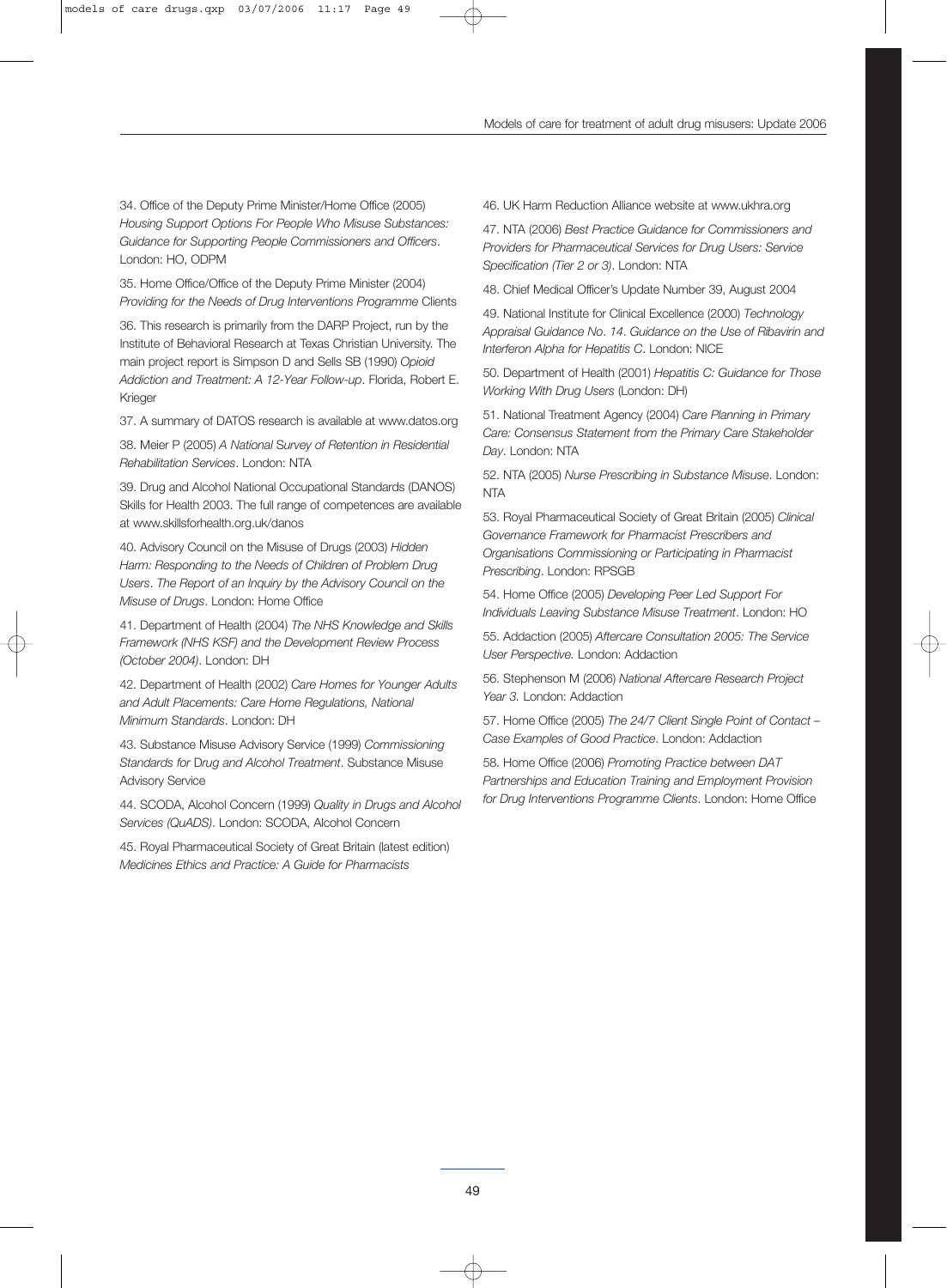34. Office of the Deputy Prime Minister/Home Office (2005) *Housing Support Options For People Who Misuse Substances: Guidance for Supporting People Commissioners and Officers*. London: HO, ODPM

35. Home Office/Office of the Deputy Prime Minister (2004) *Providing for the Needs of Drug Interventions Programme* Clients

36. This research is primarily from the DARP Project, run by the Institute of Behavioral Research at Texas Christian University. The main project report is Simpson D and Sells SB (1990) *Opioid Addiction and Treatment: A 12-Year Follow-up*. Florida, Robert E. Krieger

37. A summary of DATOS research is available at www.datos.org

38. Meier P (2005) *A National Survey of Retention in Residential Rehabilitation Services*. London: NTA

39. Drug and Alcohol National Occupational Standards (DANOS) Skills for Health 2003. The full range of competences are available at www.skillsforhealth.org.uk/danos

40. Advisory Council on the Misuse of Drugs (2003) *Hidden Harm: Responding to the Needs of Children of Problem Drug Users*. *The Report of an Inquiry by the Advisory Council on the Misuse of Drugs*. London: Home Office

41. Department of Health (2004) *The NHS Knowledge and Skills Framework (NHS KSF) and the Development Review Process (October 2004)*. London: DH

42. Department of Health (2002) *Care Homes for Younger Adults and Adult Placements: Care Home Regulations, National Minimum Standards*. London: DH

43. Substance Misuse Advisory Service (1999) *Commissioning Standards for Drug and Alcohol Treatment*. Substance Misuse Advisory Service

44. SCODA, Alcohol Concern (1999) *Quality in Drugs and Alcohol Services (QuADS)*. London: SCODA, Alcohol Concern

45. Royal Pharmaceutical Society of Great Britain (latest edition) *Medicines Ethics and Practice: A Guide for Pharmacists*

46. UK Harm Reduction Alliance website at www.ukhra.org

47. NTA (2006) *Best Practice Guidance for Commissioners and Providers for Pharmaceutical Services for Drug Users: Service Specification (Tier 2 or 3)*. London: NTA

48. Chief Medical Officer's Update Number 39, August 2004

49. National Institute for Clinical Excellence (2000) *Technology Appraisal Guidance No. 14. Guidance on the Use of Ribavirin and Interferon Alpha for Hepatitis C*. London: NICE

50. Department of Health (2001) *Hepatitis C: Guidance for Those Working With Drug Users* (London: DH)

51. National Treatment Agency (2004) *Care Planning in Primary Care: Consensus Statement from the Primary Care Stakeholder Day*. London: NTA

52. NTA (2005) *Nurse Prescribing in Substance Misuse*. London: NTA

53. Royal Pharmaceutical Society of Great Britain (2005) *Clinical Governance Framework for Pharmacist Prescribers and Organisations Commissioning or Participating in Pharmacist Prescribing*. London: RPSGB

54. Home Office (2005) *Developing Peer Led Support For Individuals Leaving Substance Misuse Treatment*. London: HO

55. Addaction (2005) *Aftercare Consultation 2005: The Service User Perspective.* London: Addaction

56. Stephenson M (2006) *National Aftercare Research Project Year 3.* London: Addaction

57. Home Office (2005) *The 24/7 Client Single Point of Contact – Case Examples of Good Practice*. London: Addaction

58. Home Office (2006) *Promoting Practice between DAT Partnerships and Education Training and Employment Provision for Drug Interventions Programme Clients*. London: Home Office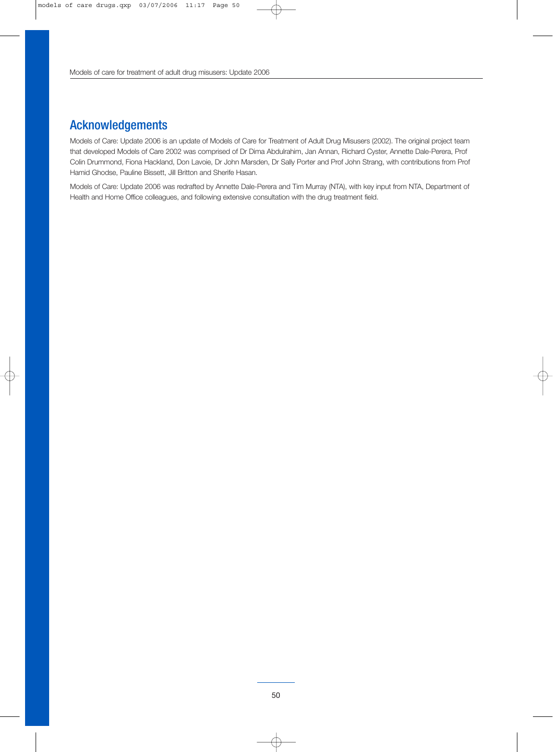## Acknowledgements

Models of Care: Update 2006 is an update of Models of Care for Treatment of Adult Drug Misusers (2002). The original project team that developed Models of Care 2002 was comprised of Dr Dima Abdulrahim, Jan Annan, Richard Cyster, Annette Dale-Perera, Prof Colin Drummond, Fiona Hackland, Don Lavoie, Dr John Marsden, Dr Sally Porter and Prof John Strang, with contributions from Prof Hamid Ghodse, Pauline Bissett, Jill Britton and Sherife Hasan.

Models of Care: Update 2006 was redrafted by Annette Dale-Perera and Tim Murray (NTA), with key input from NTA, Department of Health and Home Office colleagues, and following extensive consultation with the drug treatment field.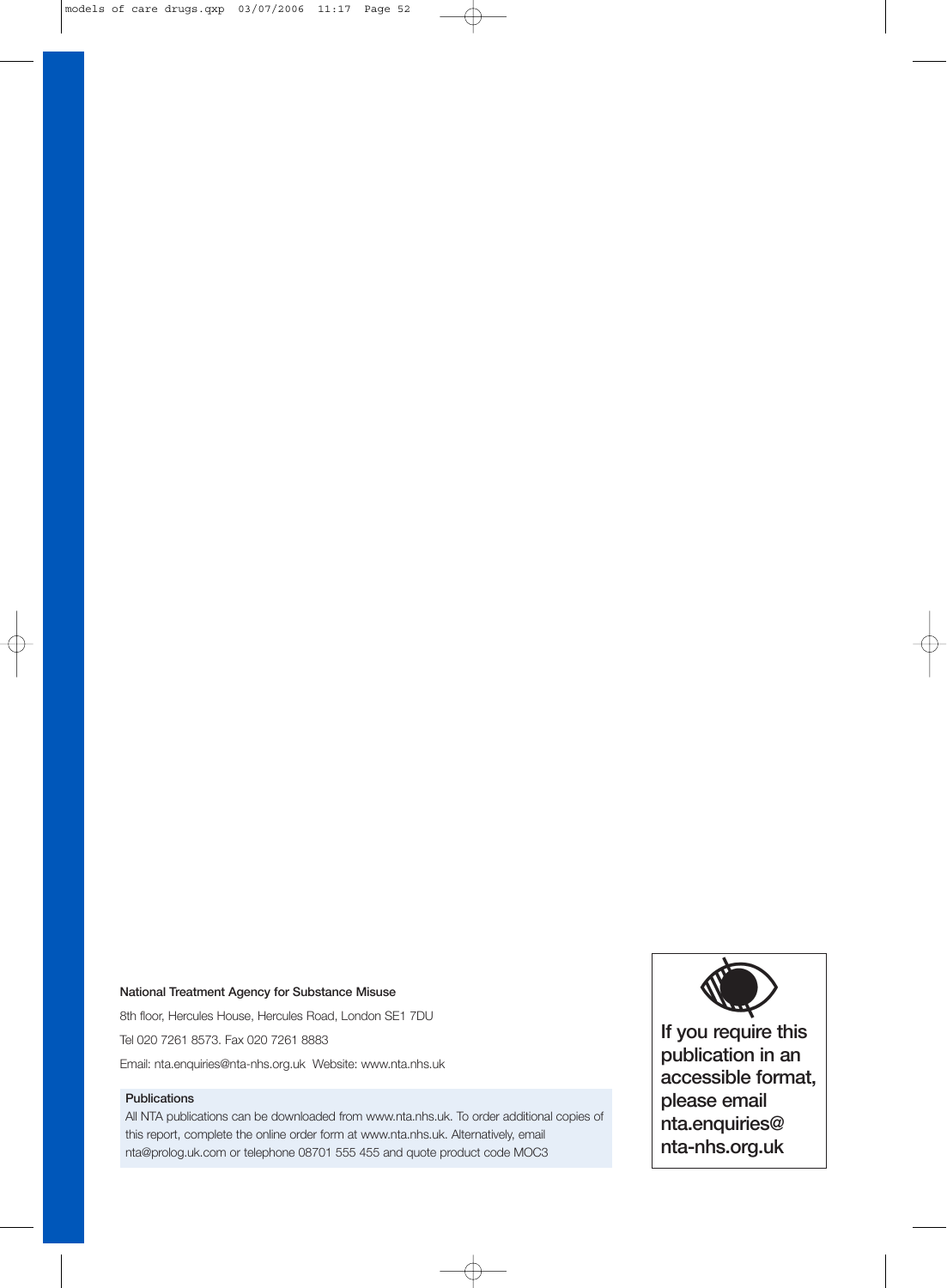**National Treatment Agency for Substance Misuse**

8th floor, Hercules House, Hercules Road, London SE1 7DU

Tel 020 7261 8573. Fax 020 7261 8883

Email: nta.enquiries@nta-nhs.org.uk Website: www.nta.nhs.uk

**Publications**

All NTA publications can be downloaded from www.nta.nhs.uk. To order additional copies of this report, complete the online order form at www.nta.nhs.uk. Alternatively, email nta@prolog.uk.com or telephone 08701 555 455 and quote product code MOC3

**If you require this publication in an accessible format, please email nta.enquiries@ nta-nhs.org.uk**